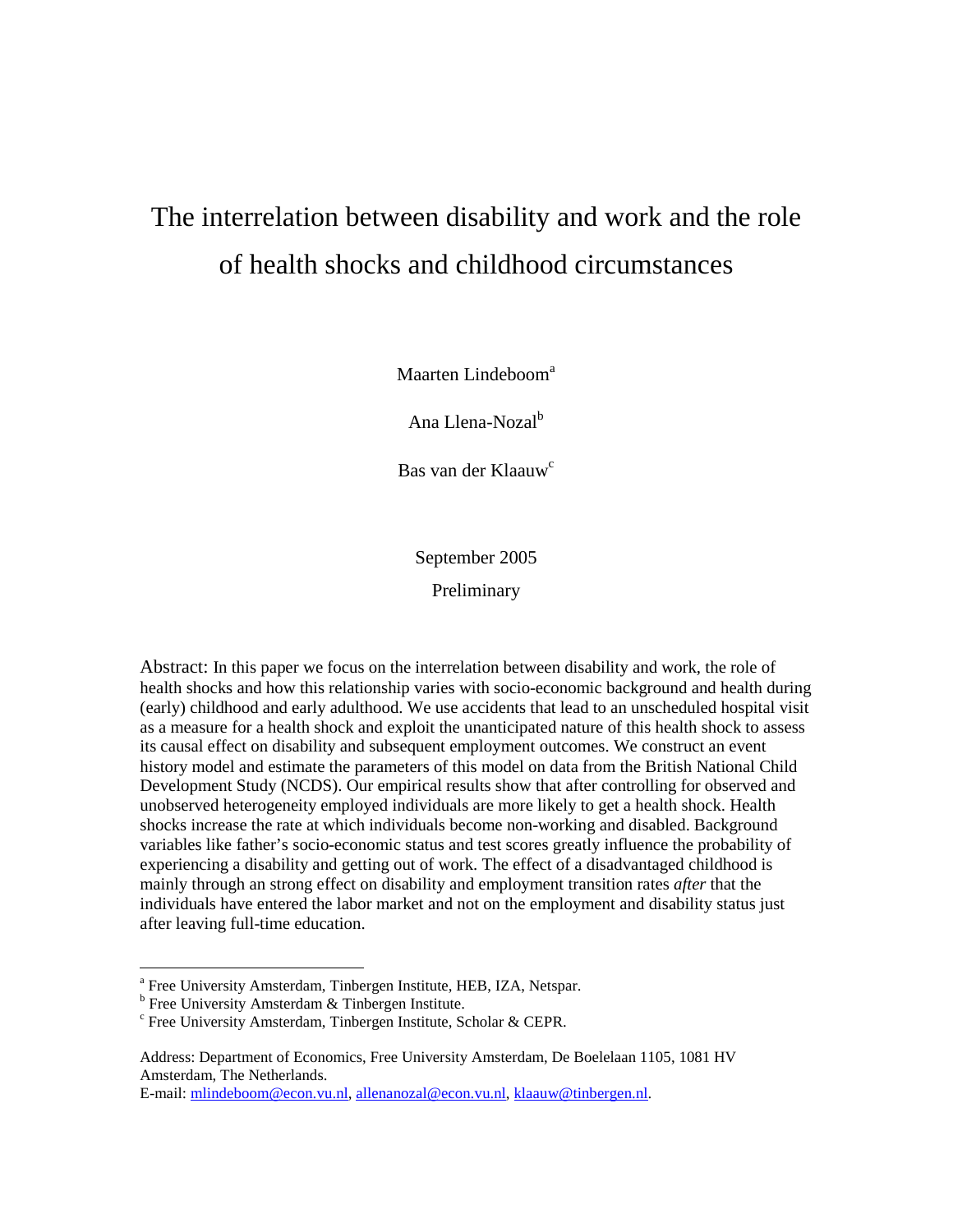# The interrelation between disability and work and the role of health shocks and childhood circumstances

Maarten Lindeboom[a]

Ana Llena-Nozal[b]

Bas van der Klaauw[c]

September 2005

Preliminary

Abstract: In this paper we focus on the interrelation between disability and work, the role of health shocks and how this relationship varies with socio-economic background and health during (early) childhood and early adulthood. We use accidents that lead to an unscheduled hospital visit as a measure for a health shock and exploit the unanticipated nature of this health shock to assess its causal effect on disability and subsequent employment outcomes. We construct an event history model and estimate the parameters of this model on data from the British National Child Development Study (NCDS). Our empirical results show that after controlling for observed and unobserved heterogeneity employed individuals are more likely to get a health shock. Health shocks increase the rate at which individuals become non-working and disabled. Background variables like father's socio-economic status and test scores greatly influence the probability of experiencing a disability and getting out of work. The effect of a disadvantaged childhood is mainly through an strong effect on disability and employment transition rates *after* that the individuals have entered the labor market and not on the employment and disability status just after leaving full-time education.

---

[a] Free University Amsterdam, Tinbergen Institute, HEB, IZA, Netspar.
[b] Free University Amsterdam & Tinbergen Institute.
[c] Free University Amsterdam, Tinbergen Institute, Scholar & CEPR.

Address: Department of Economics, Free University Amsterdam, De Boelelaan 1105, 1081 HV Amsterdam, The Netherlands.
E-mail: mlindeboom@econ.vu.nl, allenanozal@econ.vu.nl, klaauw@tinbergen.nl.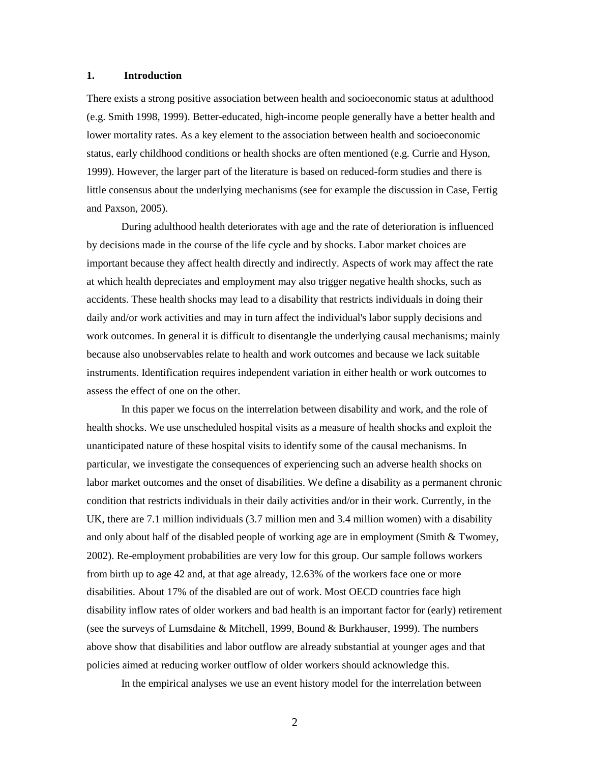## 1. Introduction

There exists a strong positive association between health and socioeconomic status at adulthood (e.g. Smith 1998, 1999). Better-educated, high-income people generally have a better health and lower mortality rates. As a key element to the association between health and socioeconomic status, early childhood conditions or health shocks are often mentioned (e.g. Currie and Hyson, 1999). However, the larger part of the literature is based on reduced-form studies and there is little consensus about the underlying mechanisms (see for example the discussion in Case, Fertig and Paxson, 2005).

During adulthood health deteriorates with age and the rate of deterioration is influenced by decisions made in the course of the life cycle and by shocks. Labor market choices are important because they affect health directly and indirectly. Aspects of work may affect the rate at which health depreciates and employment may also trigger negative health shocks, such as accidents. These health shocks may lead to a disability that restricts individuals in doing their daily and/or work activities and may in turn affect the individual's labor supply decisions and work outcomes. In general it is difficult to disentangle the underlying causal mechanisms; mainly because also unobservables relate to health and work outcomes and because we lack suitable instruments. Identification requires independent variation in either health or work outcomes to assess the effect of one on the other.

In this paper we focus on the interrelation between disability and work, and the role of health shocks. We use unscheduled hospital visits as a measure of health shocks and exploit the unanticipated nature of these hospital visits to identify some of the causal mechanisms. In particular, we investigate the consequences of experiencing such an adverse health shocks on labor market outcomes and the onset of disabilities. We define a disability as a permanent chronic condition that restricts individuals in their daily activities and/or in their work. Currently, in the UK, there are 7.1 million individuals (3.7 million men and 3.4 million women) with a disability and only about half of the disabled people of working age are in employment (Smith & Twomey, 2002). Re-employment probabilities are very low for this group. Our sample follows workers from birth up to age 42 and, at that age already, 12.63% of the workers face one or more disabilities. About 17% of the disabled are out of work. Most OECD countries face high disability inflow rates of older workers and bad health is an important factor for (early) retirement (see the surveys of Lumsdaine & Mitchell, 1999, Bound & Burkhauser, 1999). The numbers above show that disabilities and labor outflow are already substantial at younger ages and that policies aimed at reducing worker outflow of older workers should acknowledge this.

In the empirical analyses we use an event history model for the interrelation between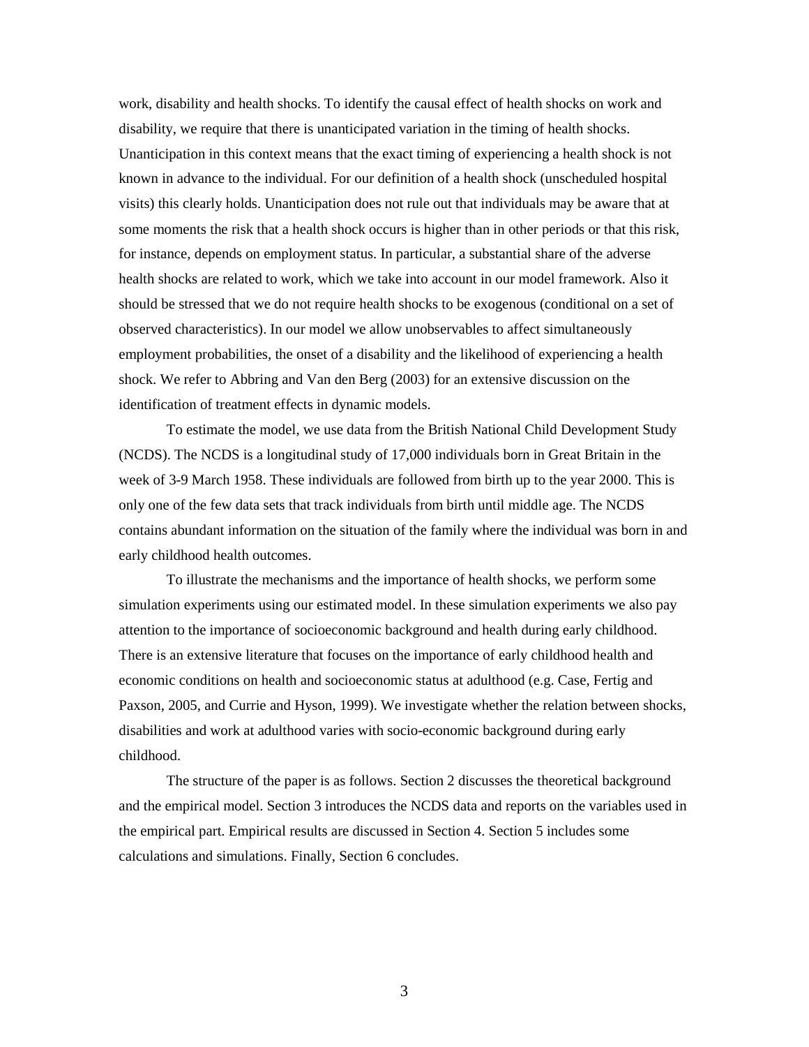work, disability and health shocks. To identify the causal effect of health shocks on work and disability, we require that there is unanticipated variation in the timing of health shocks. Unanticipation in this context means that the exact timing of experiencing a health shock is not known in advance to the individual. For our definition of a health shock (unscheduled hospital visits) this clearly holds. Unanticipation does not rule out that individuals may be aware that at some moments the risk that a health shock occurs is higher than in other periods or that this risk, for instance, depends on employment status. In particular, a substantial share of the adverse health shocks are related to work, which we take into account in our model framework. Also it should be stressed that we do not require health shocks to be exogenous (conditional on a set of observed characteristics). In our model we allow unobservables to affect simultaneously employment probabilities, the onset of a disability and the likelihood of experiencing a health shock. We refer to Abbring and Van den Berg (2003) for an extensive discussion on the identification of treatment effects in dynamic models.

To estimate the model, we use data from the British National Child Development Study (NCDS). The NCDS is a longitudinal study of 17,000 individuals born in Great Britain in the week of 3-9 March 1958. These individuals are followed from birth up to the year 2000. This is only one of the few data sets that track individuals from birth until middle age. The NCDS contains abundant information on the situation of the family where the individual was born in and early childhood health outcomes.

To illustrate the mechanisms and the importance of health shocks, we perform some simulation experiments using our estimated model. In these simulation experiments we also pay attention to the importance of socioeconomic background and health during early childhood. There is an extensive literature that focuses on the importance of early childhood health and economic conditions on health and socioeconomic status at adulthood (e.g. Case, Fertig and Paxson, 2005, and Currie and Hyson, 1999). We investigate whether the relation between shocks, disabilities and work at adulthood varies with socio-economic background during early childhood.

The structure of the paper is as follows. Section 2 discusses the theoretical background and the empirical model. Section 3 introduces the NCDS data and reports on the variables used in the empirical part. Empirical results are discussed in Section 4. Section 5 includes some calculations and simulations. Finally, Section 6 concludes.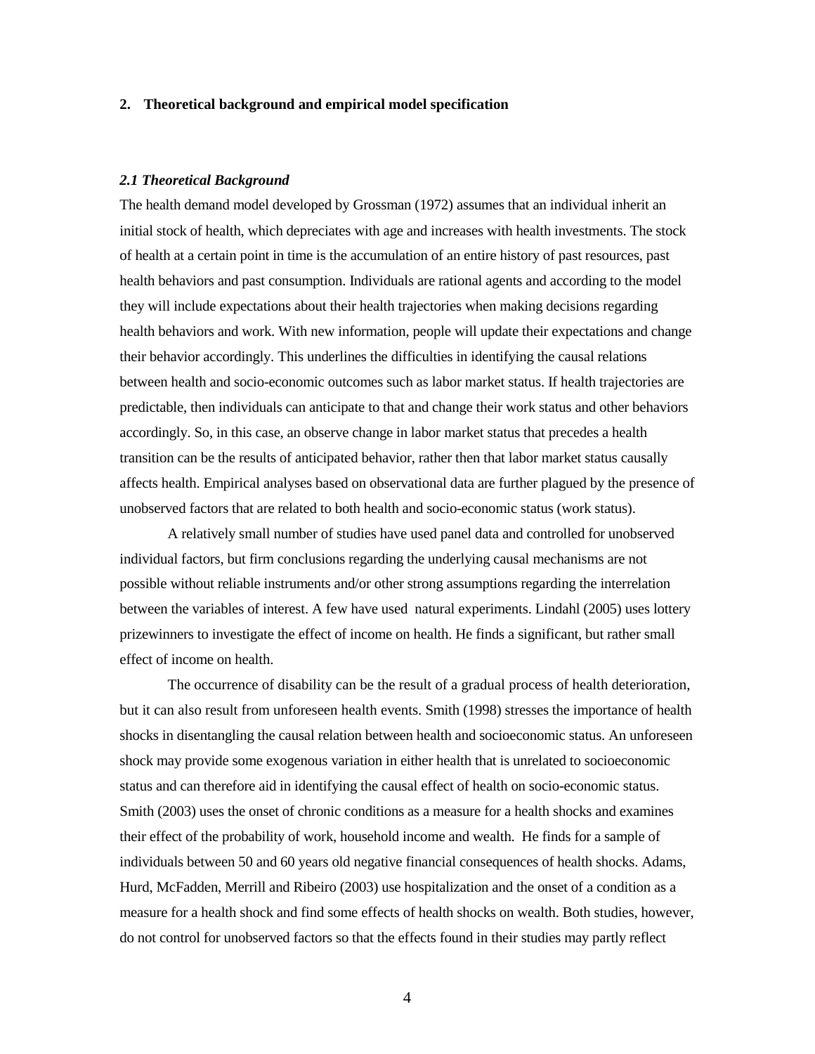## 2. Theoretical background and empirical model specification

### *2.1 Theoretical Background*

The health demand model developed by Grossman (1972) assumes that an individual inherit an initial stock of health, which depreciates with age and increases with health investments. The stock of health at a certain point in time is the accumulation of an entire history of past resources, past health behaviors and past consumption. Individuals are rational agents and according to the model they will include expectations about their health trajectories when making decisions regarding health behaviors and work. With new information, people will update their expectations and change their behavior accordingly. This underlines the difficulties in identifying the causal relations between health and socio-economic outcomes such as labor market status. If health trajectories are predictable, then individuals can anticipate to that and change their work status and other behaviors accordingly. So, in this case, an observe change in labor market status that precedes a health transition can be the results of anticipated behavior, rather then that labor market status causally affects health. Empirical analyses based on observational data are further plagued by the presence of unobserved factors that are related to both health and socio-economic status (work status).

A relatively small number of studies have used panel data and controlled for unobserved individual factors, but firm conclusions regarding the underlying causal mechanisms are not possible without reliable instruments and/or other strong assumptions regarding the interrelation between the variables of interest. A few have used natural experiments. Lindahl (2005) uses lottery prizewinners to investigate the effect of income on health. He finds a significant, but rather small effect of income on health.

The occurrence of disability can be the result of a gradual process of health deterioration, but it can also result from unforeseen health events. Smith (1998) stresses the importance of health shocks in disentangling the causal relation between health and socioeconomic status. An unforeseen shock may provide some exogenous variation in either health that is unrelated to socioeconomic status and can therefore aid in identifying the causal effect of health on socio-economic status. Smith (2003) uses the onset of chronic conditions as a measure for a health shocks and examines their effect of the probability of work, household income and wealth. He finds for a sample of individuals between 50 and 60 years old negative financial consequences of health shocks. Adams, Hurd, McFadden, Merrill and Ribeiro (2003) use hospitalization and the onset of a condition as a measure for a health shock and find some effects of health shocks on wealth. Both studies, however, do not control for unobserved factors so that the effects found in their studies may partly reflect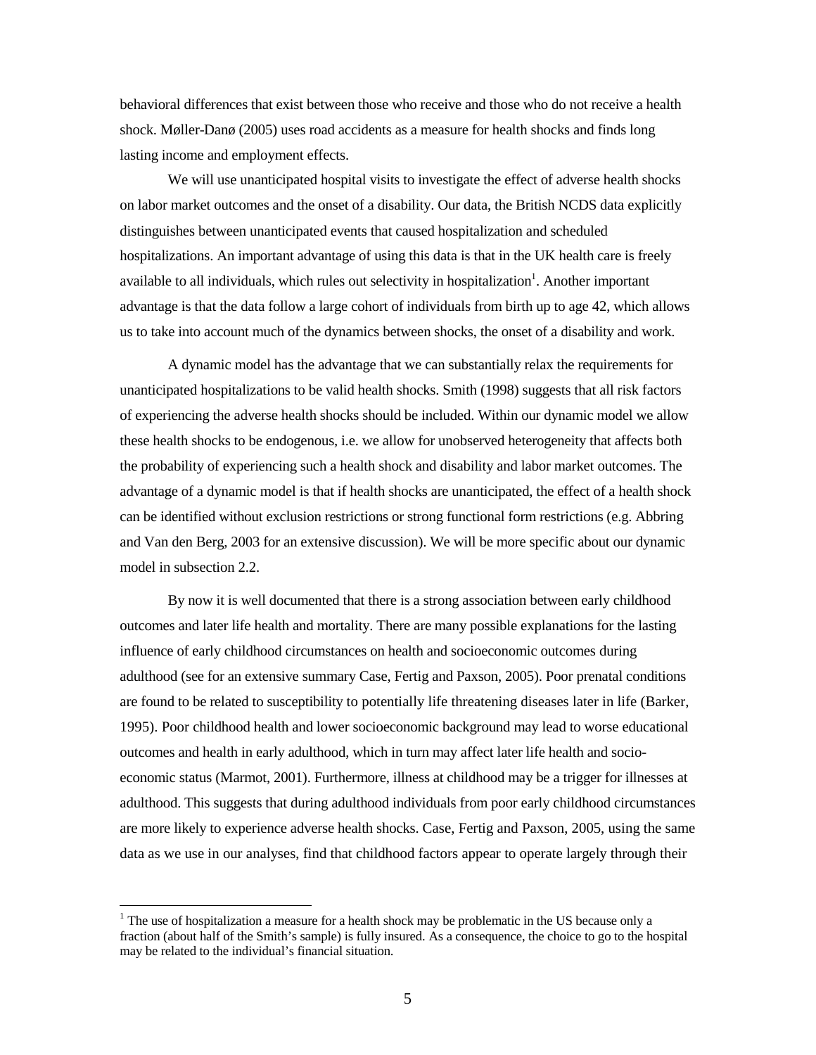behavioral differences that exist between those who receive and those who do not receive a health shock. Møller-Danø (2005) uses road accidents as a measure for health shocks and finds long lasting income and employment effects.

We will use unanticipated hospital visits to investigate the effect of adverse health shocks on labor market outcomes and the onset of a disability. Our data, the British NCDS data explicitly distinguishes between unanticipated events that caused hospitalization and scheduled hospitalizations. An important advantage of using this data is that in the UK health care is freely available to all individuals, which rules out selectivity in hospitalization[1]. Another important advantage is that the data follow a large cohort of individuals from birth up to age 42, which allows us to take into account much of the dynamics between shocks, the onset of a disability and work.

A dynamic model has the advantage that we can substantially relax the requirements for unanticipated hospitalizations to be valid health shocks. Smith (1998) suggests that all risk factors of experiencing the adverse health shocks should be included. Within our dynamic model we allow these health shocks to be endogenous, i.e. we allow for unobserved heterogeneity that affects both the probability of experiencing such a health shock and disability and labor market outcomes. The advantage of a dynamic model is that if health shocks are unanticipated, the effect of a health shock can be identified without exclusion restrictions or strong functional form restrictions (e.g. Abbring and Van den Berg, 2003 for an extensive discussion). We will be more specific about our dynamic model in subsection 2.2.

By now it is well documented that there is a strong association between early childhood outcomes and later life health and mortality. There are many possible explanations for the lasting influence of early childhood circumstances on health and socioeconomic outcomes during adulthood (see for an extensive summary Case, Fertig and Paxson, 2005). Poor prenatal conditions are found to be related to susceptibility to potentially life threatening diseases later in life (Barker, 1995). Poor childhood health and lower socioeconomic background may lead to worse educational outcomes and health in early adulthood, which in turn may affect later life health and socio-economic status (Marmot, 2001). Furthermore, illness at childhood may be a trigger for illnesses at adulthood. This suggests that during adulthood individuals from poor early childhood circumstances are more likely to experience adverse health shocks. Case, Fertig and Paxson, 2005, using the same data as we use in our analyses, find that childhood factors appear to operate largely through their

[1] The use of hospitalization a measure for a health shock may be problematic in the US because only a fraction (about half of the Smith's sample) is fully insured. As a consequence, the choice to go to the hospital may be related to the individual's financial situation.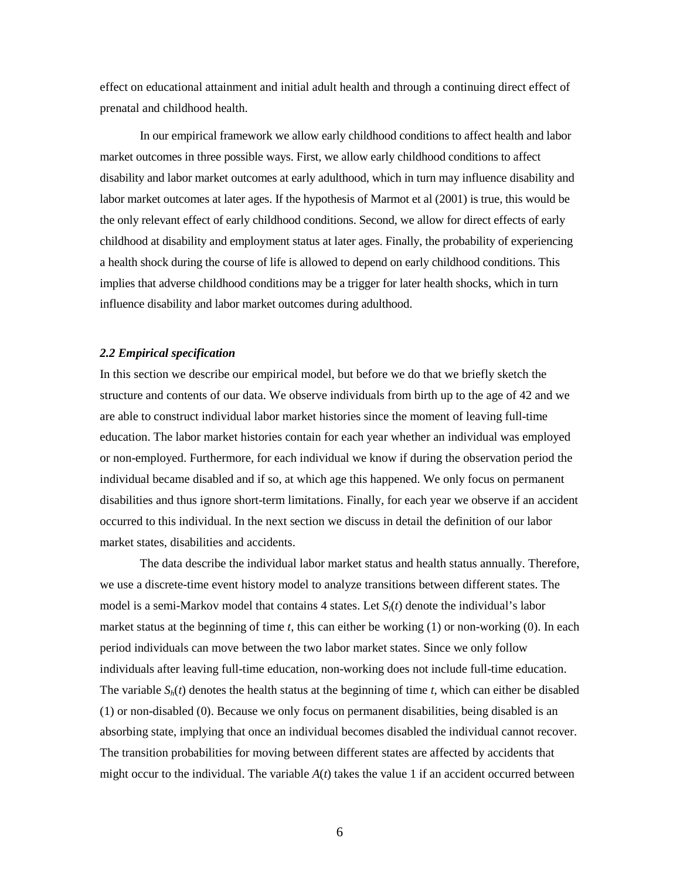effect on educational attainment and initial adult health and through a continuing direct effect of prenatal and childhood health.

In our empirical framework we allow early childhood conditions to affect health and labor market outcomes in three possible ways. First, we allow early childhood conditions to affect disability and labor market outcomes at early adulthood, which in turn may influence disability and labor market outcomes at later ages. If the hypothesis of Marmot et al (2001) is true, this would be the only relevant effect of early childhood conditions. Second, we allow for direct effects of early childhood at disability and employment status at later ages. Finally, the probability of experiencing a health shock during the course of life is allowed to depend on early childhood conditions. This implies that adverse childhood conditions may be a trigger for later health shocks, which in turn influence disability and labor market outcomes during adulthood.

### *2.2 Empirical specification*

In this section we describe our empirical model, but before we do that we briefly sketch the structure and contents of our data. We observe individuals from birth up to the age of 42 and we are able to construct individual labor market histories since the moment of leaving full-time education. The labor market histories contain for each year whether an individual was employed or non-employed. Furthermore, for each individual we know if during the observation period the individual became disabled and if so, at which age this happened. We only focus on permanent disabilities and thus ignore short-term limitations. Finally, for each year we observe if an accident occurred to this individual. In the next section we discuss in detail the definition of our labor market states, disabilities and accidents.

The data describe the individual labor market status and health status annually. Therefore, we use a discrete-time event history model to analyze transitions between different states. The model is a semi-Markov model that contains 4 states. Let $S_l(t)$ denote the individual's labor market status at the beginning of time $t$, this can either be working (1) or non-working (0). In each period individuals can move between the two labor market states. Since we only follow individuals after leaving full-time education, non-working does not include full-time education. The variable $S_h(t)$ denotes the health status at the beginning of time $t$, which can either be disabled (1) or non-disabled (0). Because we only focus on permanent disabilities, being disabled is an absorbing state, implying that once an individual becomes disabled the individual cannot recover. The transition probabilities for moving between different states are affected by accidents that might occur to the individual. The variable $A(t)$ takes the value 1 if an accident occurred between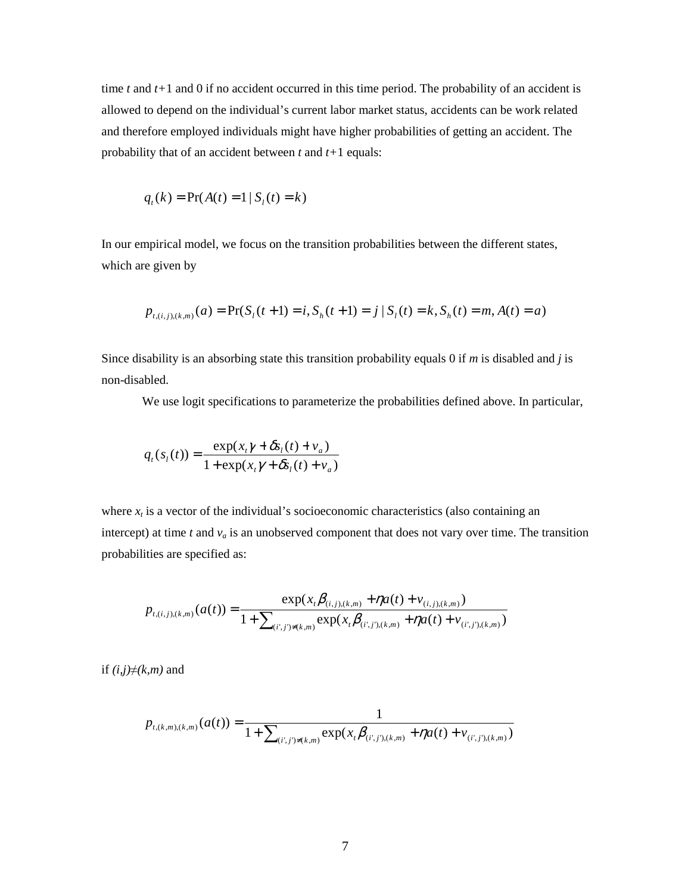time $t$ and $t$+1 and 0 if no accident occurred in this time period. The probability of an accident is allowed to depend on the individual's current labor market status, accidents can be work related and therefore employed individuals might have higher probabilities of getting an accident. The probability that of an accident between $t$ and $t$+1 equals:

$$q_t(k) = \Pr(A(t) = 1 \mid S_l(t) = k)$$

In our empirical model, we focus on the transition probabilities between the different states, which are given by

$$p_{t,(i,j),(k,m)}(a) = \Pr(S_l(t+1) = i, S_h(t+1) = j \mid S_l(t) = k, S_h(t) = m, A(t) = a)$$

Since disability is an absorbing state this transition probability equals 0 if $m$ is disabled and $j$ is non-disabled.

We use logit specifications to parameterize the probabilities defined above. In particular,

$$q_t(s_l(t)) = \frac{\exp(x_t\gamma + \delta s_l(t) + v_a)}{1 + \exp(x_t\gamma + \delta s_l(t) + v_a)}$$

where $x_t$ is a vector of the individual's socioeconomic characteristics (also containing an intercept) at time $t$ and $v_a$ is an unobserved component that does not vary over time. The transition probabilities are specified as:

$$p_{t,(i,j),(k,m)}(a(t)) = \frac{\exp(x_t\beta_{(i,j),(k,m)} + \eta a(t) + v_{(i,j),(k,m)})}{1 + \sum_{(i',j')\neq(k,m)} \exp(x_t\beta_{(i',j'),(k,m)} + \eta a(t) + v_{(i',j'),(k,m)})}$$

if $(i,j)\neq(k,m)$ and

$$p_{t,(k,m),(k,m)}(a(t)) = \frac{1}{1 + \sum_{(i',j')\neq(k,m)} \exp(x_t\beta_{(i',j'),(k,m)} + \eta a(t) + v_{(i',j'),(k,m)})}$$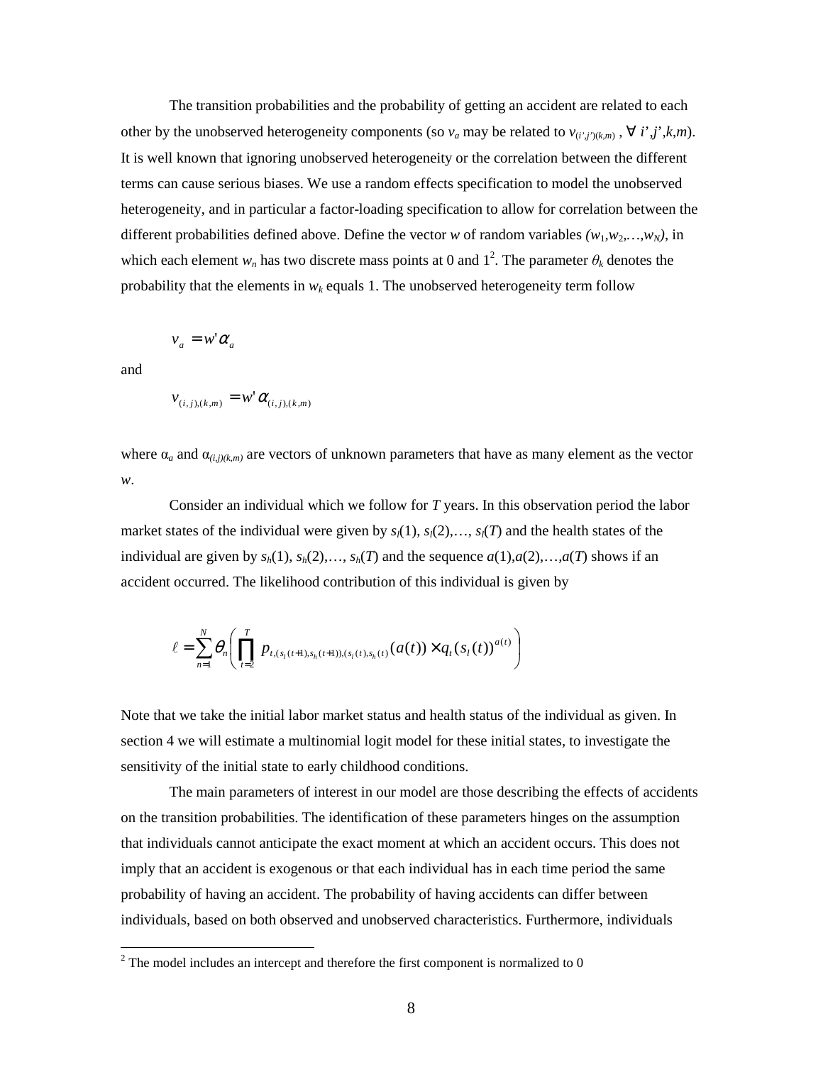The transition probabilities and the probability of getting an accident are related to each other by the unobserved heterogeneity components (so $v_a$ may be related to $v_{(i',j')(k,m)}$ , $\forall$ $i',j',k,m$). It is well known that ignoring unobserved heterogeneity or the correlation between the different terms can cause serious biases. We use a random effects specification to model the unobserved heterogeneity, and in particular a factor-loading specification to allow for correlation between the different probabilities defined above. Define the vector $w$ of random variables $(w_1,w_2,\ldots,w_N)$, in which each element $w_n$ has two discrete mass points at 0 and 1[2]. The parameter $\theta_k$ denotes the probability that the elements in $w_k$ equals 1. The unobserved heterogeneity term follow

$$v_a = w'\alpha_a$$

and

$$v_{(i,j),(k,m)} = w'\alpha_{(i,j),(k,m)}$$

where $\alpha_a$ and $\alpha_{(i,j)(k,m)}$ are vectors of unknown parameters that have as many element as the vector $w$.

Consider an individual which we follow for $T$ years. In this observation period the labor market states of the individual were given by $s_l(1)$, $s_l(2)$,…, $s_l(T)$ and the health states of the individual are given by $s_h(1)$, $s_h(2)$,…, $s_h(T)$ and the sequence $a(1),a(2),\ldots,a(T)$ shows if an accident occurred. The likelihood contribution of this individual is given by

$$\ell = \sum_{n=1}^{N} \theta_n \left( \prod_{t=2}^{T} p_{t,(s_l(t+1),s_h(t+1)),(s_l(t),s_h(t))}(a(t)) \times q_t(s_l(t))^{a(t)} \right)$$

Note that we take the initial labor market status and health status of the individual as given. In section 4 we will estimate a multinomial logit model for these initial states, to investigate the sensitivity of the initial state to early childhood conditions.

The main parameters of interest in our model are those describing the effects of accidents on the transition probabilities. The identification of these parameters hinges on the assumption that individuals cannot anticipate the exact moment at which an accident occurs. This does not imply that an accident is exogenous or that each individual has in each time period the same probability of having an accident. The probability of having accidents can differ between individuals, based on both observed and unobserved characteristics. Furthermore, individuals

[2] The model includes an intercept and therefore the first component is normalized to 0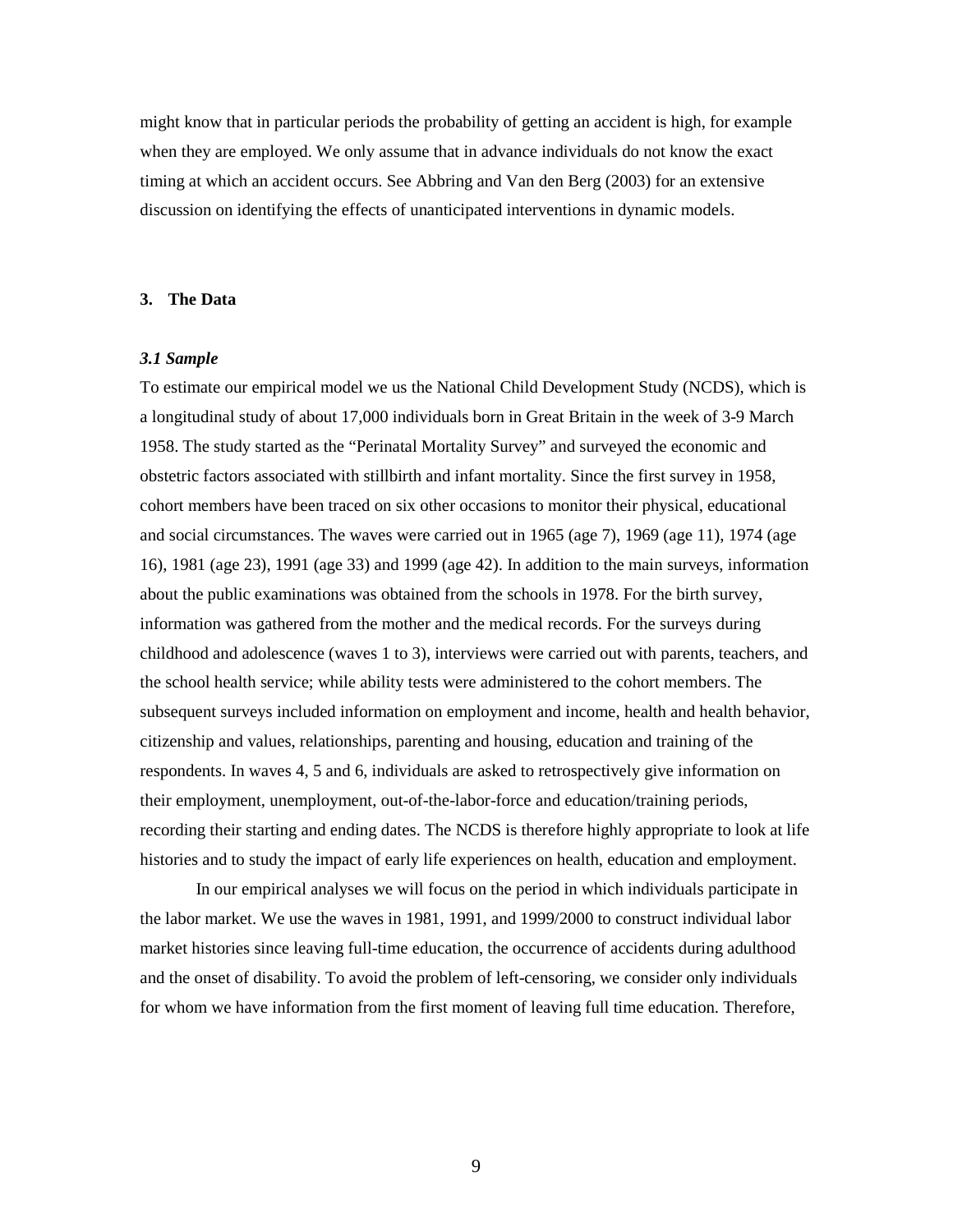might know that in particular periods the probability of getting an accident is high, for example when they are employed. We only assume that in advance individuals do not know the exact timing at which an accident occurs. See Abbring and Van den Berg (2003) for an extensive discussion on identifying the effects of unanticipated interventions in dynamic models.

## 3. The Data

### *3.1 Sample*

To estimate our empirical model we us the National Child Development Study (NCDS), which is a longitudinal study of about 17,000 individuals born in Great Britain in the week of 3-9 March 1958. The study started as the "Perinatal Mortality Survey" and surveyed the economic and obstetric factors associated with stillbirth and infant mortality. Since the first survey in 1958, cohort members have been traced on six other occasions to monitor their physical, educational and social circumstances. The waves were carried out in 1965 (age 7), 1969 (age 11), 1974 (age 16), 1981 (age 23), 1991 (age 33) and 1999 (age 42). In addition to the main surveys, information about the public examinations was obtained from the schools in 1978. For the birth survey, information was gathered from the mother and the medical records. For the surveys during childhood and adolescence (waves 1 to 3), interviews were carried out with parents, teachers, and the school health service; while ability tests were administered to the cohort members. The subsequent surveys included information on employment and income, health and health behavior, citizenship and values, relationships, parenting and housing, education and training of the respondents. In waves 4, 5 and 6, individuals are asked to retrospectively give information on their employment, unemployment, out-of-the-labor-force and education/training periods, recording their starting and ending dates. The NCDS is therefore highly appropriate to look at life histories and to study the impact of early life experiences on health, education and employment.

In our empirical analyses we will focus on the period in which individuals participate in the labor market. We use the waves in 1981, 1991, and 1999/2000 to construct individual labor market histories since leaving full-time education, the occurrence of accidents during adulthood and the onset of disability. To avoid the problem of left-censoring, we consider only individuals for whom we have information from the first moment of leaving full time education. Therefore,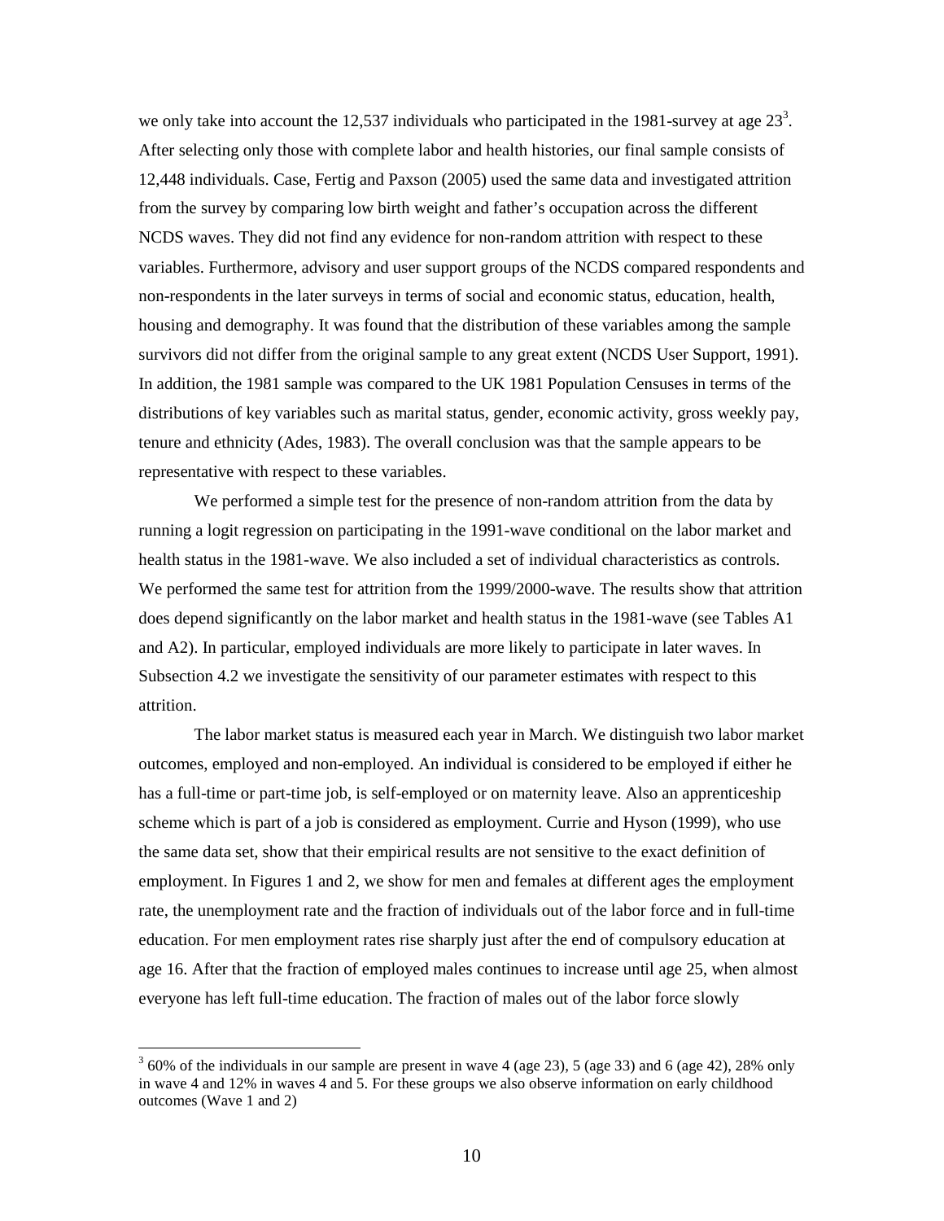we only take into account the 12,537 individuals who participated in the 1981-survey at age 23[3]. After selecting only those with complete labor and health histories, our final sample consists of 12,448 individuals. Case, Fertig and Paxson (2005) used the same data and investigated attrition from the survey by comparing low birth weight and father's occupation across the different NCDS waves. They did not find any evidence for non-random attrition with respect to these variables. Furthermore, advisory and user support groups of the NCDS compared respondents and non-respondents in the later surveys in terms of social and economic status, education, health, housing and demography. It was found that the distribution of these variables among the sample survivors did not differ from the original sample to any great extent (NCDS User Support, 1991). In addition, the 1981 sample was compared to the UK 1981 Population Censuses in terms of the distributions of key variables such as marital status, gender, economic activity, gross weekly pay, tenure and ethnicity (Ades, 1983). The overall conclusion was that the sample appears to be representative with respect to these variables.

We performed a simple test for the presence of non-random attrition from the data by running a logit regression on participating in the 1991-wave conditional on the labor market and health status in the 1981-wave. We also included a set of individual characteristics as controls. We performed the same test for attrition from the 1999/2000-wave. The results show that attrition does depend significantly on the labor market and health status in the 1981-wave (see Tables A1 and A2). In particular, employed individuals are more likely to participate in later waves. In Subsection 4.2 we investigate the sensitivity of our parameter estimates with respect to this attrition.

The labor market status is measured each year in March. We distinguish two labor market outcomes, employed and non-employed. An individual is considered to be employed if either he has a full-time or part-time job, is self-employed or on maternity leave. Also an apprenticeship scheme which is part of a job is considered as employment. Currie and Hyson (1999), who use the same data set, show that their empirical results are not sensitive to the exact definition of employment. In Figures 1 and 2, we show for men and females at different ages the employment rate, the unemployment rate and the fraction of individuals out of the labor force and in full-time education. For men employment rates rise sharply just after the end of compulsory education at age 16. After that the fraction of employed males continues to increase until age 25, when almost everyone has left full-time education. The fraction of males out of the labor force slowly

[3] 60% of the individuals in our sample are present in wave 4 (age 23), 5 (age 33) and 6 (age 42), 28% only in wave 4 and 12% in waves 4 and 5. For these groups we also observe information on early childhood outcomes (Wave 1 and 2)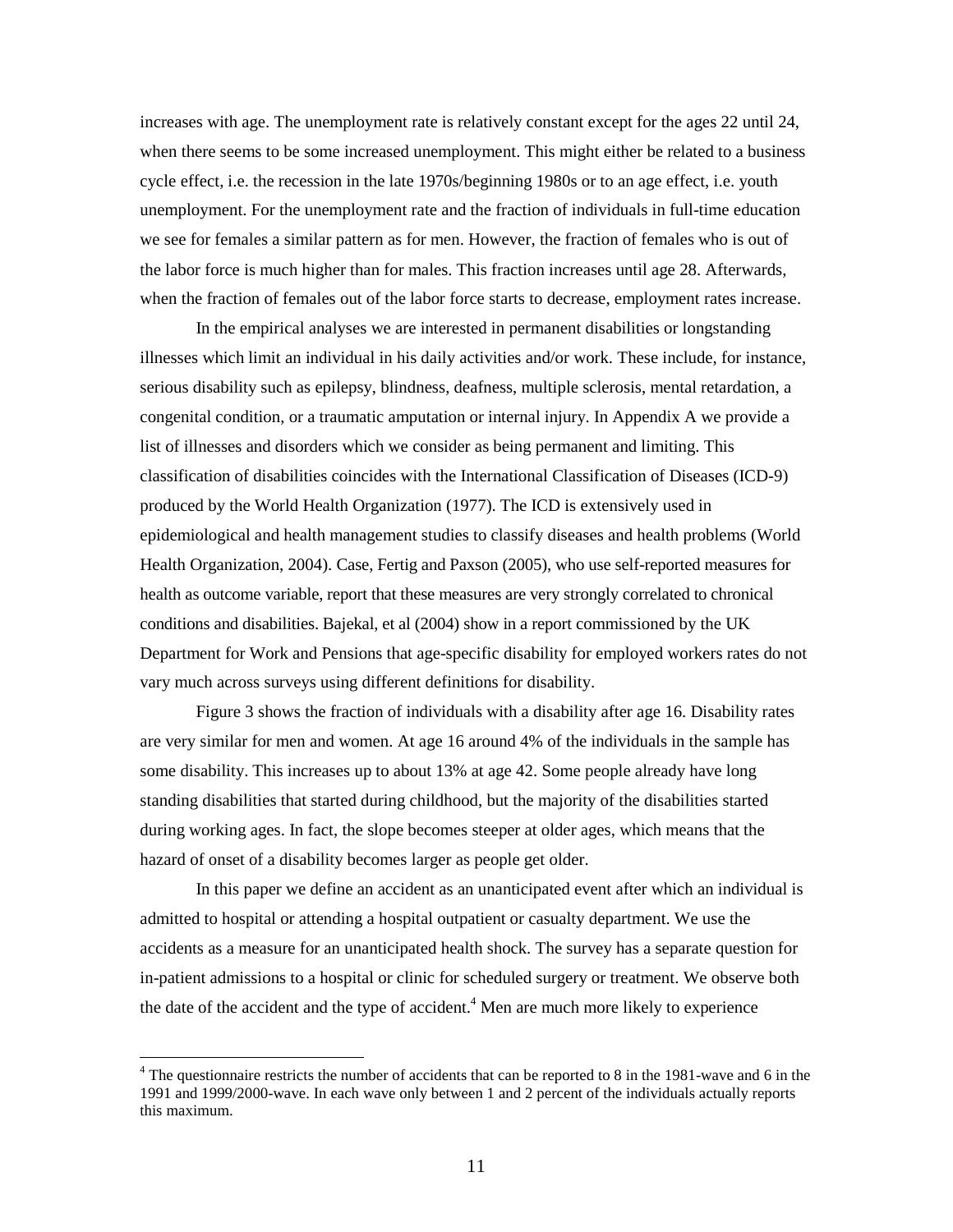increases with age. The unemployment rate is relatively constant except for the ages 22 until 24, when there seems to be some increased unemployment. This might either be related to a business cycle effect, i.e. the recession in the late 1970s/beginning 1980s or to an age effect, i.e. youth unemployment. For the unemployment rate and the fraction of individuals in full-time education we see for females a similar pattern as for men. However, the fraction of females who is out of the labor force is much higher than for males. This fraction increases until age 28. Afterwards, when the fraction of females out of the labor force starts to decrease, employment rates increase.

In the empirical analyses we are interested in permanent disabilities or longstanding illnesses which limit an individual in his daily activities and/or work. These include, for instance, serious disability such as epilepsy, blindness, deafness, multiple sclerosis, mental retardation, a congenital condition, or a traumatic amputation or internal injury. In Appendix A we provide a list of illnesses and disorders which we consider as being permanent and limiting. This classification of disabilities coincides with the International Classification of Diseases (ICD-9) produced by the World Health Organization (1977). The ICD is extensively used in epidemiological and health management studies to classify diseases and health problems (World Health Organization, 2004). Case, Fertig and Paxson (2005), who use self-reported measures for health as outcome variable, report that these measures are very strongly correlated to chronical conditions and disabilities. Bajekal, et al (2004) show in a report commissioned by the UK Department for Work and Pensions that age-specific disability for employed workers rates do not vary much across surveys using different definitions for disability.

Figure 3 shows the fraction of individuals with a disability after age 16. Disability rates are very similar for men and women. At age 16 around 4% of the individuals in the sample has some disability. This increases up to about 13% at age 42. Some people already have long standing disabilities that started during childhood, but the majority of the disabilities started during working ages. In fact, the slope becomes steeper at older ages, which means that the hazard of onset of a disability becomes larger as people get older.

In this paper we define an accident as an unanticipated event after which an individual is admitted to hospital or attending a hospital outpatient or casualty department. We use the accidents as a measure for an unanticipated health shock. The survey has a separate question for in-patient admissions to a hospital or clinic for scheduled surgery or treatment. We observe both the date of the accident and the type of accident.[4] Men are much more likely to experience

[4] The questionnaire restricts the number of accidents that can be reported to 8 in the 1981-wave and 6 in the 1991 and 1999/2000-wave. In each wave only between 1 and 2 percent of the individuals actually reports this maximum.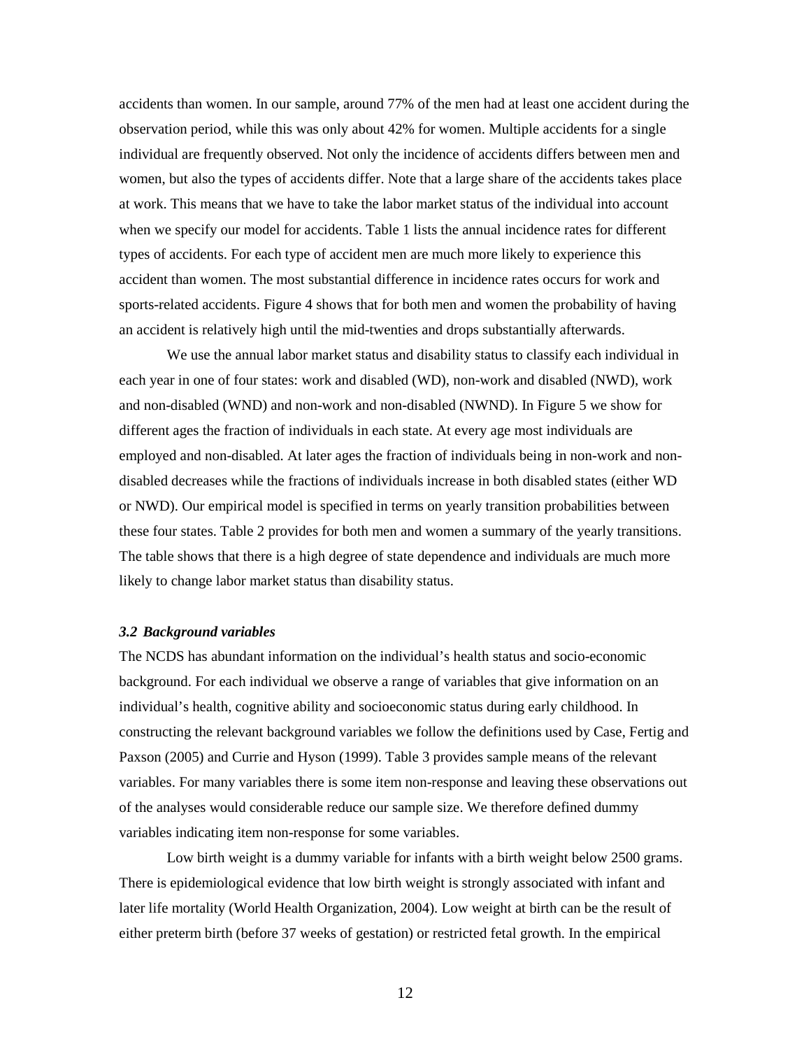accidents than women. In our sample, around 77% of the men had at least one accident during the observation period, while this was only about 42% for women. Multiple accidents for a single individual are frequently observed. Not only the incidence of accidents differs between men and women, but also the types of accidents differ. Note that a large share of the accidents takes place at work. This means that we have to take the labor market status of the individual into account when we specify our model for accidents. Table 1 lists the annual incidence rates for different types of accidents. For each type of accident men are much more likely to experience this accident than women. The most substantial difference in incidence rates occurs for work and sports-related accidents. Figure 4 shows that for both men and women the probability of having an accident is relatively high until the mid-twenties and drops substantially afterwards.

We use the annual labor market status and disability status to classify each individual in each year in one of four states: work and disabled (WD), non-work and disabled (NWD), work and non-disabled (WND) and non-work and non-disabled (NWND). In Figure 5 we show for different ages the fraction of individuals in each state. At every age most individuals are employed and non-disabled. At later ages the fraction of individuals being in non-work and non-disabled decreases while the fractions of individuals increase in both disabled states (either WD or NWD). Our empirical model is specified in terms on yearly transition probabilities between these four states. Table 2 provides for both men and women a summary of the yearly transitions. The table shows that there is a high degree of state dependence and individuals are much more likely to change labor market status than disability status.

### *3.2 Background variables*

The NCDS has abundant information on the individual's health status and socio-economic background. For each individual we observe a range of variables that give information on an individual's health, cognitive ability and socioeconomic status during early childhood. In constructing the relevant background variables we follow the definitions used by Case, Fertig and Paxson (2005) and Currie and Hyson (1999). Table 3 provides sample means of the relevant variables. For many variables there is some item non-response and leaving these observations out of the analyses would considerable reduce our sample size. We therefore defined dummy variables indicating item non-response for some variables.

Low birth weight is a dummy variable for infants with a birth weight below 2500 grams. There is epidemiological evidence that low birth weight is strongly associated with infant and later life mortality (World Health Organization, 2004). Low weight at birth can be the result of either preterm birth (before 37 weeks of gestation) or restricted fetal growth. In the empirical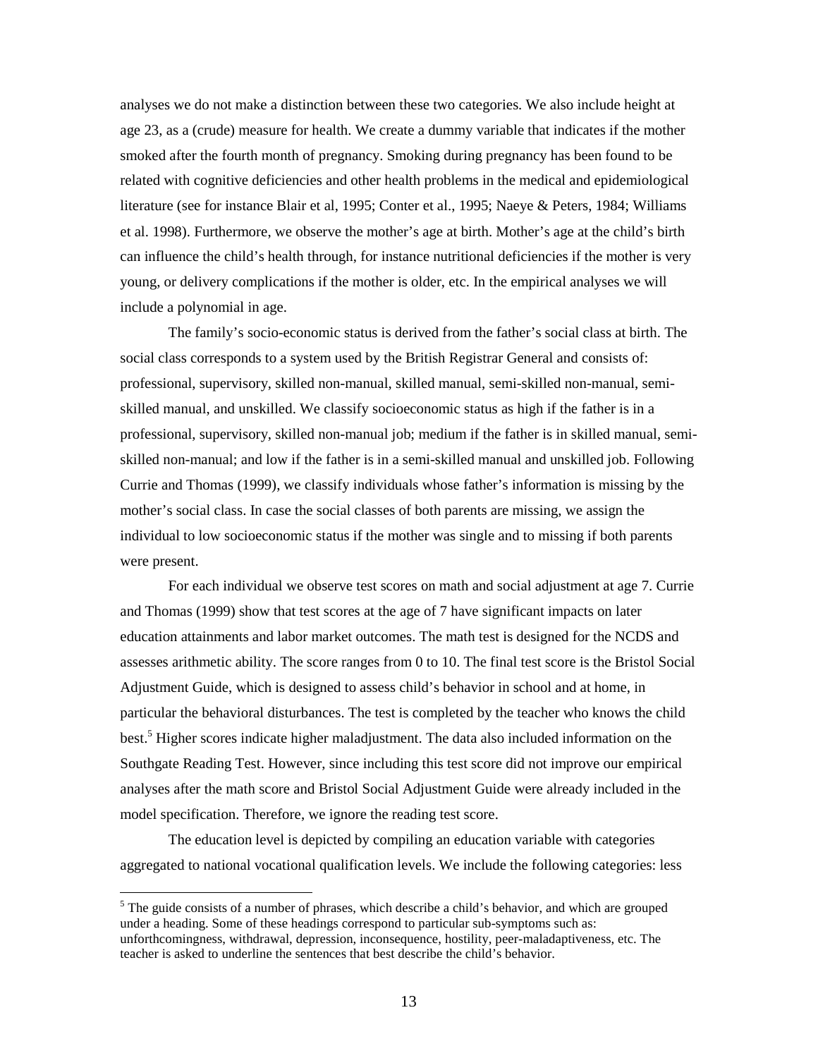analyses we do not make a distinction between these two categories. We also include height at age 23, as a (crude) measure for health. We create a dummy variable that indicates if the mother smoked after the fourth month of pregnancy. Smoking during pregnancy has been found to be related with cognitive deficiencies and other health problems in the medical and epidemiological literature (see for instance Blair et al, 1995; Conter et al., 1995; Naeye & Peters, 1984; Williams et al. 1998). Furthermore, we observe the mother's age at birth. Mother's age at the child's birth can influence the child's health through, for instance nutritional deficiencies if the mother is very young, or delivery complications if the mother is older, etc. In the empirical analyses we will include a polynomial in age.

The family's socio-economic status is derived from the father's social class at birth. The social class corresponds to a system used by the British Registrar General and consists of: professional, supervisory, skilled non-manual, skilled manual, semi-skilled non-manual, semi-skilled manual, and unskilled. We classify socioeconomic status as high if the father is in a professional, supervisory, skilled non-manual job; medium if the father is in skilled manual, semi-skilled non-manual; and low if the father is in a semi-skilled manual and unskilled job. Following Currie and Thomas (1999), we classify individuals whose father's information is missing by the mother's social class. In case the social classes of both parents are missing, we assign the individual to low socioeconomic status if the mother was single and to missing if both parents were present.

For each individual we observe test scores on math and social adjustment at age 7. Currie and Thomas (1999) show that test scores at the age of 7 have significant impacts on later education attainments and labor market outcomes. The math test is designed for the NCDS and assesses arithmetic ability. The score ranges from 0 to 10. The final test score is the Bristol Social Adjustment Guide, which is designed to assess child's behavior in school and at home, in particular the behavioral disturbances. The test is completed by the teacher who knows the child best.[5] Higher scores indicate higher maladjustment. The data also included information on the Southgate Reading Test. However, since including this test score did not improve our empirical analyses after the math score and Bristol Social Adjustment Guide were already included in the model specification. Therefore, we ignore the reading test score.

The education level is depicted by compiling an education variable with categories aggregated to national vocational qualification levels. We include the following categories: less

[5] The guide consists of a number of phrases, which describe a child's behavior, and which are grouped under a heading. Some of these headings correspond to particular sub-symptoms such as: unforthcomingness, withdrawal, depression, inconsequence, hostility, peer-maladaptiveness, etc. The teacher is asked to underline the sentences that best describe the child's behavior.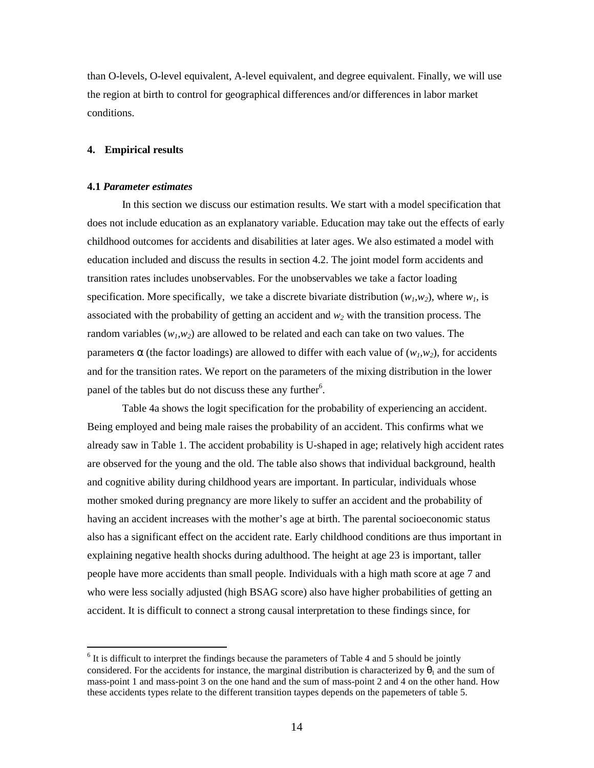than O-levels, O-level equivalent, A-level equivalent, and degree equivalent. Finally, we will use the region at birth to control for geographical differences and/or differences in labor market conditions.

## 4. Empirical results

### 4.1 *Parameter estimates*

In this section we discuss our estimation results. We start with a model specification that does not include education as an explanatory variable. Education may take out the effects of early childhood outcomes for accidents and disabilities at later ages. We also estimated a model with education included and discuss the results in section 4.2. The joint model form accidents and transition rates includes unobservables. For the unobservables we take a factor loading specification. More specifically, we take a discrete bivariate distribution $(w_1,w_2)$, where $w_1$, is associated with the probability of getting an accident and $w_2$ with the transition process. The random variables $(w_1,w_2)$ are allowed to be related and each can take on two values. The parameters $\alpha$ (the factor loadings) are allowed to differ with each value of $(w_1,w_2)$, for accidents and for the transition rates. We report on the parameters of the mixing distribution in the lower panel of the tables but do not discuss these any further[6].

Table 4a shows the logit specification for the probability of experiencing an accident. Being employed and being male raises the probability of an accident. This confirms what we already saw in Table 1. The accident probability is U-shaped in age; relatively high accident rates are observed for the young and the old. The table also shows that individual background, health and cognitive ability during childhood years are important. In particular, individuals whose mother smoked during pregnancy are more likely to suffer an accident and the probability of having an accident increases with the mother's age at birth. The parental socioeconomic status also has a significant effect on the accident rate. Early childhood conditions are thus important in explaining negative health shocks during adulthood. The height at age 23 is important, taller people have more accidents than small people. Individuals with a high math score at age 7 and who were less socially adjusted (high BSAG score) also have higher probabilities of getting an accident. It is difficult to connect a strong causal interpretation to these findings since, for

[6] It is difficult to interpret the findings because the parameters of Table 4 and 5 should be jointly considered. For the accidents for instance, the marginal distribution is characterized by $\theta_1$ and the sum of mass-point 1 and mass-point 3 on the one hand and the sum of mass-point 2 and 4 on the other hand. How these accidents types relate to the different transition taypes depends on the papemeters of table 5.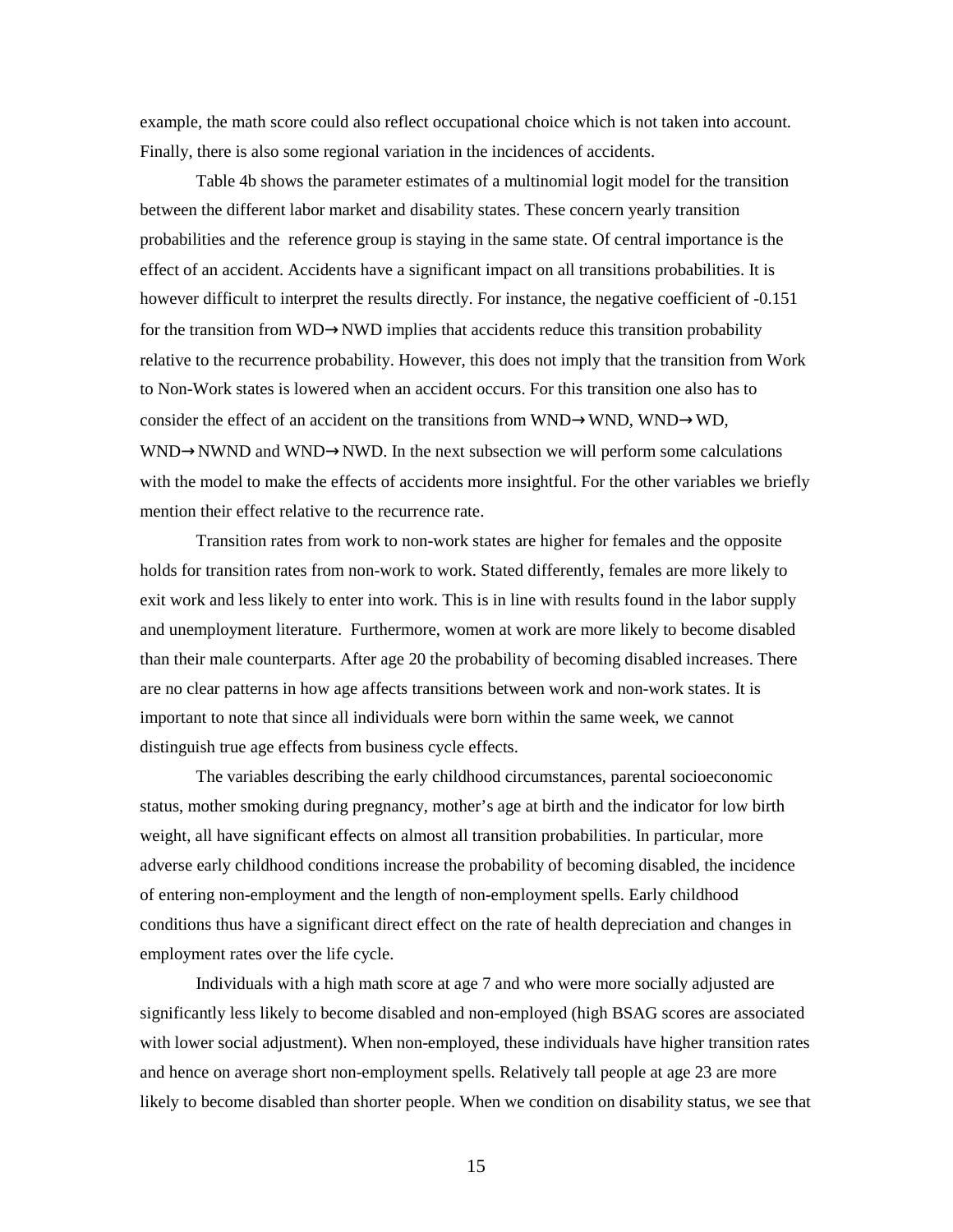example, the math score could also reflect occupational choice which is not taken into account. Finally, there is also some regional variation in the incidences of accidents.

Table 4b shows the parameter estimates of a multinomial logit model for the transition between the different labor market and disability states. These concern yearly transition probabilities and the reference group is staying in the same state. Of central importance is the effect of an accident. Accidents have a significant impact on all transitions probabilities. It is however difficult to interpret the results directly. For instance, the negative coefficient of -0.151 for the transition from WD→NWD implies that accidents reduce this transition probability relative to the recurrence probability. However, this does not imply that the transition from Work to Non-Work states is lowered when an accident occurs. For this transition one also has to consider the effect of an accident on the transitions from WND→WND, WND→WD, WND→NWND and WND→NWD. In the next subsection we will perform some calculations with the model to make the effects of accidents more insightful. For the other variables we briefly mention their effect relative to the recurrence rate.

Transition rates from work to non-work states are higher for females and the opposite holds for transition rates from non-work to work. Stated differently, females are more likely to exit work and less likely to enter into work. This is in line with results found in the labor supply and unemployment literature. Furthermore, women at work are more likely to become disabled than their male counterparts. After age 20 the probability of becoming disabled increases. There are no clear patterns in how age affects transitions between work and non-work states. It is important to note that since all individuals were born within the same week, we cannot distinguish true age effects from business cycle effects.

The variables describing the early childhood circumstances, parental socioeconomic status, mother smoking during pregnancy, mother's age at birth and the indicator for low birth weight, all have significant effects on almost all transition probabilities. In particular, more adverse early childhood conditions increase the probability of becoming disabled, the incidence of entering non-employment and the length of non-employment spells. Early childhood conditions thus have a significant direct effect on the rate of health depreciation and changes in employment rates over the life cycle.

Individuals with a high math score at age 7 and who were more socially adjusted are significantly less likely to become disabled and non-employed (high BSAG scores are associated with lower social adjustment). When non-employed, these individuals have higher transition rates and hence on average short non-employment spells. Relatively tall people at age 23 are more likely to become disabled than shorter people. When we condition on disability status, we see that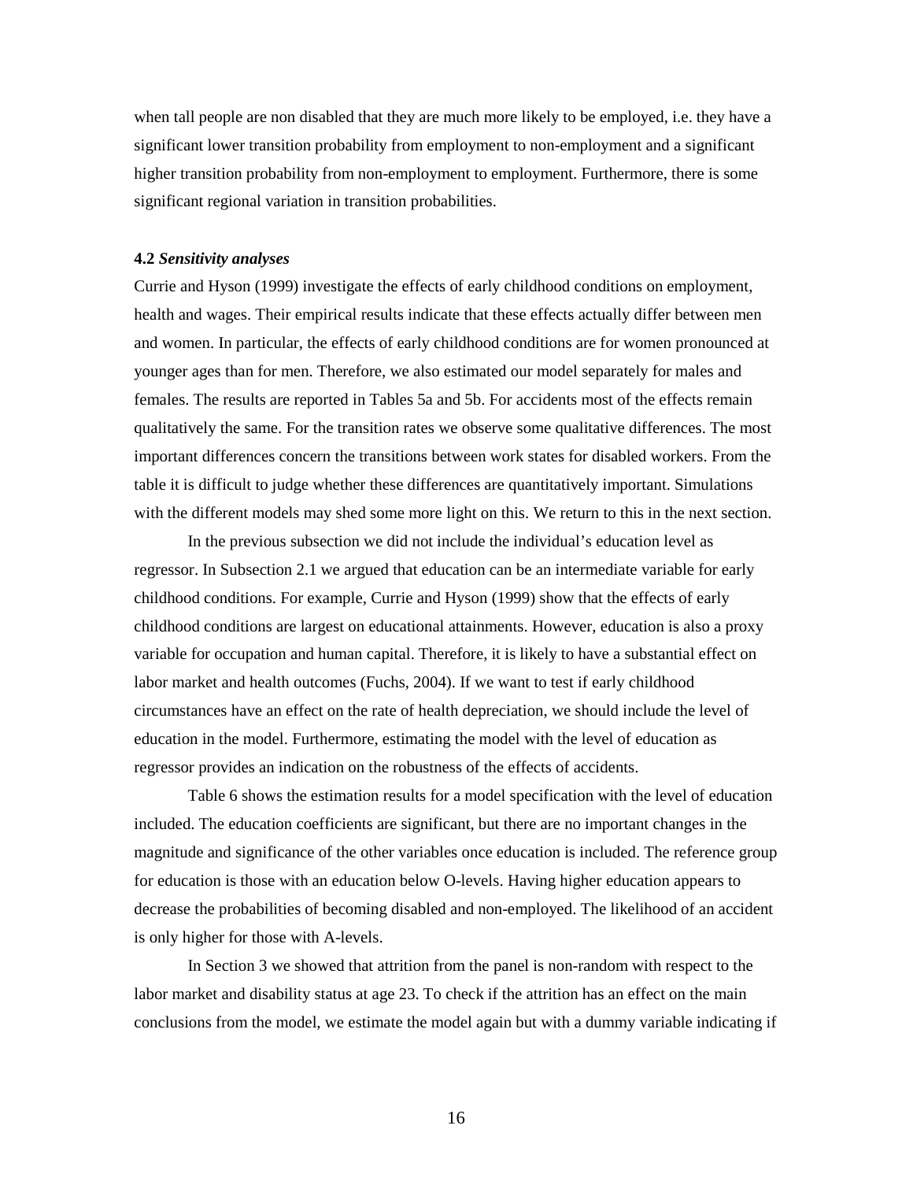when tall people are non disabled that they are much more likely to be employed, i.e. they have a significant lower transition probability from employment to non-employment and a significant higher transition probability from non-employment to employment. Furthermore, there is some significant regional variation in transition probabilities.

### 4.2 *Sensitivity analyses*

Currie and Hyson (1999) investigate the effects of early childhood conditions on employment, health and wages. Their empirical results indicate that these effects actually differ between men and women. In particular, the effects of early childhood conditions are for women pronounced at younger ages than for men. Therefore, we also estimated our model separately for males and females. The results are reported in Tables 5a and 5b. For accidents most of the effects remain qualitatively the same. For the transition rates we observe some qualitative differences. The most important differences concern the transitions between work states for disabled workers. From the table it is difficult to judge whether these differences are quantitatively important. Simulations with the different models may shed some more light on this. We return to this in the next section.

In the previous subsection we did not include the individual's education level as regressor. In Subsection 2.1 we argued that education can be an intermediate variable for early childhood conditions. For example, Currie and Hyson (1999) show that the effects of early childhood conditions are largest on educational attainments. However, education is also a proxy variable for occupation and human capital. Therefore, it is likely to have a substantial effect on labor market and health outcomes (Fuchs, 2004). If we want to test if early childhood circumstances have an effect on the rate of health depreciation, we should include the level of education in the model. Furthermore, estimating the model with the level of education as regressor provides an indication on the robustness of the effects of accidents.

Table 6 shows the estimation results for a model specification with the level of education included. The education coefficients are significant, but there are no important changes in the magnitude and significance of the other variables once education is included. The reference group for education is those with an education below O-levels. Having higher education appears to decrease the probabilities of becoming disabled and non-employed. The likelihood of an accident is only higher for those with A-levels.

In Section 3 we showed that attrition from the panel is non-random with respect to the labor market and disability status at age 23. To check if the attrition has an effect on the main conclusions from the model, we estimate the model again but with a dummy variable indicating if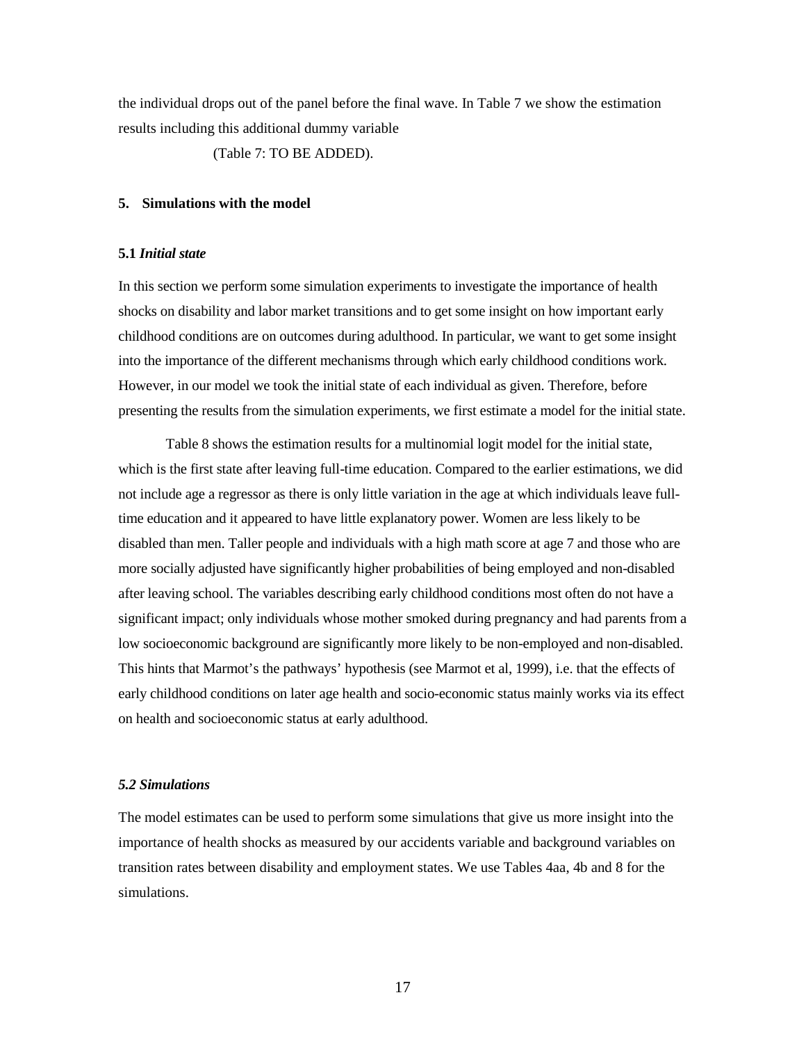the individual drops out of the panel before the final wave. In Table 7 we show the estimation results including this additional dummy variable

(Table 7: TO BE ADDED).

## 5. Simulations with the model

### 5.1 *Initial state*

In this section we perform some simulation experiments to investigate the importance of health shocks on disability and labor market transitions and to get some insight on how important early childhood conditions are on outcomes during adulthood. In particular, we want to get some insight into the importance of the different mechanisms through which early childhood conditions work. However, in our model we took the initial state of each individual as given. Therefore, before presenting the results from the simulation experiments, we first estimate a model for the initial state.

Table 8 shows the estimation results for a multinomial logit model for the initial state, which is the first state after leaving full-time education. Compared to the earlier estimations, we did not include age a regressor as there is only little variation in the age at which individuals leave full-time education and it appeared to have little explanatory power. Women are less likely to be disabled than men. Taller people and individuals with a high math score at age 7 and those who are more socially adjusted have significantly higher probabilities of being employed and non-disabled after leaving school. The variables describing early childhood conditions most often do not have a significant impact; only individuals whose mother smoked during pregnancy and had parents from a low socioeconomic background are significantly more likely to be non-employed and non-disabled. This hints that Marmot's the pathways' hypothesis (see Marmot et al, 1999), i.e. that the effects of early childhood conditions on later age health and socio-economic status mainly works via its effect on health and socioeconomic status at early adulthood.

### *5.2 Simulations*

The model estimates can be used to perform some simulations that give us more insight into the importance of health shocks as measured by our accidents variable and background variables on transition rates between disability and employment states. We use Tables 4aa, 4b and 8 for the simulations.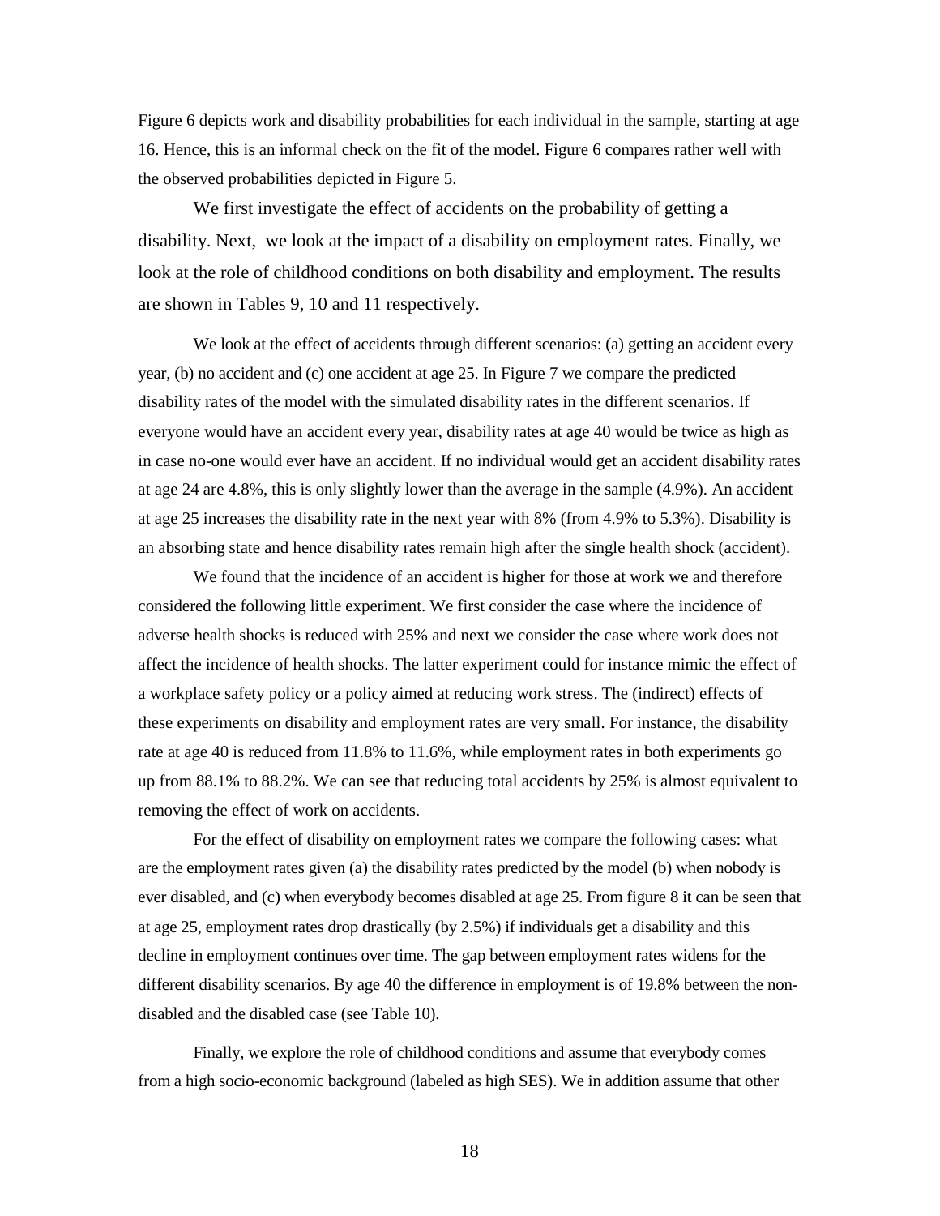Figure 6 depicts work and disability probabilities for each individual in the sample, starting at age 16. Hence, this is an informal check on the fit of the model. Figure 6 compares rather well with the observed probabilities depicted in Figure 5.

We first investigate the effect of accidents on the probability of getting a disability. Next, we look at the impact of a disability on employment rates. Finally, we look at the role of childhood conditions on both disability and employment. The results are shown in Tables 9, 10 and 11 respectively.

We look at the effect of accidents through different scenarios: (a) getting an accident every year, (b) no accident and (c) one accident at age 25. In Figure 7 we compare the predicted disability rates of the model with the simulated disability rates in the different scenarios. If everyone would have an accident every year, disability rates at age 40 would be twice as high as in case no-one would ever have an accident. If no individual would get an accident disability rates at age 24 are 4.8%, this is only slightly lower than the average in the sample (4.9%). An accident at age 25 increases the disability rate in the next year with 8% (from 4.9% to 5.3%). Disability is an absorbing state and hence disability rates remain high after the single health shock (accident).

We found that the incidence of an accident is higher for those at work we and therefore considered the following little experiment. We first consider the case where the incidence of adverse health shocks is reduced with 25% and next we consider the case where work does not affect the incidence of health shocks. The latter experiment could for instance mimic the effect of a workplace safety policy or a policy aimed at reducing work stress. The (indirect) effects of these experiments on disability and employment rates are very small. For instance, the disability rate at age 40 is reduced from 11.8% to 11.6%, while employment rates in both experiments go up from 88.1% to 88.2%. We can see that reducing total accidents by 25% is almost equivalent to removing the effect of work on accidents.

For the effect of disability on employment rates we compare the following cases: what are the employment rates given (a) the disability rates predicted by the model (b) when nobody is ever disabled, and (c) when everybody becomes disabled at age 25. From figure 8 it can be seen that at age 25, employment rates drop drastically (by 2.5%) if individuals get a disability and this decline in employment continues over time. The gap between employment rates widens for the different disability scenarios. By age 40 the difference in employment is of 19.8% between the non-disabled and the disabled case (see Table 10).

Finally, we explore the role of childhood conditions and assume that everybody comes from a high socio-economic background (labeled as high SES). We in addition assume that other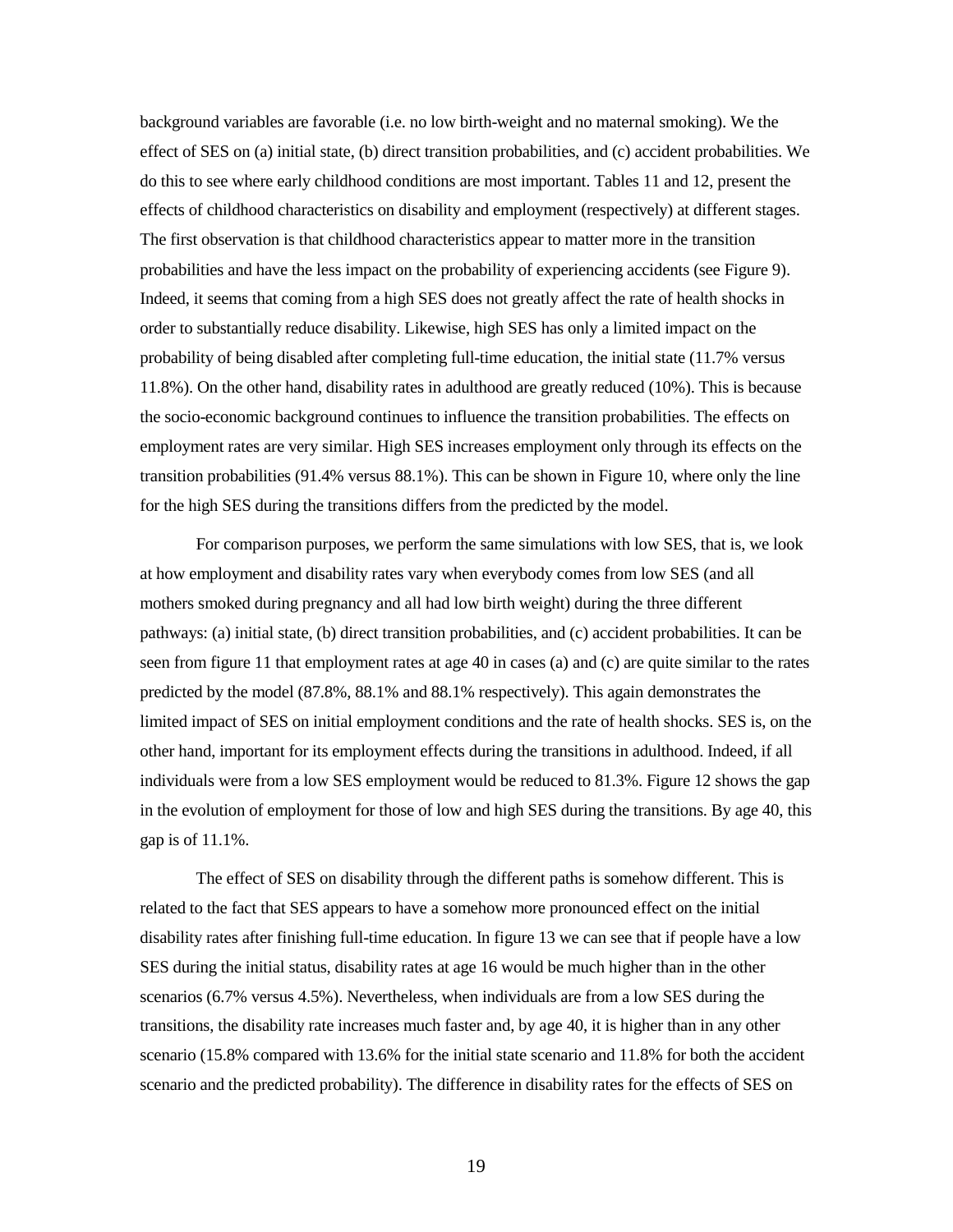background variables are favorable (i.e. no low birth-weight and no maternal smoking). We the effect of SES on (a) initial state, (b) direct transition probabilities, and (c) accident probabilities. We do this to see where early childhood conditions are most important. Tables 11 and 12, present the effects of childhood characteristics on disability and employment (respectively) at different stages. The first observation is that childhood characteristics appear to matter more in the transition probabilities and have the less impact on the probability of experiencing accidents (see Figure 9). Indeed, it seems that coming from a high SES does not greatly affect the rate of health shocks in order to substantially reduce disability. Likewise, high SES has only a limited impact on the probability of being disabled after completing full-time education, the initial state (11.7% versus 11.8%). On the other hand, disability rates in adulthood are greatly reduced (10%). This is because the socio-economic background continues to influence the transition probabilities. The effects on employment rates are very similar. High SES increases employment only through its effects on the transition probabilities (91.4% versus 88.1%). This can be shown in Figure 10, where only the line for the high SES during the transitions differs from the predicted by the model.

For comparison purposes, we perform the same simulations with low SES, that is, we look at how employment and disability rates vary when everybody comes from low SES (and all mothers smoked during pregnancy and all had low birth weight) during the three different pathways: (a) initial state, (b) direct transition probabilities, and (c) accident probabilities. It can be seen from figure 11 that employment rates at age 40 in cases (a) and (c) are quite similar to the rates predicted by the model (87.8%, 88.1% and 88.1% respectively). This again demonstrates the limited impact of SES on initial employment conditions and the rate of health shocks. SES is, on the other hand, important for its employment effects during the transitions in adulthood. Indeed, if all individuals were from a low SES employment would be reduced to 81.3%. Figure 12 shows the gap in the evolution of employment for those of low and high SES during the transitions. By age 40, this gap is of 11.1%.

The effect of SES on disability through the different paths is somehow different. This is related to the fact that SES appears to have a somehow more pronounced effect on the initial disability rates after finishing full-time education. In figure 13 we can see that if people have a low SES during the initial status, disability rates at age 16 would be much higher than in the other scenarios (6.7% versus 4.5%). Nevertheless, when individuals are from a low SES during the transitions, the disability rate increases much faster and, by age 40, it is higher than in any other scenario (15.8% compared with 13.6% for the initial state scenario and 11.8% for both the accident scenario and the predicted probability). The difference in disability rates for the effects of SES on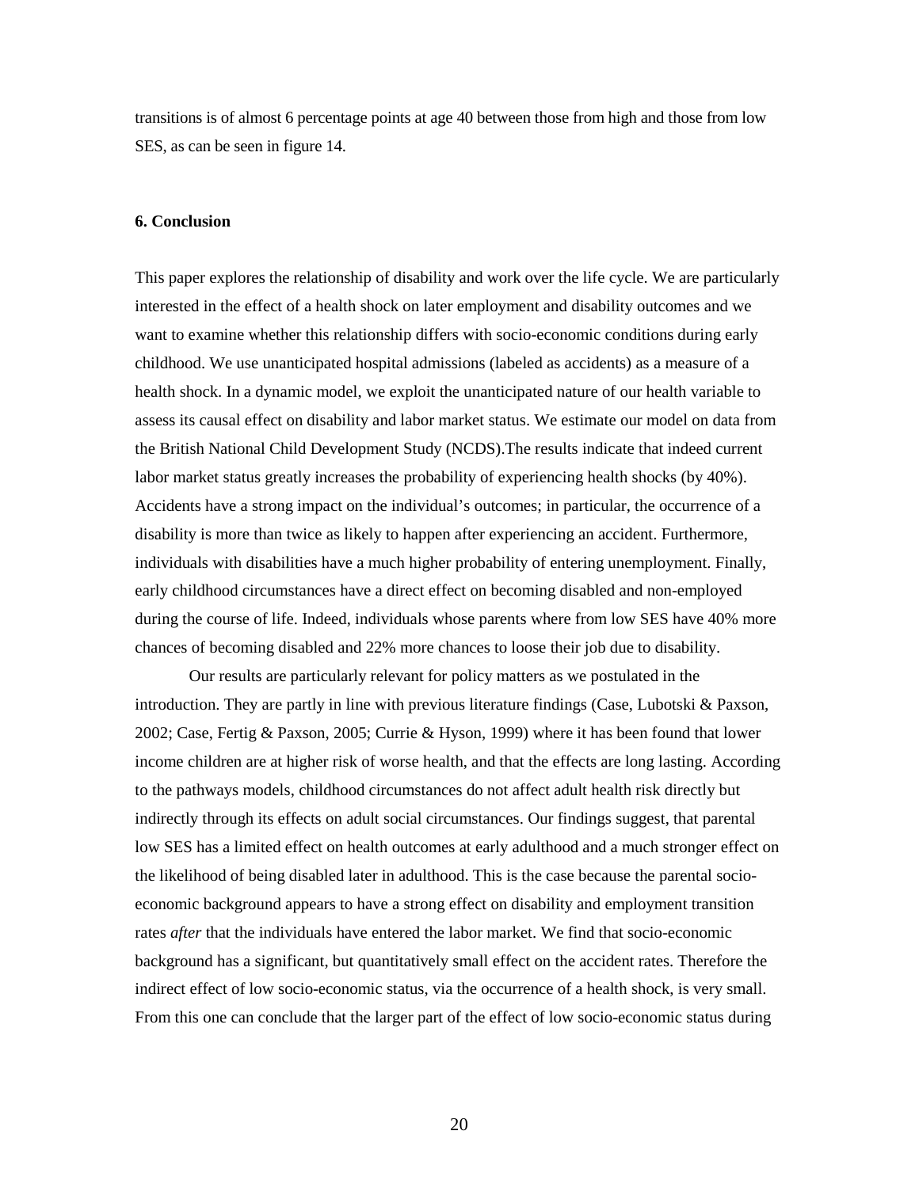transitions is of almost 6 percentage points at age 40 between those from high and those from low SES, as can be seen in figure 14.

## 6. Conclusion

This paper explores the relationship of disability and work over the life cycle. We are particularly interested in the effect of a health shock on later employment and disability outcomes and we want to examine whether this relationship differs with socio-economic conditions during early childhood. We use unanticipated hospital admissions (labeled as accidents) as a measure of a health shock. In a dynamic model, we exploit the unanticipated nature of our health variable to assess its causal effect on disability and labor market status. We estimate our model on data from the British National Child Development Study (NCDS).The results indicate that indeed current labor market status greatly increases the probability of experiencing health shocks (by 40%). Accidents have a strong impact on the individual's outcomes; in particular, the occurrence of a disability is more than twice as likely to happen after experiencing an accident. Furthermore, individuals with disabilities have a much higher probability of entering unemployment. Finally, early childhood circumstances have a direct effect on becoming disabled and non-employed during the course of life. Indeed, individuals whose parents where from low SES have 40% more chances of becoming disabled and 22% more chances to loose their job due to disability.

Our results are particularly relevant for policy matters as we postulated in the introduction. They are partly in line with previous literature findings (Case, Lubotski & Paxson, 2002; Case, Fertig & Paxson, 2005; Currie & Hyson, 1999) where it has been found that lower income children are at higher risk of worse health, and that the effects are long lasting. According to the pathways models, childhood circumstances do not affect adult health risk directly but indirectly through its effects on adult social circumstances. Our findings suggest, that parental low SES has a limited effect on health outcomes at early adulthood and a much stronger effect on the likelihood of being disabled later in adulthood. This is the case because the parental socio-economic background appears to have a strong effect on disability and employment transition rates *after* that the individuals have entered the labor market. We find that socio-economic background has a significant, but quantitatively small effect on the accident rates. Therefore the indirect effect of low socio-economic status, via the occurrence of a health shock, is very small. From this one can conclude that the larger part of the effect of low socio-economic status during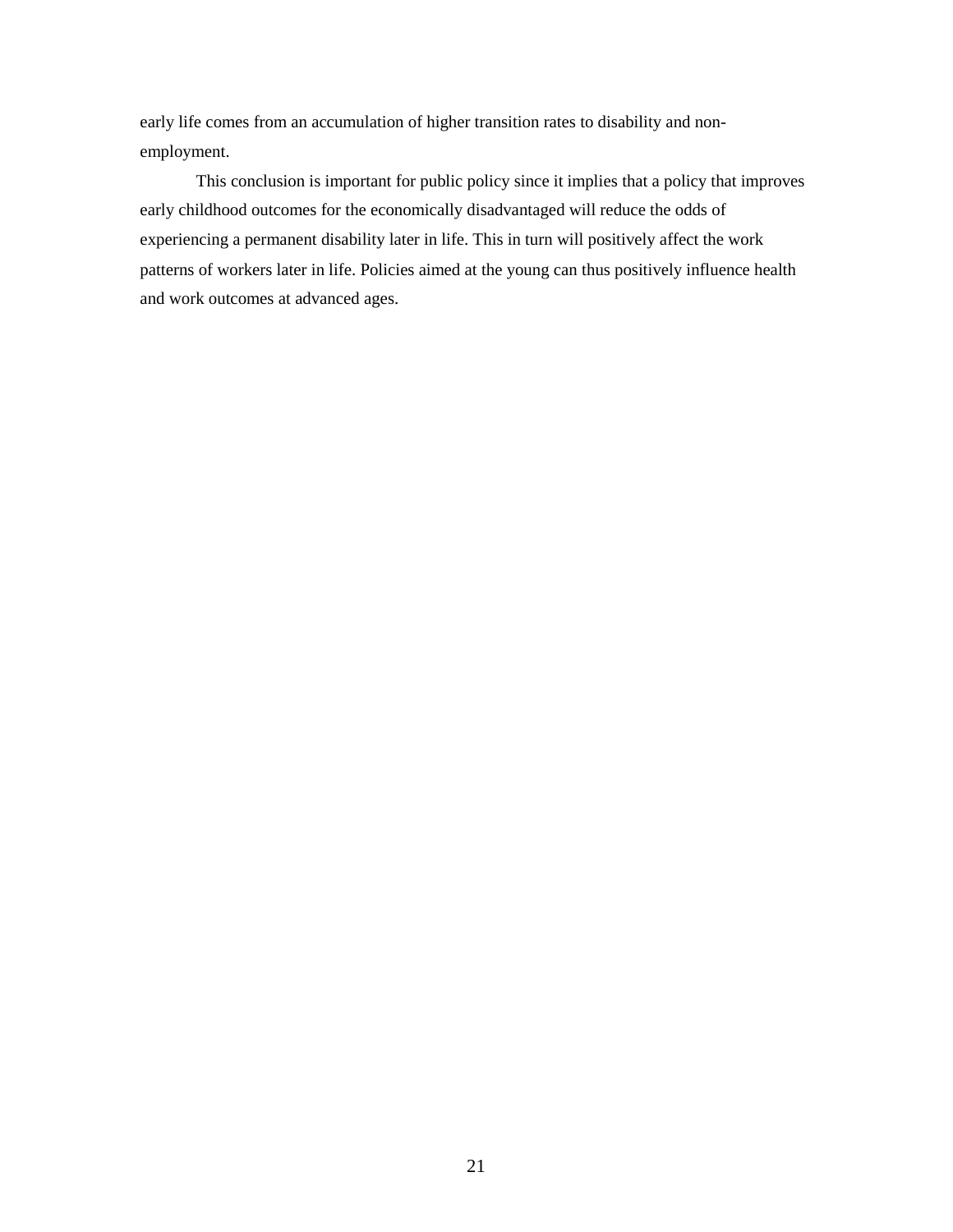early life comes from an accumulation of higher transition rates to disability and non-employment.

This conclusion is important for public policy since it implies that a policy that improves early childhood outcomes for the economically disadvantaged will reduce the odds of experiencing a permanent disability later in life. This in turn will positively affect the work patterns of workers later in life. Policies aimed at the young can thus positively influence health and work outcomes at advanced ages.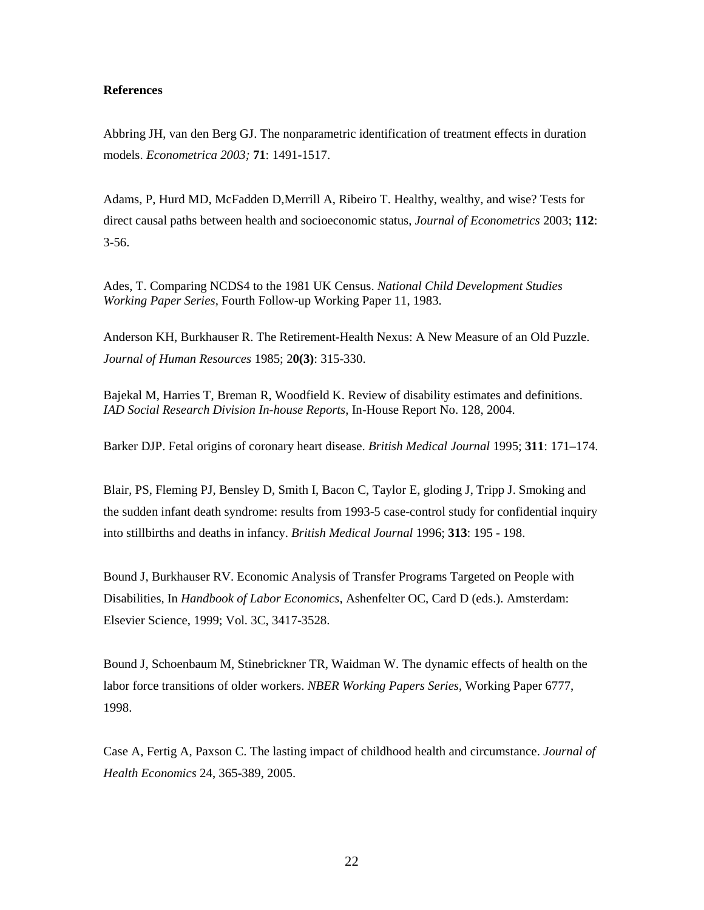**References**

Abbring JH, van den Berg GJ. The nonparametric identification of treatment effects in duration models. *Econometrica 2003;* **71**: 1491-1517.

Adams, P, Hurd MD, McFadden D,Merrill A, Ribeiro T. Healthy, wealthy, and wise? Tests for direct causal paths between health and socioeconomic status, *Journal of Econometrics* 2003; **112**: 3-56.

Ades, T. Comparing NCDS4 to the 1981 UK Census. *National Child Development Studies Working Paper Series*, Fourth Follow-up Working Paper 11, 1983.

Anderson KH, Burkhauser R. The Retirement-Health Nexus: A New Measure of an Old Puzzle. *Journal of Human Resources* 1985; 2**0(3)**: 315-330.

Bajekal M, Harries T, Breman R, Woodfield K. Review of disability estimates and definitions. *IAD Social Research Division In-house Reports*, In-House Report No. 128, 2004.

Barker DJP. Fetal origins of coronary heart disease. *British Medical Journal* 1995; **311**: 171–174.

Blair, PS, Fleming PJ, Bensley D, Smith I, Bacon C, Taylor E, gloding J, Tripp J. Smoking and the sudden infant death syndrome: results from 1993-5 case-control study for confidential inquiry into stillbirths and deaths in infancy. *British Medical Journal* 1996; **313**: 195 - 198.

Bound J, Burkhauser RV. Economic Analysis of Transfer Programs Targeted on People with Disabilities, In *Handbook of Labor Economics*, Ashenfelter OC, Card D (eds.). Amsterdam: Elsevier Science, 1999; Vol. 3C, 3417-3528.

Bound J, Schoenbaum M, Stinebrickner TR, Waidman W. The dynamic effects of health on the labor force transitions of older workers. *NBER Working Papers Series*, Working Paper 6777, 1998.

Case A, Fertig A, Paxson C. The lasting impact of childhood health and circumstance. *Journal of Health Economics* 24, 365-389, 2005.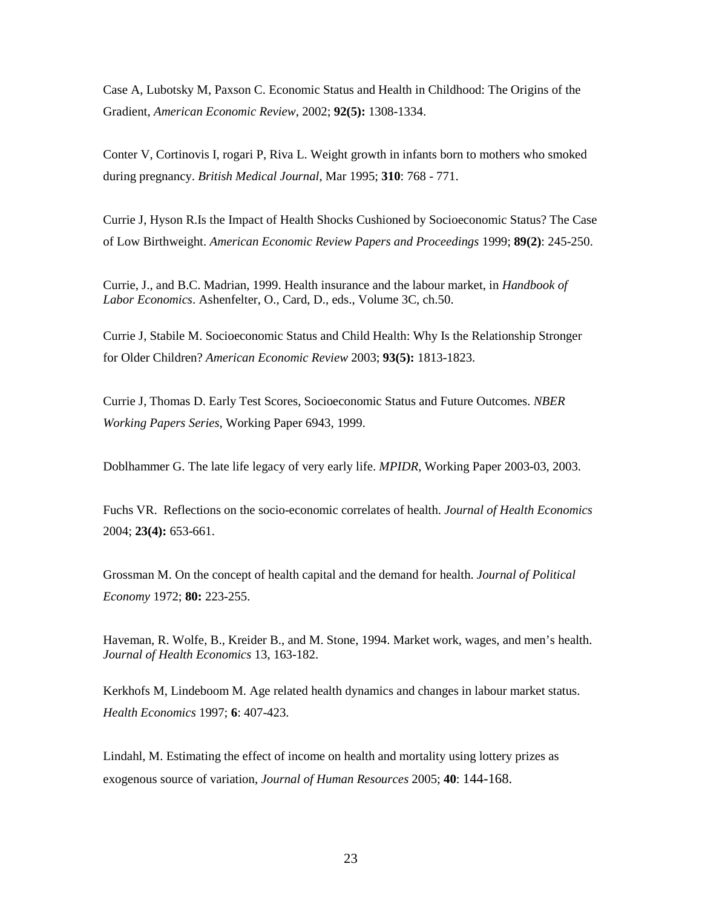Case A, Lubotsky M, Paxson C. Economic Status and Health in Childhood: The Origins of the Gradient, *American Economic Review*, 2002; **92(5):** 1308-1334.

Conter V, Cortinovis I, rogari P, Riva L. Weight growth in infants born to mothers who smoked during pregnancy. *British Medical Journal*, Mar 1995; **310**: 768 - 771.

Currie J, Hyson R.Is the Impact of Health Shocks Cushioned by Socioeconomic Status? The Case of Low Birthweight. *American Economic Review Papers and Proceedings* 1999; **89(2)**: 245-250.

Currie, J., and B.C. Madrian, 1999. Health insurance and the labour market, in *Handbook of Labor Economics*. Ashenfelter, O., Card, D., eds., Volume 3C, ch.50.

Currie J, Stabile M. Socioeconomic Status and Child Health: Why Is the Relationship Stronger for Older Children? *American Economic Review* 2003; **93(5):** 1813-1823.

Currie J, Thomas D. Early Test Scores, Socioeconomic Status and Future Outcomes. *NBER Working Papers Series*, Working Paper 6943, 1999.

Doblhammer G. The late life legacy of very early life. *MPIDR*, Working Paper 2003-03, 2003.

Fuchs VR. Reflections on the socio-economic correlates of health. *Journal of Health Economics* 2004; **23(4):** 653-661.

Grossman M. On the concept of health capital and the demand for health. *Journal of Political Economy* 1972; **80:** 223-255.

Haveman, R. Wolfe, B., Kreider B., and M. Stone, 1994. Market work, wages, and men's health. *Journal of Health Economics* 13, 163-182.

Kerkhofs M, Lindeboom M. Age related health dynamics and changes in labour market status. *Health Economics* 1997; **6**: 407-423.

Lindahl, M. Estimating the effect of income on health and mortality using lottery prizes as exogenous source of variation, *Journal of Human Resources* 2005; **40**: 144-168.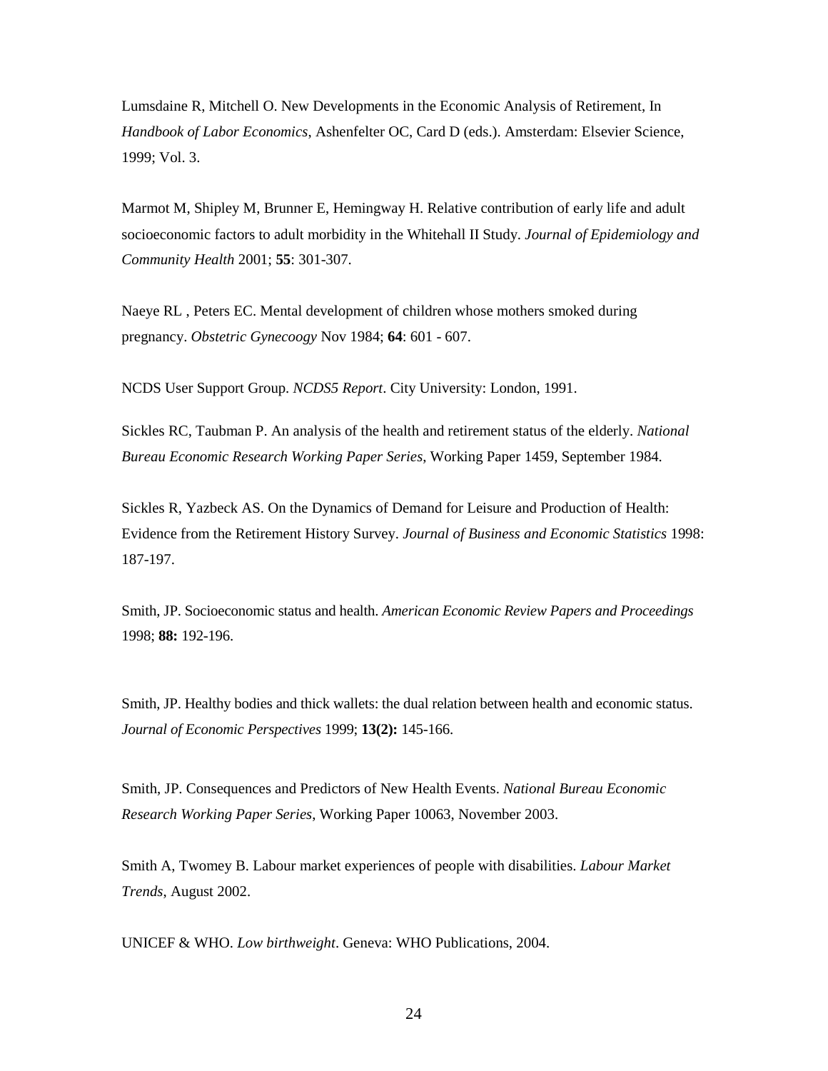Lumsdaine R, Mitchell O. New Developments in the Economic Analysis of Retirement, In *Handbook of Labor Economics*, Ashenfelter OC, Card D (eds.). Amsterdam: Elsevier Science, 1999; Vol. 3.

Marmot M, Shipley M, Brunner E, Hemingway H. Relative contribution of early life and adult socioeconomic factors to adult morbidity in the Whitehall II Study. *Journal of Epidemiology and Community Health* 2001; **55**: 301-307.

Naeye RL , Peters EC. Mental development of children whose mothers smoked during pregnancy. *Obstetric Gynecoogy* Nov 1984; **64**: 601 - 607.

NCDS User Support Group. *NCDS5 Report*. City University: London, 1991.

Sickles RC, Taubman P. An analysis of the health and retirement status of the elderly. *National Bureau Economic Research Working Paper Series*, Working Paper 1459, September 1984.

Sickles R, Yazbeck AS. On the Dynamics of Demand for Leisure and Production of Health: Evidence from the Retirement History Survey. *Journal of Business and Economic Statistics* 1998: 187-197.

Smith, JP. Socioeconomic status and health. *American Economic Review Papers and Proceedings* 1998; **88:** 192-196.

Smith, JP. Healthy bodies and thick wallets: the dual relation between health and economic status. *Journal of Economic Perspectives* 1999; **13(2):** 145-166.

Smith, JP. Consequences and Predictors of New Health Events. *National Bureau Economic Research Working Paper Series*, Working Paper 10063, November 2003.

Smith A, Twomey B. Labour market experiences of people with disabilities. *Labour Market Trends*, August 2002.

UNICEF & WHO. *Low birthweight*. Geneva: WHO Publications, 2004.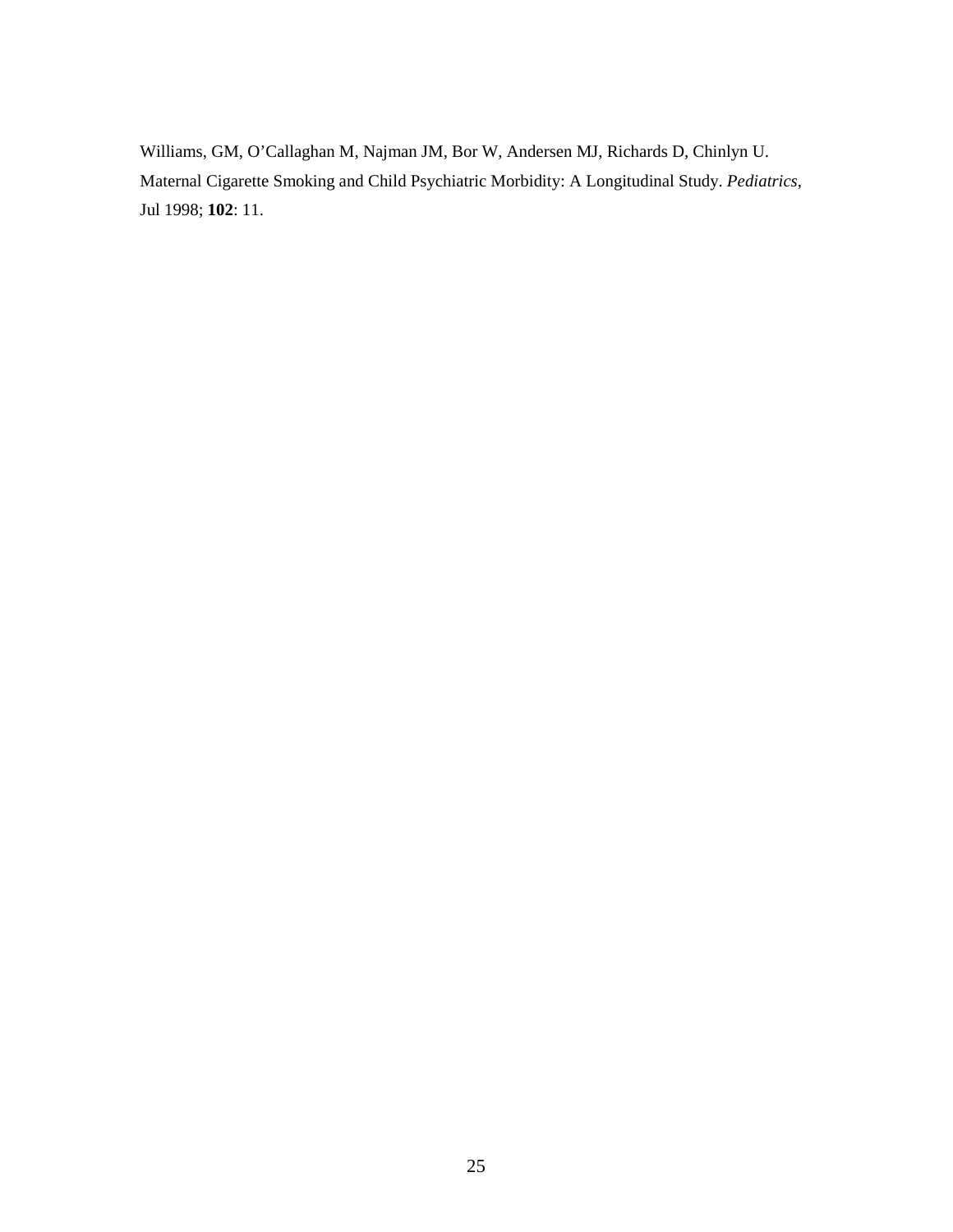Williams, GM, O'Callaghan M, Najman JM, Bor W, Andersen MJ, Richards D, Chinlyn U. Maternal Cigarette Smoking and Child Psychiatric Morbidity: A Longitudinal Study. *Pediatrics*, Jul 1998; **102**: 11.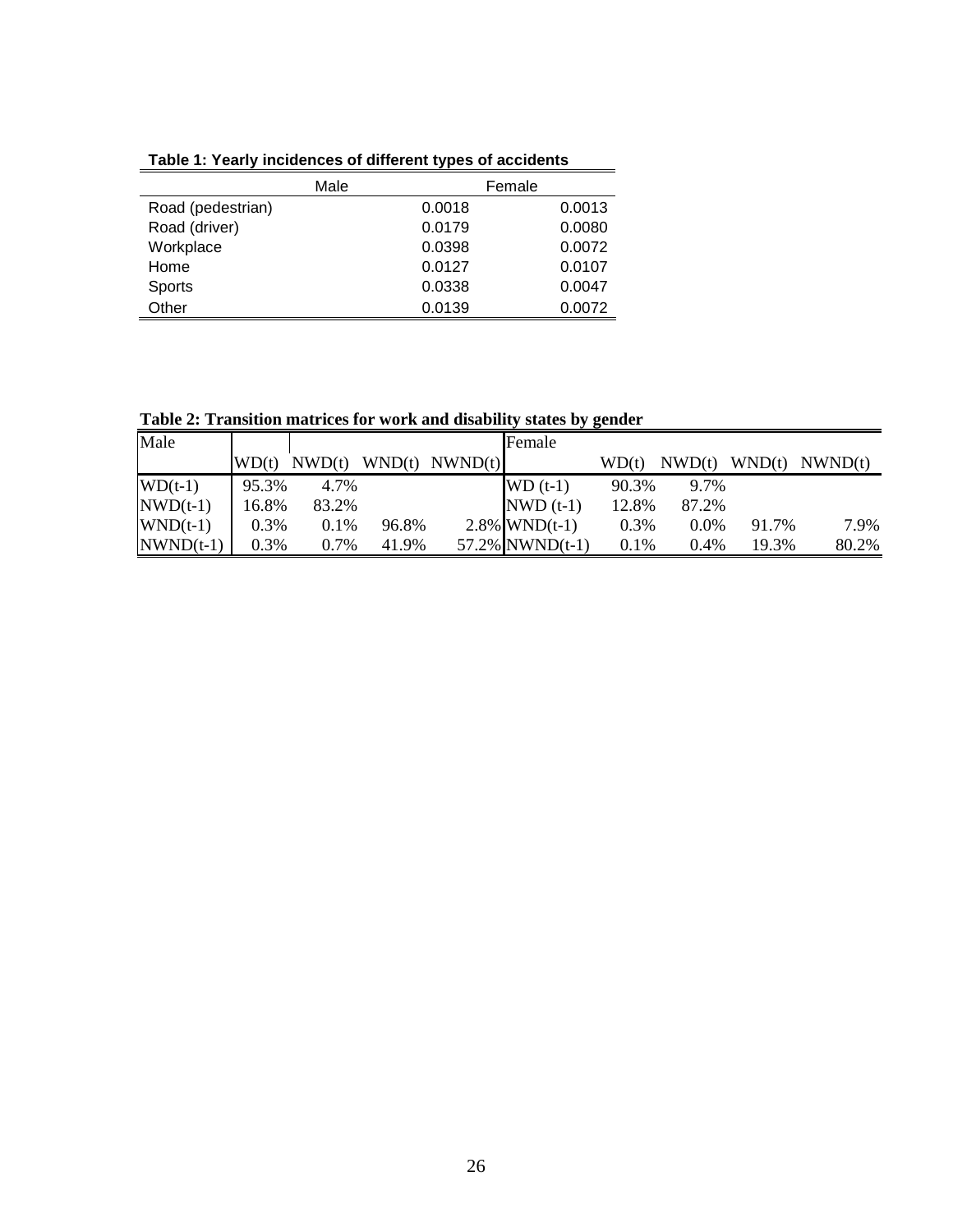**Table 1: Yearly incidences of different types of accidents**

| | Male | Female |
|---|---|---|
| Road (pedestrian) | 0.0018 | 0.0013 |
| Road (driver) | 0.0179 | 0.0080 |
| Workplace | 0.0398 | 0.0072 |
| Home | 0.0127 | 0.0107 |
| Sports | 0.0338 | 0.0047 |
| Other | 0.0139 | 0.0072 |

**Table 2: Transition matrices for work and disability states by gender**

| Male | | | | | Female | | | | |
|---|---|---|---|---|---|---|---|---|---|
| | WD(t) | NWD(t) | WND(t) | NWND(t) | | WD(t) | NWD(t) | WND(t) | NWND(t) |
| WD(t-1) | 95.3% | 4.7% | | | WD (t-1) | 90.3% | 9.7% | | |
| NWD(t-1) | 16.8% | 83.2% | | | NWD (t-1) | 12.8% | 87.2% | | |
| WND(t-1) | 0.3% | 0.1% | 96.8% | 2.8% | WND(t-1) | 0.3% | 0.0% | 91.7% | 7.9% |
| NWND(t-1) | 0.3% | 0.7% | 41.9% | 57.2% | NWND(t-1) | 0.1% | 0.4% | 19.3% | 80.2% |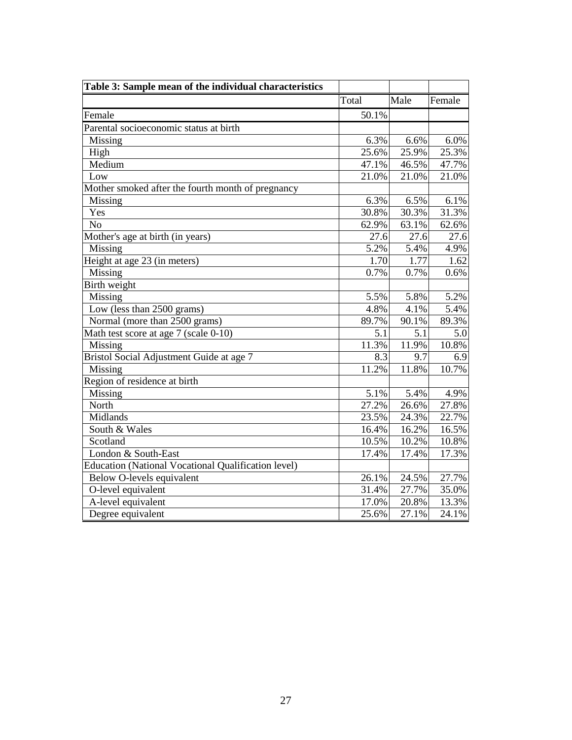| Table 3: Sample mean of the individual characteristics | | | |
|---|---|---|---|
| | Total | Male | Female |
| Female | 50.1% | | |
| Parental socioeconomic status at birth | | | |
| Missing | 6.3% | 6.6% | 6.0% |
| High | 25.6% | 25.9% | 25.3% |
| Medium | 47.1% | 46.5% | 47.7% |
| Low | 21.0% | 21.0% | 21.0% |
| Mother smoked after the fourth month of pregnancy | | | |
| Missing | 6.3% | 6.5% | 6.1% |
| Yes | 30.8% | 30.3% | 31.3% |
| No | 62.9% | 63.1% | 62.6% |
| Mother's age at birth (in years) | 27.6 | 27.6 | 27.6 |
| Missing | 5.2% | 5.4% | 4.9% |
| Height at age 23 (in meters) | 1.70 | 1.77 | 1.62 |
| Missing | 0.7% | 0.7% | 0.6% |
| Birth weight | | | |
| Missing | 5.5% | 5.8% | 5.2% |
| Low (less than 2500 grams) | 4.8% | 4.1% | 5.4% |
| Normal (more than 2500 grams) | 89.7% | 90.1% | 89.3% |
| Math test score at age 7 (scale 0-10) | 5.1 | 5.1 | 5.0 |
| Missing | 11.3% | 11.9% | 10.8% |
| Bristol Social Adjustment Guide at age 7 | 8.3 | 9.7 | 6.9 |
| Missing | 11.2% | 11.8% | 10.7% |
| Region of residence at birth | | | |
| Missing | 5.1% | 5.4% | 4.9% |
| North | 27.2% | 26.6% | 27.8% |
| Midlands | 23.5% | 24.3% | 22.7% |
| South & Wales | 16.4% | 16.2% | 16.5% |
| Scotland | 10.5% | 10.2% | 10.8% |
| London & South-East | 17.4% | 17.4% | 17.3% |
| Education (National Vocational Qualification level) | | | |
| Below O-levels equivalent | 26.1% | 24.5% | 27.7% |
| O-level equivalent | 31.4% | 27.7% | 35.0% |
| A-level equivalent | 17.0% | 20.8% | 13.3% |
| Degree equivalent | 25.6% | 27.1% | 24.1% |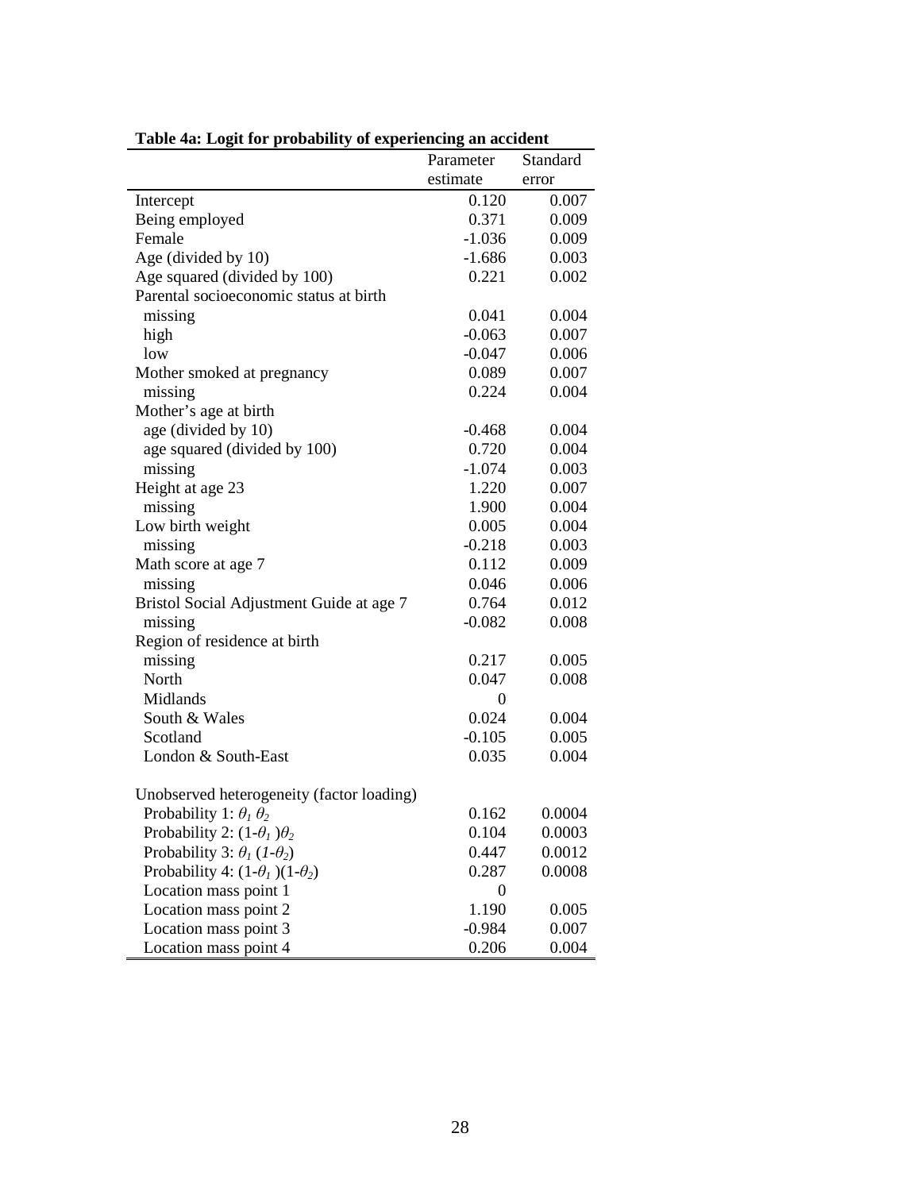**Table 4a: Logit for probability of experiencing an accident**

| | Parameter estimate | Standard error |
|---|---|---|
| Intercept | 0.120 | 0.007 |
| Being employed | 0.371 | 0.009 |
| Female | -1.036 | 0.009 |
| Age (divided by 10) | -1.686 | 0.003 |
| Age squared (divided by 100) | 0.221 | 0.002 |
| Parental socioeconomic status at birth | | |
| missing | 0.041 | 0.004 |
| high | -0.063 | 0.007 |
| low | -0.047 | 0.006 |
| Mother smoked at pregnancy | 0.089 | 0.007 |
| missing | 0.224 | 0.004 |
| Mother's age at birth | | |
| age (divided by 10) | -0.468 | 0.004 |
| age squared (divided by 100) | 0.720 | 0.004 |
| missing | -1.074 | 0.003 |
| Height at age 23 | 1.220 | 0.007 |
| missing | 1.900 | 0.004 |
| Low birth weight | 0.005 | 0.004 |
| missing | -0.218 | 0.003 |
| Math score at age 7 | 0.112 | 0.009 |
| missing | 0.046 | 0.006 |
| Bristol Social Adjustment Guide at age 7 | 0.764 | 0.012 |
| missing | -0.082 | 0.008 |
| Region of residence at birth | | |
| missing | 0.217 | 0.005 |
| North | 0.047 | 0.008 |
| Midlands | 0 | |
| South & Wales | 0.024 | 0.004 |
| Scotland | -0.105 | 0.005 |
| London & South-East | 0.035 | 0.004 |
| | | |
| Unobserved heterogeneity (factor loading) | | |
| Probability 1: $\theta_1 \theta_2$ | 0.162 | 0.0004 |
| Probability 2: $(1-\theta_1)\theta_2$ | 0.104 | 0.0003 |
| Probability 3: $\theta_1 (1-\theta_2)$ | 0.447 | 0.0012 |
| Probability 4: $(1-\theta_1)(1-\theta_2)$ | 0.287 | 0.0008 |
| Location mass point 1 | 0 | |
| Location mass point 2 | 1.190 | 0.005 |
| Location mass point 3 | -0.984 | 0.007 |
| Location mass point 4 | 0.206 | 0.004 |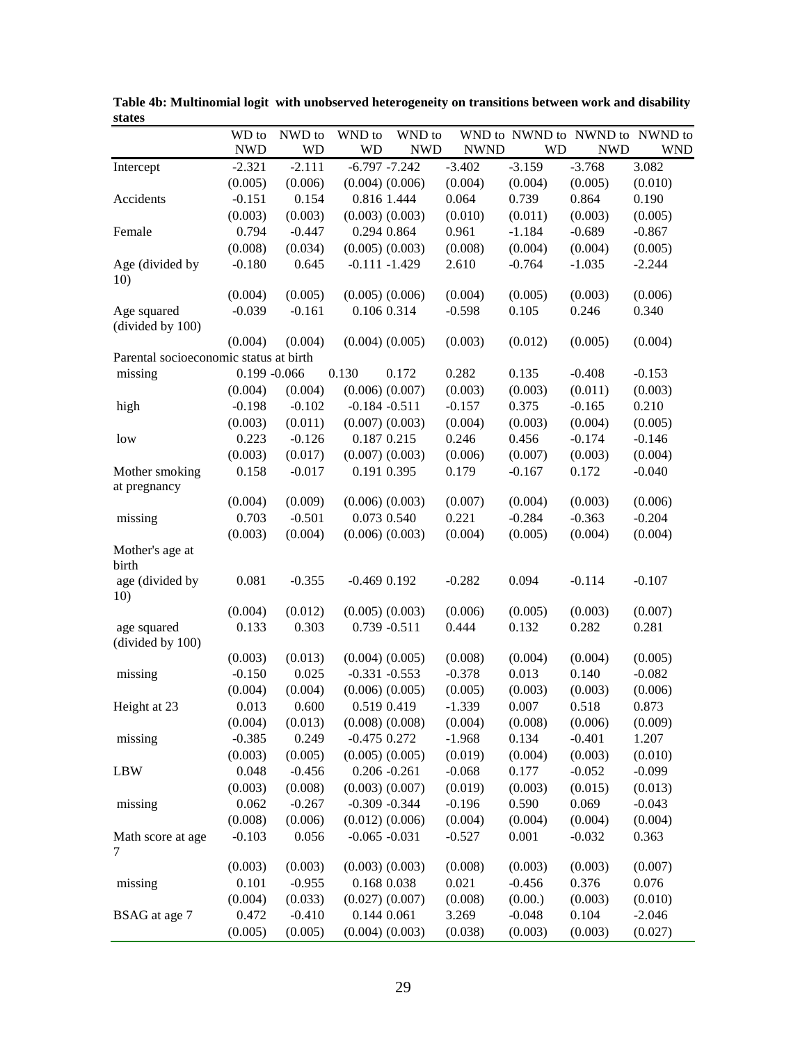**Table 4b: Multinomial logit with unobserved heterogeneity on transitions between work and disability states**

| | WD to NWD | NWD to WD | WND to WD | WND to NWD | WND to NWND | NWND to WD | NWND to NWD | NWND to WND |
|---|---|---|---|---|---|---|---|---|
| Intercept | -2.321 | -2.111 | -6.797 | -7.242 | -3.402 | -3.159 | -3.768 | 3.082 |
| | (0.005) | (0.006) | (0.004) | (0.006) | (0.004) | (0.004) | (0.005) | (0.010) |
| Accidents | -0.151 | 0.154 | 0.816 | 1.444 | 0.064 | 0.739 | 0.864 | 0.190 |
| | (0.003) | (0.003) | (0.003) | (0.003) | (0.010) | (0.011) | (0.003) | (0.005) |
| Female | 0.794 | -0.447 | 0.294 | 0.864 | 0.961 | -1.184 | -0.689 | -0.867 |
| | (0.008) | (0.034) | (0.005) | (0.003) | (0.008) | (0.004) | (0.004) | (0.005) |
| Age (divided by 10) | -0.180 | 0.645 | -0.111 | -1.429 | 2.610 | -0.764 | -1.035 | -2.244 |
| | (0.004) | (0.005) | (0.005) | (0.006) | (0.004) | (0.005) | (0.003) | (0.006) |
| Age squared (divided by 100) | -0.039 | -0.161 | 0.106 | 0.314 | -0.598 | 0.105 | 0.246 | 0.340 |
| | (0.004) | (0.004) | (0.004) | (0.005) | (0.003) | (0.012) | (0.005) | (0.004) |
| Parental socioeconomic status at birth | | | | | | | | |
| missing | 0.199 | -0.066 | 0.130 | 0.172 | 0.282 | 0.135 | -0.408 | -0.153 |
| | (0.004) | (0.004) | (0.006) | (0.007) | (0.003) | (0.003) | (0.011) | (0.003) |
| high | -0.198 | -0.102 | -0.184 | -0.511 | -0.157 | 0.375 | -0.165 | 0.210 |
| | (0.003) | (0.011) | (0.007) | (0.003) | (0.004) | (0.003) | (0.004) | (0.005) |
| low | 0.223 | -0.126 | 0.187 | 0.215 | 0.246 | 0.456 | -0.174 | -0.146 |
| | (0.003) | (0.017) | (0.007) | (0.003) | (0.006) | (0.007) | (0.003) | (0.004) |
| Mother smoking at pregnancy | 0.158 | -0.017 | 0.191 | 0.395 | 0.179 | -0.167 | 0.172 | -0.040 |
| | (0.004) | (0.009) | (0.006) | (0.003) | (0.007) | (0.004) | (0.003) | (0.006) |
| missing | 0.703 | -0.501 | 0.073 | 0.540 | 0.221 | -0.284 | -0.363 | -0.204 |
| | (0.003) | (0.004) | (0.006) | (0.003) | (0.004) | (0.005) | (0.004) | (0.004) |
| Mother's age at birth | | | | | | | | |
| age (divided by 10) | 0.081 | -0.355 | -0.469 | 0.192 | -0.282 | 0.094 | -0.114 | -0.107 |
| | (0.004) | (0.012) | (0.005) | (0.003) | (0.006) | (0.005) | (0.003) | (0.007) |
| age squared (divided by 100) | 0.133 | 0.303 | 0.739 | -0.511 | 0.444 | 0.132 | 0.282 | 0.281 |
| | (0.003) | (0.013) | (0.004) | (0.005) | (0.008) | (0.004) | (0.004) | (0.005) |
| missing | -0.150 | 0.025 | -0.331 | -0.553 | -0.378 | 0.013 | 0.140 | -0.082 |
| | (0.004) | (0.004) | (0.006) | (0.005) | (0.005) | (0.003) | (0.003) | (0.006) |
| Height at 23 | 0.013 | 0.600 | 0.519 | 0.419 | -1.339 | 0.007 | 0.518 | 0.873 |
| | (0.004) | (0.013) | (0.008) | (0.008) | (0.004) | (0.008) | (0.006) | (0.009) |
| missing | -0.385 | 0.249 | -0.475 | 0.272 | -1.968 | 0.134 | -0.401 | 1.207 |
| | (0.003) | (0.005) | (0.005) | (0.005) | (0.019) | (0.004) | (0.003) | (0.010) |
| LBW | 0.048 | -0.456 | 0.206 | -0.261 | -0.068 | 0.177 | -0.052 | -0.099 |
| | (0.003) | (0.008) | (0.003) | (0.007) | (0.019) | (0.003) | (0.015) | (0.013) |
| missing | 0.062 | -0.267 | -0.309 | -0.344 | -0.196 | 0.590 | 0.069 | -0.043 |
| | (0.008) | (0.006) | (0.012) | (0.006) | (0.004) | (0.004) | (0.004) | (0.004) |
| Math score at age 7 | -0.103 | 0.056 | -0.065 | -0.031 | -0.527 | 0.001 | -0.032 | 0.363 |
| | (0.003) | (0.003) | (0.003) | (0.003) | (0.008) | (0.003) | (0.003) | (0.007) |
| missing | 0.101 | -0.955 | 0.168 | 0.038 | 0.021 | -0.456 | 0.376 | 0.076 |
| | (0.004) | (0.033) | (0.027) | (0.007) | (0.008) | (0.00.) | (0.003) | (0.010) |
| BSAG at age 7 | 0.472 | -0.410 | 0.144 | 0.061 | 3.269 | -0.048 | 0.104 | -2.046 |
| | (0.005) | (0.005) | (0.004) | (0.003) | (0.038) | (0.003) | (0.003) | (0.027) |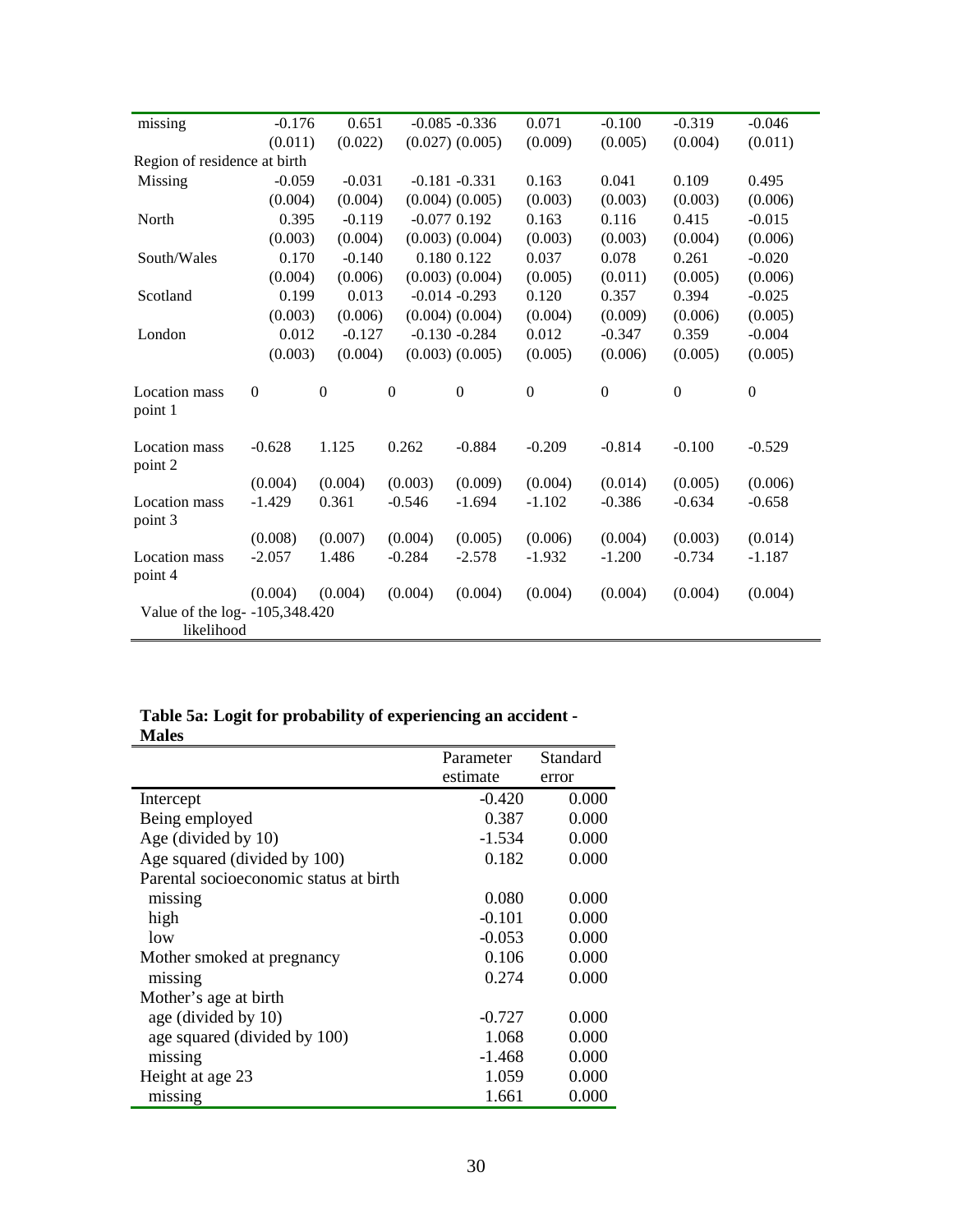| | | | | | | | | |
|---|---|---|---|---|---|---|---|---|
| missing | -0.176 | 0.651 | -0.085 | -0.336 | 0.071 | -0.100 | -0.319 | -0.046 |
| | (0.011) | (0.022) | (0.027) | (0.005) | (0.009) | (0.005) | (0.004) | (0.011) |
| Region of residence at birth | | | | | | | | |
| Missing | -0.059 | -0.031 | -0.181 | -0.331 | 0.163 | 0.041 | 0.109 | 0.495 |
| | (0.004) | (0.004) | (0.004) | (0.005) | (0.003) | (0.003) | (0.003) | (0.006) |
| North | 0.395 | -0.119 | -0.077 | 0.192 | 0.163 | 0.116 | 0.415 | -0.015 |
| | (0.003) | (0.004) | (0.003) | (0.004) | (0.003) | (0.003) | (0.004) | (0.006) |
| South/Wales | 0.170 | -0.140 | 0.180 | 0.122 | 0.037 | 0.078 | 0.261 | -0.020 |
| | (0.004) | (0.006) | (0.003) | (0.004) | (0.005) | (0.011) | (0.005) | (0.006) |
| Scotland | 0.199 | 0.013 | -0.014 | -0.293 | 0.120 | 0.357 | 0.394 | -0.025 |
| | (0.003) | (0.006) | (0.004) | (0.004) | (0.004) | (0.009) | (0.006) | (0.005) |
| London | 0.012 | -0.127 | -0.130 | -0.284 | 0.012 | -0.347 | 0.359 | -0.004 |
| | (0.003) | (0.004) | (0.003) | (0.005) | (0.005) | (0.006) | (0.005) | (0.005) |
| Location mass point 1 | 0 | 0 | 0 | 0 | 0 | 0 | 0 | 0 |
| Location mass point 2 | -0.628 | 1.125 | 0.262 | -0.884 | -0.209 | -0.814 | -0.100 | -0.529 |
| | (0.004) | (0.004) | (0.003) | (0.009) | (0.004) | (0.014) | (0.005) | (0.006) |
| Location mass point 3 | -1.429 | 0.361 | -0.546 | -1.694 | -1.102 | -0.386 | -0.634 | -0.658 |
| | (0.008) | (0.007) | (0.004) | (0.005) | (0.006) | (0.004) | (0.003) | (0.014) |
| Location mass point 4 | -2.057 | 1.486 | -0.284 | -2.578 | -1.932 | -1.200 | -0.734 | -1.187 |
| | (0.004) | (0.004) | (0.004) | (0.004) | (0.004) | (0.004) | (0.004) | (0.004) |
| Value of the log-likelihood | -105,348.420 | | | | | | | |

**Table 5a: Logit for probability of experiencing an accident - Males**

| | Parameter estimate | Standard error |
|---|---|---|
| Intercept | -0.420 | 0.000 |
| Being employed | 0.387 | 0.000 |
| Age (divided by 10) | -1.534 | 0.000 |
| Age squared (divided by 100) | 0.182 | 0.000 |
| Parental socioeconomic status at birth | | |
| missing | 0.080 | 0.000 |
| high | -0.101 | 0.000 |
| low | -0.053 | 0.000 |
| Mother smoked at pregnancy | 0.106 | 0.000 |
| missing | 0.274 | 0.000 |
| Mother's age at birth | | |
| age (divided by 10) | -0.727 | 0.000 |
| age squared (divided by 100) | 1.068 | 0.000 |
| missing | -1.468 | 0.000 |
| Height at age 23 | 1.059 | 0.000 |
| missing | 1.661 | 0.000 |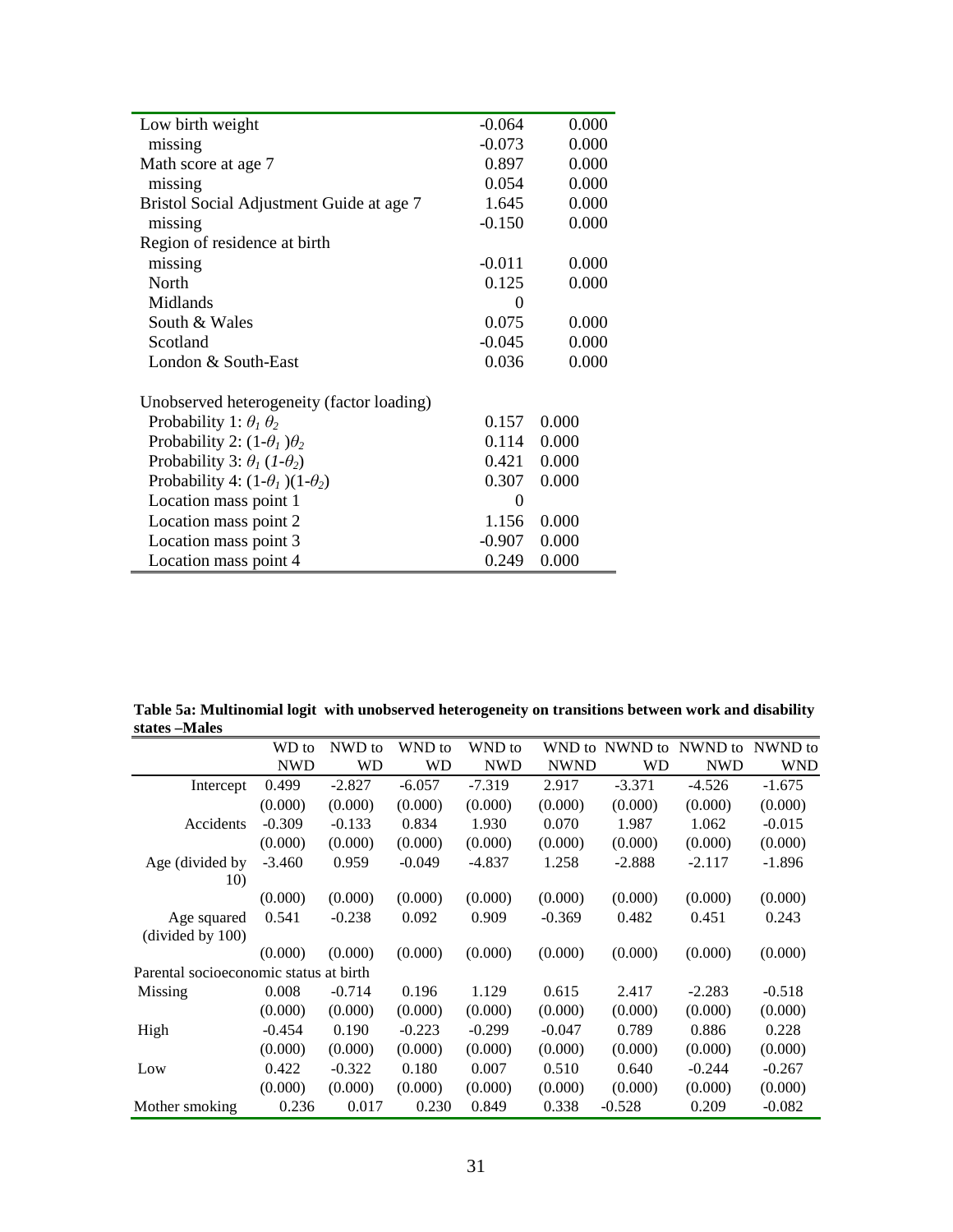| | | |
|---|---|---|
| Low birth weight | -0.064 | 0.000 |
| missing | -0.073 | 0.000 |
| Math score at age 7 | 0.897 | 0.000 |
| missing | 0.054 | 0.000 |
| Bristol Social Adjustment Guide at age 7 | 1.645 | 0.000 |
| missing | -0.150 | 0.000 |
| Region of residence at birth | | |
| missing | -0.011 | 0.000 |
| North | 0.125 | 0.000 |
| Midlands | 0 | |
| South & Wales | 0.075 | 0.000 |
| Scotland | -0.045 | 0.000 |
| London & South-East | 0.036 | 0.000 |
| | | |
| Unobserved heterogeneity (factor loading) | | |
| Probability 1: $\theta_1\ \theta_2$ | 0.157 | 0.000 |
| Probability 2: $(1-\theta_1)\theta_2$ | 0.114 | 0.000 |
| Probability 3: $\theta_1\ (1-\theta_2)$ | 0.421 | 0.000 |
| Probability 4: $(1-\theta_1)(1-\theta_2)$ | 0.307 | 0.000 |
| Location mass point 1 | 0 | |
| Location mass point 2 | 1.156 | 0.000 |
| Location mass point 3 | -0.907 | 0.000 |
| Location mass point 4 | 0.249 | 0.000 |

**Table 5a: Multinomial logit with unobserved heterogeneity on transitions between work and disability states –Males**

| | WD to NWD | NWD to WD | WND to WD | WND to NWD | WND to NWND | NWND to WD | NWND to NWD | NWND to WND |
|---|---|---|---|---|---|---|---|---|
| Intercept | 0.499 | -2.827 | -6.057 | -7.319 | 2.917 | -3.371 | -4.526 | -1.675 |
| | (0.000) | (0.000) | (0.000) | (0.000) | (0.000) | (0.000) | (0.000) | (0.000) |
| Accidents | -0.309 | -0.133 | 0.834 | 1.930 | 0.070 | 1.987 | 1.062 | -0.015 |
| | (0.000) | (0.000) | (0.000) | (0.000) | (0.000) | (0.000) | (0.000) | (0.000) |
| Age (divided by 10) | -3.460 | 0.959 | -0.049 | -4.837 | 1.258 | -2.888 | -2.117 | -1.896 |
| | (0.000) | (0.000) | (0.000) | (0.000) | (0.000) | (0.000) | (0.000) | (0.000) |
| Age squared (divided by 100) | 0.541 | -0.238 | 0.092 | 0.909 | -0.369 | 0.482 | 0.451 | 0.243 |
| | (0.000) | (0.000) | (0.000) | (0.000) | (0.000) | (0.000) | (0.000) | (0.000) |
| Parental socioeconomic status at birth | | | | | | | | |
| Missing | 0.008 | -0.714 | 0.196 | 1.129 | 0.615 | 2.417 | -2.283 | -0.518 |
| | (0.000) | (0.000) | (0.000) | (0.000) | (0.000) | (0.000) | (0.000) | (0.000) |
| High | -0.454 | 0.190 | -0.223 | -0.299 | -0.047 | 0.789 | 0.886 | 0.228 |
| | (0.000) | (0.000) | (0.000) | (0.000) | (0.000) | (0.000) | (0.000) | (0.000) |
| Low | 0.422 | -0.322 | 0.180 | 0.007 | 0.510 | 0.640 | -0.244 | -0.267 |
| | (0.000) | (0.000) | (0.000) | (0.000) | (0.000) | (0.000) | (0.000) | (0.000) |
| Mother smoking | 0.236 | 0.017 | 0.230 | 0.849 | 0.338 | -0.528 | 0.209 | -0.082 |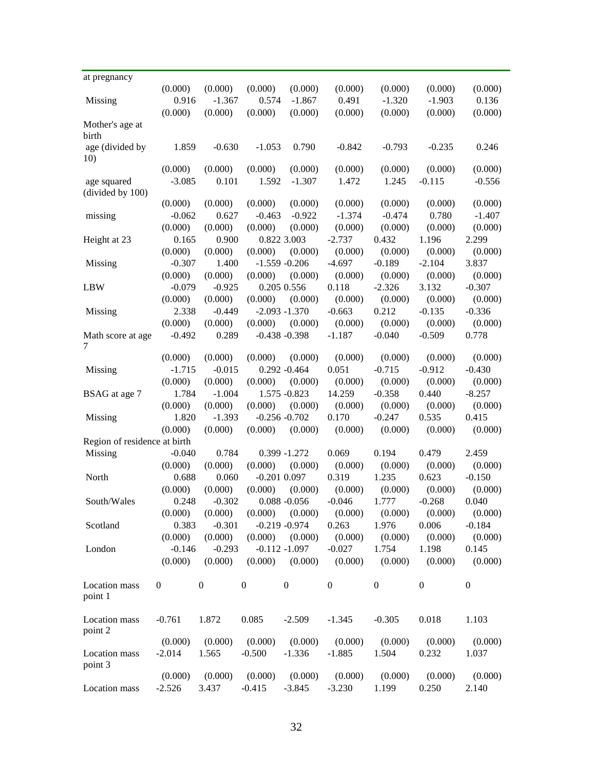| at pregnancy | | | | | | | | |
|---|---|---|---|---|---|---|---|---|
| | (0.000) | (0.000) | (0.000) | (0.000) | (0.000) | (0.000) | (0.000) | (0.000) |
| Missing | 0.916 | -1.367 | 0.574 | -1.867 | 0.491 | -1.320 | -1.903 | 0.136 |
| | (0.000) | (0.000) | (0.000) | (0.000) | (0.000) | (0.000) | (0.000) | (0.000) |
| Mother's age at birth | | | | | | | | |
| age (divided by 10) | 1.859 | -0.630 | -1.053 | 0.790 | -0.842 | -0.793 | -0.235 | 0.246 |
| | (0.000) | (0.000) | (0.000) | (0.000) | (0.000) | (0.000) | (0.000) | (0.000) |
| age squared (divided by 100) | -3.085 | 0.101 | 1.592 | -1.307 | 1.472 | 1.245 | -0.115 | -0.556 |
| | (0.000) | (0.000) | (0.000) | (0.000) | (0.000) | (0.000) | (0.000) | (0.000) |
| missing | -0.062 | 0.627 | -0.463 | -0.922 | -1.374 | -0.474 | 0.780 | -1.407 |
| | (0.000) | (0.000) | (0.000) | (0.000) | (0.000) | (0.000) | (0.000) | (0.000) |
| Height at 23 | 0.165 | 0.900 | 0.822 | 3.003 | -2.737 | 0.432 | 1.196 | 2.299 |
| | (0.000) | (0.000) | (0.000) | (0.000) | (0.000) | (0.000) | (0.000) | (0.000) |
| Missing | -0.307 | 1.400 | -1.559 | -0.206 | -4.697 | -0.189 | -2.104 | 3.837 |
| | (0.000) | (0.000) | (0.000) | (0.000) | (0.000) | (0.000) | (0.000) | (0.000) |
| LBW | -0.079 | -0.925 | 0.205 | 0.556 | 0.118 | -2.326 | 3.132 | -0.307 |
| | (0.000) | (0.000) | (0.000) | (0.000) | (0.000) | (0.000) | (0.000) | (0.000) |
| Missing | 2.338 | -0.449 | -2.093 | -1.370 | -0.663 | 0.212 | -0.135 | -0.336 |
| | (0.000) | (0.000) | (0.000) | (0.000) | (0.000) | (0.000) | (0.000) | (0.000) |
| Math score at age 7 | -0.492 | 0.289 | -0.438 | -0.398 | -1.187 | -0.040 | -0.509 | 0.778 |
| | (0.000) | (0.000) | (0.000) | (0.000) | (0.000) | (0.000) | (0.000) | (0.000) |
| Missing | -1.715 | -0.015 | 0.292 | -0.464 | 0.051 | -0.715 | -0.912 | -0.430 |
| | (0.000) | (0.000) | (0.000) | (0.000) | (0.000) | (0.000) | (0.000) | (0.000) |
| BSAG at age 7 | 1.784 | -1.004 | 1.575 | -0.823 | 14.259 | -0.358 | 0.440 | -8.257 |
| | (0.000) | (0.000) | (0.000) | (0.000) | (0.000) | (0.000) | (0.000) | (0.000) |
| Missing | 1.820 | -1.393 | -0.256 | -0.702 | 0.170 | -0.247 | 0.535 | 0.415 |
| | (0.000) | (0.000) | (0.000) | (0.000) | (0.000) | (0.000) | (0.000) | (0.000) |
| Region of residence at birth | | | | | | | | |
| Missing | -0.040 | 0.784 | 0.399 | -1.272 | 0.069 | 0.194 | 0.479 | 2.459 |
| | (0.000) | (0.000) | (0.000) | (0.000) | (0.000) | (0.000) | (0.000) | (0.000) |
| North | 0.688 | 0.060 | -0.201 | 0.097 | 0.319 | 1.235 | 0.623 | -0.150 |
| | (0.000) | (0.000) | (0.000) | (0.000) | (0.000) | (0.000) | (0.000) | (0.000) |
| South/Wales | 0.248 | -0.302 | 0.088 | -0.056 | -0.046 | 1.777 | -0.268 | 0.040 |
| | (0.000) | (0.000) | (0.000) | (0.000) | (0.000) | (0.000) | (0.000) | (0.000) |
| Scotland | 0.383 | -0.301 | -0.219 | -0.974 | 0.263 | 1.976 | 0.006 | -0.184 |
| | (0.000) | (0.000) | (0.000) | (0.000) | (0.000) | (0.000) | (0.000) | (0.000) |
| London | -0.146 | -0.293 | -0.112 | -1.097 | -0.027 | 1.754 | 1.198 | 0.145 |
| | (0.000) | (0.000) | (0.000) | (0.000) | (0.000) | (0.000) | (0.000) | (0.000) |
| Location mass point 1 | 0 | 0 | 0 | 0 | 0 | 0 | 0 | 0 |
| Location mass point 2 | -0.761 | 1.872 | 0.085 | -2.509 | -1.345 | -0.305 | 0.018 | 1.103 |
| | (0.000) | (0.000) | (0.000) | (0.000) | (0.000) | (0.000) | (0.000) | (0.000) |
| Location mass point 3 | -2.014 | 1.565 | -0.500 | -1.336 | -1.885 | 1.504 | 0.232 | 1.037 |
| | (0.000) | (0.000) | (0.000) | (0.000) | (0.000) | (0.000) | (0.000) | (0.000) |
| Location mass | -2.526 | 3.437 | -0.415 | -3.845 | -3.230 | 1.199 | 0.250 | 2.140 |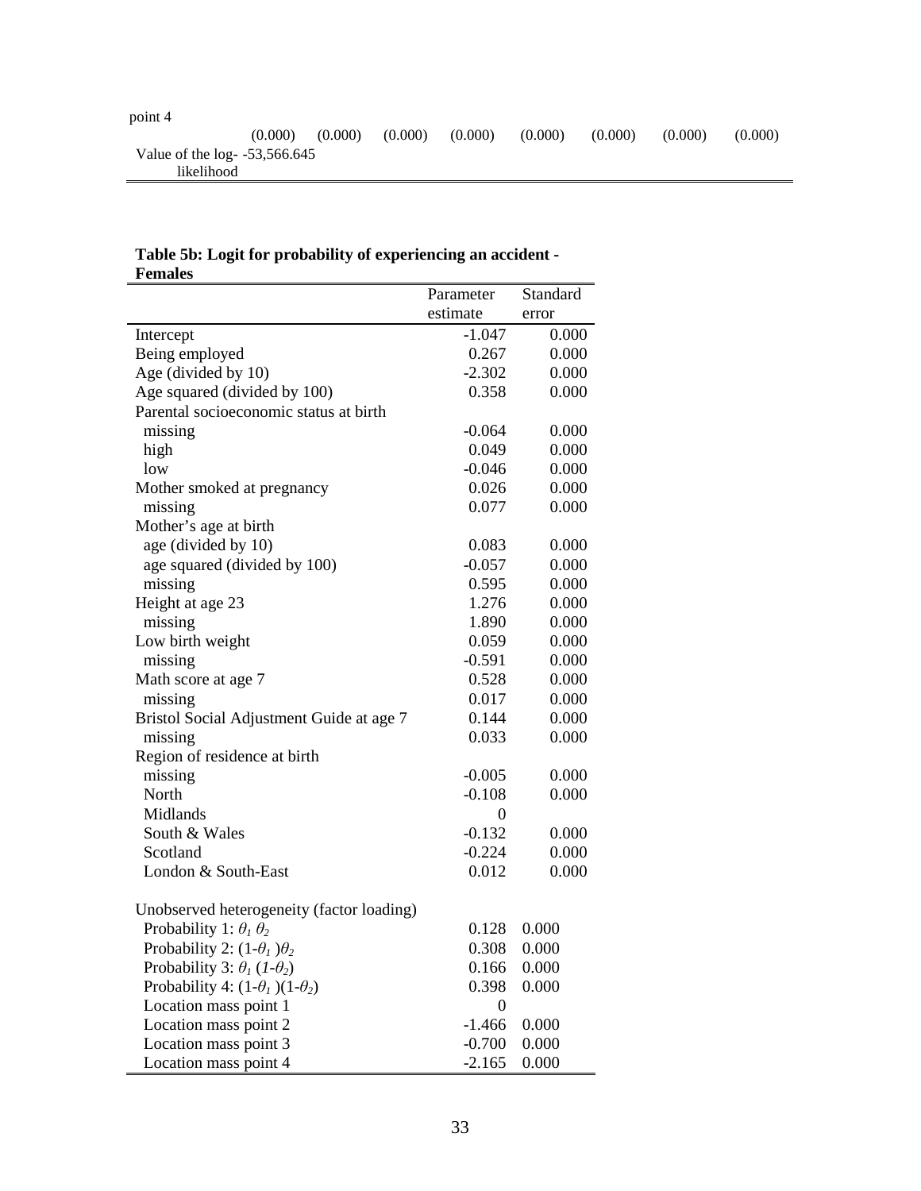| point 4 | | | | | | | | |
|---|---|---|---|---|---|---|---|---|
| | (0.000) | (0.000) | (0.000) | (0.000) | (0.000) | (0.000) | (0.000) | (0.000) |
| Value of the log-likelihood | -53,566.645 | | | | | | | |

**Table 5b: Logit for probability of experiencing an accident - Females**

| | Parameter estimate | Standard error |
|---|---|---|
| Intercept | -1.047 | 0.000 |
| Being employed | 0.267 | 0.000 |
| Age (divided by 10) | -2.302 | 0.000 |
| Age squared (divided by 100) | 0.358 | 0.000 |
| Parental socioeconomic status at birth | | |
| missing | -0.064 | 0.000 |
| high | 0.049 | 0.000 |
| low | -0.046 | 0.000 |
| Mother smoked at pregnancy | 0.026 | 0.000 |
| missing | 0.077 | 0.000 |
| Mother's age at birth | | |
| age (divided by 10) | 0.083 | 0.000 |
| age squared (divided by 100) | -0.057 | 0.000 |
| missing | 0.595 | 0.000 |
| Height at age 23 | 1.276 | 0.000 |
| missing | 1.890 | 0.000 |
| Low birth weight | 0.059 | 0.000 |
| missing | -0.591 | 0.000 |
| Math score at age 7 | 0.528 | 0.000 |
| missing | 0.017 | 0.000 |
| Bristol Social Adjustment Guide at age 7 | 0.144 | 0.000 |
| missing | 0.033 | 0.000 |
| Region of residence at birth | | |
| missing | -0.005 | 0.000 |
| North | -0.108 | 0.000 |
| Midlands | 0 | |
| South & Wales | -0.132 | 0.000 |
| Scotland | -0.224 | 0.000 |
| London & South-East | 0.012 | 0.000 |
| | | |
| Unobserved heterogeneity (factor loading) | | |
| Probability 1: $\theta_1 \theta_2$ | 0.128 | 0.000 |
| Probability 2: $(1-\theta_1)\theta_2$ | 0.308 | 0.000 |
| Probability 3: $\theta_1 (1-\theta_2)$ | 0.166 | 0.000 |
| Probability 4: $(1-\theta_1)(1-\theta_2)$ | 0.398 | 0.000 |
| Location mass point 1 | 0 | |
| Location mass point 2 | -1.466 | 0.000 |
| Location mass point 3 | -0.700 | 0.000 |
| Location mass point 4 | -2.165 | 0.000 |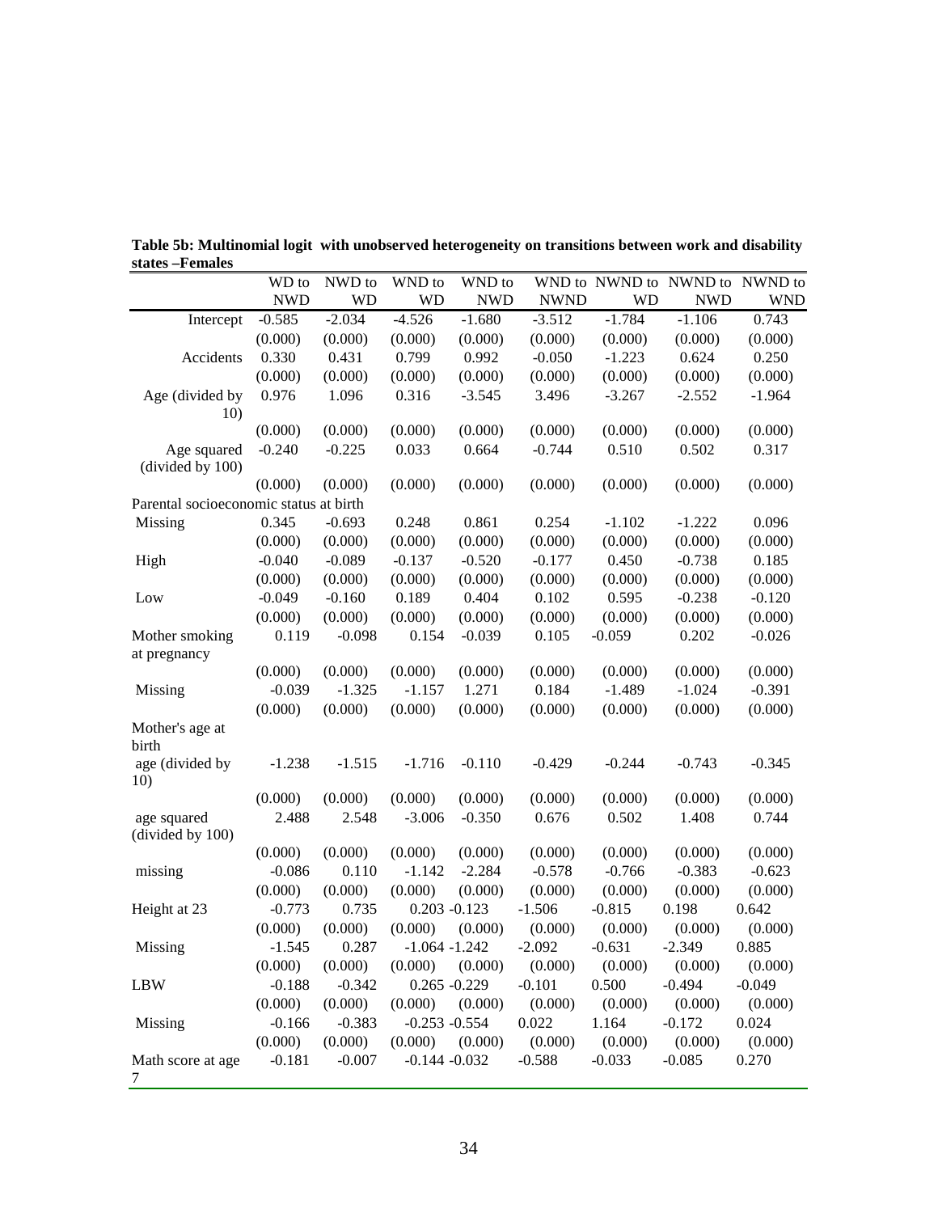**Table 5b: Multinomial logit with unobserved heterogeneity on transitions between work and disability states –Females**

| | WD to NWD | NWD to WD | WND to WD | WND to NWD | WND to NWND | NWND to WD | NWND to NWD | NWND to WND |
|---|---|---|---|---|---|---|---|---|
| Intercept | -0.585 | -2.034 | -4.526 | -1.680 | -3.512 | -1.784 | -1.106 | 0.743 |
| | (0.000) | (0.000) | (0.000) | (0.000) | (0.000) | (0.000) | (0.000) | (0.000) |
| Accidents | 0.330 | 0.431 | 0.799 | 0.992 | -0.050 | -1.223 | 0.624 | 0.250 |
| | (0.000) | (0.000) | (0.000) | (0.000) | (0.000) | (0.000) | (0.000) | (0.000) |
| Age (divided by 10) | 0.976 | 1.096 | 0.316 | -3.545 | 3.496 | -3.267 | -2.552 | -1.964 |
| | (0.000) | (0.000) | (0.000) | (0.000) | (0.000) | (0.000) | (0.000) | (0.000) |
| Age squared (divided by 100) | -0.240 | -0.225 | 0.033 | 0.664 | -0.744 | 0.510 | 0.502 | 0.317 |
| | (0.000) | (0.000) | (0.000) | (0.000) | (0.000) | (0.000) | (0.000) | (0.000) |
| Parental socioeconomic status at birth | | | | | | | | |
| Missing | 0.345 | -0.693 | 0.248 | 0.861 | 0.254 | -1.102 | -1.222 | 0.096 |
| | (0.000) | (0.000) | (0.000) | (0.000) | (0.000) | (0.000) | (0.000) | (0.000) |
| High | -0.040 | -0.089 | -0.137 | -0.520 | -0.177 | 0.450 | -0.738 | 0.185 |
| | (0.000) | (0.000) | (0.000) | (0.000) | (0.000) | (0.000) | (0.000) | (0.000) |
| Low | -0.049 | -0.160 | 0.189 | 0.404 | 0.102 | 0.595 | -0.238 | -0.120 |
| | (0.000) | (0.000) | (0.000) | (0.000) | (0.000) | (0.000) | (0.000) | (0.000) |
| Mother smoking at pregnancy | 0.119 | -0.098 | 0.154 | -0.039 | 0.105 | -0.059 | 0.202 | -0.026 |
| | (0.000) | (0.000) | (0.000) | (0.000) | (0.000) | (0.000) | (0.000) | (0.000) |
| Missing | -0.039 | -1.325 | -1.157 | 1.271 | 0.184 | -1.489 | -1.024 | -0.391 |
| | (0.000) | (0.000) | (0.000) | (0.000) | (0.000) | (0.000) | (0.000) | (0.000) |
| Mother's age at birth | | | | | | | | |
| age (divided by 10) | -1.238 | -1.515 | -1.716 | -0.110 | -0.429 | -0.244 | -0.743 | -0.345 |
| | (0.000) | (0.000) | (0.000) | (0.000) | (0.000) | (0.000) | (0.000) | (0.000) |
| age squared (divided by 100) | 2.488 | 2.548 | -3.006 | -0.350 | 0.676 | 0.502 | 1.408 | 0.744 |
| | (0.000) | (0.000) | (0.000) | (0.000) | (0.000) | (0.000) | (0.000) | (0.000) |
| missing | -0.086 | 0.110 | -1.142 | -2.284 | -0.578 | -0.766 | -0.383 | -0.623 |
| | (0.000) | (0.000) | (0.000) | (0.000) | (0.000) | (0.000) | (0.000) | (0.000) |
| Height at 23 | -0.773 | 0.735 | 0.203 | -0.123 | -1.506 | -0.815 | 0.198 | 0.642 |
| | (0.000) | (0.000) | (0.000) | (0.000) | (0.000) | (0.000) | (0.000) | (0.000) |
| Missing | -1.545 | 0.287 | -1.064 | -1.242 | -2.092 | -0.631 | -2.349 | 0.885 |
| | (0.000) | (0.000) | (0.000) | (0.000) | (0.000) | (0.000) | (0.000) | (0.000) |
| LBW | -0.188 | -0.342 | 0.265 | -0.229 | -0.101 | 0.500 | -0.494 | -0.049 |
| | (0.000) | (0.000) | (0.000) | (0.000) | (0.000) | (0.000) | (0.000) | (0.000) |
| Missing | -0.166 | -0.383 | -0.253 | -0.554 | 0.022 | 1.164 | -0.172 | 0.024 |
| | (0.000) | (0.000) | (0.000) | (0.000) | (0.000) | (0.000) | (0.000) | (0.000) |
| Math score at age 7 | -0.181 | -0.007 | -0.144 | -0.032 | -0.588 | -0.033 | -0.085 | 0.270 |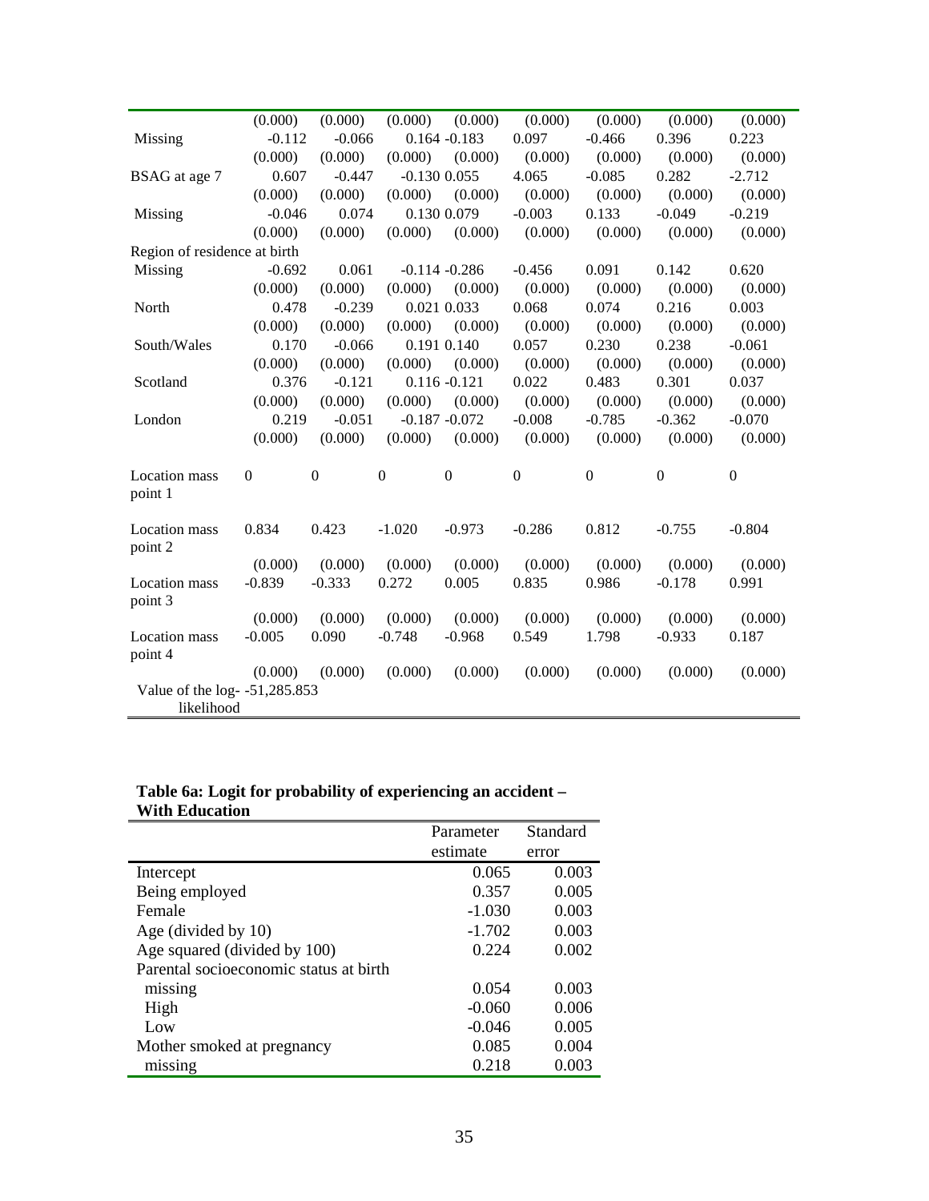| | | | | | | | | |
|---|---|---|---|---|---|---|---|---|
| | (0.000) | (0.000) | (0.000) | (0.000) | (0.000) | (0.000) | (0.000) | (0.000) |
| Missing | -0.112 | -0.066 | 0.164 | -0.183 | 0.097 | -0.466 | 0.396 | 0.223 |
| | (0.000) | (0.000) | (0.000) | (0.000) | (0.000) | (0.000) | (0.000) | (0.000) |
| BSAG at age 7 | 0.607 | -0.447 | -0.130 | 0.055 | 4.065 | -0.085 | 0.282 | -2.712 |
| | (0.000) | (0.000) | (0.000) | (0.000) | (0.000) | (0.000) | (0.000) | (0.000) |
| Missing | -0.046 | 0.074 | 0.130 | 0.079 | -0.003 | 0.133 | -0.049 | -0.219 |
| | (0.000) | (0.000) | (0.000) | (0.000) | (0.000) | (0.000) | (0.000) | (0.000) |
| Region of residence at birth | | | | | | | | |
| Missing | -0.692 | 0.061 | -0.114 | -0.286 | -0.456 | 0.091 | 0.142 | 0.620 |
| | (0.000) | (0.000) | (0.000) | (0.000) | (0.000) | (0.000) | (0.000) | (0.000) |
| North | 0.478 | -0.239 | 0.021 | 0.033 | 0.068 | 0.074 | 0.216 | 0.003 |
| | (0.000) | (0.000) | (0.000) | (0.000) | (0.000) | (0.000) | (0.000) | (0.000) |
| South/Wales | 0.170 | -0.066 | 0.191 | 0.140 | 0.057 | 0.230 | 0.238 | -0.061 |
| | (0.000) | (0.000) | (0.000) | (0.000) | (0.000) | (0.000) | (0.000) | (0.000) |
| Scotland | 0.376 | -0.121 | 0.116 | -0.121 | 0.022 | 0.483 | 0.301 | 0.037 |
| | (0.000) | (0.000) | (0.000) | (0.000) | (0.000) | (0.000) | (0.000) | (0.000) |
| London | 0.219 | -0.051 | -0.187 | -0.072 | -0.008 | -0.785 | -0.362 | -0.070 |
| | (0.000) | (0.000) | (0.000) | (0.000) | (0.000) | (0.000) | (0.000) | (0.000) |
| Location mass point 1 | 0 | 0 | 0 | 0 | 0 | 0 | 0 | 0 |
| Location mass point 2 | 0.834 | 0.423 | -1.020 | -0.973 | -0.286 | 0.812 | -0.755 | -0.804 |
| | (0.000) | (0.000) | (0.000) | (0.000) | (0.000) | (0.000) | (0.000) | (0.000) |
| Location mass point 3 | -0.839 | -0.333 | 0.272 | 0.005 | 0.835 | 0.986 | -0.178 | 0.991 |
| | (0.000) | (0.000) | (0.000) | (0.000) | (0.000) | (0.000) | (0.000) | (0.000) |
| Location mass point 4 | -0.005 | 0.090 | -0.748 | -0.968 | 0.549 | 1.798 | -0.933 | 0.187 |
| | (0.000) | (0.000) | (0.000) | (0.000) | (0.000) | (0.000) | (0.000) | (0.000) |
| Value of the log-likelihood | -51,285.853 | | | | | | | |

**Table 6a: Logit for probability of experiencing an accident – With Education**

| | Parameter estimate | Standard error |
|---|---|---|
| Intercept | 0.065 | 0.003 |
| Being employed | 0.357 | 0.005 |
| Female | -1.030 | 0.003 |
| Age (divided by 10) | -1.702 | 0.003 |
| Age squared (divided by 100) | 0.224 | 0.002 |
| Parental socioeconomic status at birth | | |
| missing | 0.054 | 0.003 |
| High | -0.060 | 0.006 |
| Low | -0.046 | 0.005 |
| Mother smoked at pregnancy | 0.085 | 0.004 |
| missing | 0.218 | 0.003 |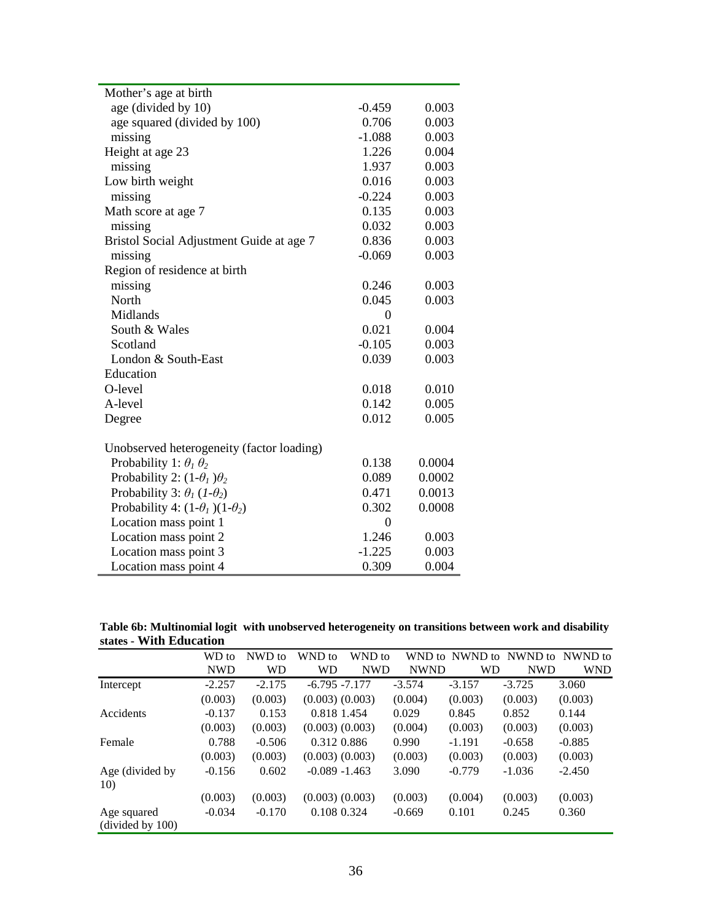| | | |
|---|---|---|
| Mother's age at birth | | |
| age (divided by 10) | -0.459 | 0.003 |
| age squared (divided by 100) | 0.706 | 0.003 |
| missing | -1.088 | 0.003 |
| Height at age 23 | 1.226 | 0.004 |
| missing | 1.937 | 0.003 |
| Low birth weight | 0.016 | 0.003 |
| missing | -0.224 | 0.003 |
| Math score at age 7 | 0.135 | 0.003 |
| missing | 0.032 | 0.003 |
| Bristol Social Adjustment Guide at age 7 | 0.836 | 0.003 |
| missing | -0.069 | 0.003 |
| Region of residence at birth | | |
| missing | 0.246 | 0.003 |
| North | 0.045 | 0.003 |
| Midlands | 0 | |
| South & Wales | 0.021 | 0.004 |
| Scotland | -0.105 | 0.003 |
| London & South-East | 0.039 | 0.003 |
| Education | | |
| O-level | 0.018 | 0.010 |
| A-level | 0.142 | 0.005 |
| Degree | 0.012 | 0.005 |
| | | |
| Unobserved heterogeneity (factor loading) | | |
| Probability 1: $\theta_1\ \theta_2$ | 0.138 | 0.0004 |
| Probability 2: $(1-\theta_1)\theta_2$ | 0.089 | 0.0002 |
| Probability 3: $\theta_1\ (1-\theta_2)$ | 0.471 | 0.0013 |
| Probability 4: $(1-\theta_1)(1-\theta_2)$ | 0.302 | 0.0008 |
| Location mass point 1 | 0 | |
| Location mass point 2 | 1.246 | 0.003 |
| Location mass point 3 | -1.225 | 0.003 |
| Location mass point 4 | 0.309 | 0.004 |

**Table 6b: Multinomial logit with unobserved heterogeneity on transitions between work and disability states - With Education**

| | WD to NWD | NWD to WD | WND to WD | WND to NWD | WND to NWND | NWND to WD | NWND to NWD | NWND to WND |
|---|---|---|---|---|---|---|---|---|
| Intercept | -2.257 | -2.175 | -6.795 | -7.177 | -3.574 | -3.157 | -3.725 | 3.060 |
| | (0.003) | (0.003) | (0.003) | (0.003) | (0.004) | (0.003) | (0.003) | (0.003) |
| Accidents | -0.137 | 0.153 | 0.818 | 1.454 | 0.029 | 0.845 | 0.852 | 0.144 |
| | (0.003) | (0.003) | (0.003) | (0.003) | (0.004) | (0.003) | (0.003) | (0.003) |
| Female | 0.788 | -0.506 | 0.312 | 0.886 | 0.990 | -1.191 | -0.658 | -0.885 |
| | (0.003) | (0.003) | (0.003) | (0.003) | (0.003) | (0.003) | (0.003) | (0.003) |
| Age (divided by 10) | -0.156 | 0.602 | -0.089 | -1.463 | 3.090 | -0.779 | -1.036 | -2.450 |
| | (0.003) | (0.003) | (0.003) | (0.003) | (0.003) | (0.004) | (0.003) | (0.003) |
| Age squared (divided by 100) | -0.034 | -0.170 | 0.108 | 0.324 | -0.669 | 0.101 | 0.245 | 0.360 |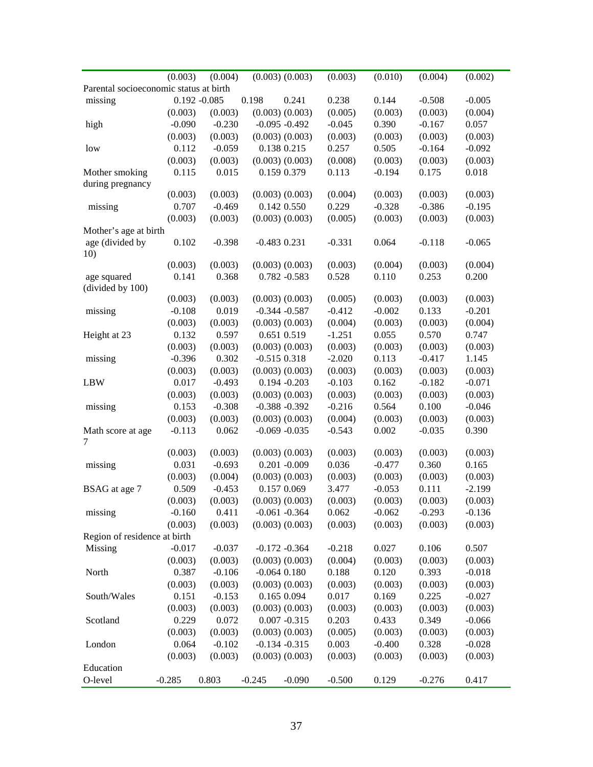| | | | | | | | | |
|---|---|---|---|---|---|---|---|---|
| | (0.003) | (0.004) | (0.003) | (0.003) | (0.003) | (0.010) | (0.004) | (0.002) |
| Parental socioeconomic status at birth | | | | | | | | |
| missing | 0.192 | -0.085 | 0.198 | 0.241 | 0.238 | 0.144 | -0.508 | -0.005 |
| | (0.003) | (0.003) | (0.003) | (0.003) | (0.005) | (0.003) | (0.003) | (0.004) |
| high | -0.090 | -0.230 | -0.095 | -0.492 | -0.045 | 0.390 | -0.167 | 0.057 |
| | (0.003) | (0.003) | (0.003) | (0.003) | (0.003) | (0.003) | (0.003) | (0.003) |
| low | 0.112 | -0.059 | 0.138 | 0.215 | 0.257 | 0.505 | -0.164 | -0.092 |
| | (0.003) | (0.003) | (0.003) | (0.003) | (0.008) | (0.003) | (0.003) | (0.003) |
| Mother smoking during pregnancy | 0.115 | 0.015 | 0.159 | 0.379 | 0.113 | -0.194 | 0.175 | 0.018 |
| | (0.003) | (0.003) | (0.003) | (0.003) | (0.004) | (0.003) | (0.003) | (0.003) |
| missing | 0.707 | -0.469 | 0.142 | 0.550 | 0.229 | -0.328 | -0.386 | -0.195 |
| | (0.003) | (0.003) | (0.003) | (0.003) | (0.005) | (0.003) | (0.003) | (0.003) |
| Mother's age at birth | | | | | | | | |
| age (divided by 10) | 0.102 | -0.398 | -0.483 | 0.231 | -0.331 | 0.064 | -0.118 | -0.065 |
| | (0.003) | (0.003) | (0.003) | (0.003) | (0.003) | (0.004) | (0.003) | (0.004) |
| age squared (divided by 100) | 0.141 | 0.368 | 0.782 | -0.583 | 0.528 | 0.110 | 0.253 | 0.200 |
| | (0.003) | (0.003) | (0.003) | (0.003) | (0.005) | (0.003) | (0.003) | (0.003) |
| missing | -0.108 | 0.019 | -0.344 | -0.587 | -0.412 | -0.002 | 0.133 | -0.201 |
| | (0.003) | (0.003) | (0.003) | (0.003) | (0.004) | (0.003) | (0.003) | (0.004) |
| Height at 23 | 0.132 | 0.597 | 0.651 | 0.519 | -1.251 | 0.055 | 0.570 | 0.747 |
| | (0.003) | (0.003) | (0.003) | (0.003) | (0.003) | (0.003) | (0.003) | (0.003) |
| missing | -0.396 | 0.302 | -0.515 | 0.318 | -2.020 | 0.113 | -0.417 | 1.145 |
| | (0.003) | (0.003) | (0.003) | (0.003) | (0.003) | (0.003) | (0.003) | (0.003) |
| LBW | 0.017 | -0.493 | 0.194 | -0.203 | -0.103 | 0.162 | -0.182 | -0.071 |
| | (0.003) | (0.003) | (0.003) | (0.003) | (0.003) | (0.003) | (0.003) | (0.003) |
| missing | 0.153 | -0.308 | -0.388 | -0.392 | -0.216 | 0.564 | 0.100 | -0.046 |
| | (0.003) | (0.003) | (0.003) | (0.003) | (0.004) | (0.003) | (0.003) | (0.003) |
| Math score at age 7 | -0.113 | 0.062 | -0.069 | -0.035 | -0.543 | 0.002 | -0.035 | 0.390 |
| | (0.003) | (0.003) | (0.003) | (0.003) | (0.003) | (0.003) | (0.003) | (0.003) |
| missing | 0.031 | -0.693 | 0.201 | -0.009 | 0.036 | -0.477 | 0.360 | 0.165 |
| | (0.003) | (0.004) | (0.003) | (0.003) | (0.003) | (0.003) | (0.003) | (0.003) |
| BSAG at age 7 | 0.509 | -0.453 | 0.157 | 0.069 | 3.477 | -0.053 | 0.111 | -2.199 |
| | (0.003) | (0.003) | (0.003) | (0.003) | (0.003) | (0.003) | (0.003) | (0.003) |
| missing | -0.160 | 0.411 | -0.061 | -0.364 | 0.062 | -0.062 | -0.293 | -0.136 |
| | (0.003) | (0.003) | (0.003) | (0.003) | (0.003) | (0.003) | (0.003) | (0.003) |
| Region of residence at birth | | | | | | | | |
| Missing | -0.017 | -0.037 | -0.172 | -0.364 | -0.218 | 0.027 | 0.106 | 0.507 |
| | (0.003) | (0.003) | (0.003) | (0.003) | (0.004) | (0.003) | (0.003) | (0.003) |
| North | 0.387 | -0.106 | -0.064 | 0.180 | 0.188 | 0.120 | 0.393 | -0.018 |
| | (0.003) | (0.003) | (0.003) | (0.003) | (0.003) | (0.003) | (0.003) | (0.003) |
| South/Wales | 0.151 | -0.153 | 0.165 | 0.094 | 0.017 | 0.169 | 0.225 | -0.027 |
| | (0.003) | (0.003) | (0.003) | (0.003) | (0.003) | (0.003) | (0.003) | (0.003) |
| Scotland | 0.229 | 0.072 | 0.007 | -0.315 | 0.203 | 0.433 | 0.349 | -0.066 |
| | (0.003) | (0.003) | (0.003) | (0.003) | (0.005) | (0.003) | (0.003) | (0.003) |
| London | 0.064 | -0.102 | -0.134 | -0.315 | 0.003 | -0.400 | 0.328 | -0.028 |
| | (0.003) | (0.003) | (0.003) | (0.003) | (0.003) | (0.003) | (0.003) | (0.003) |
| Education | | | | | | | | |
| O-level | -0.285 | 0.803 | -0.245 | -0.090 | -0.500 | 0.129 | -0.276 | 0.417 |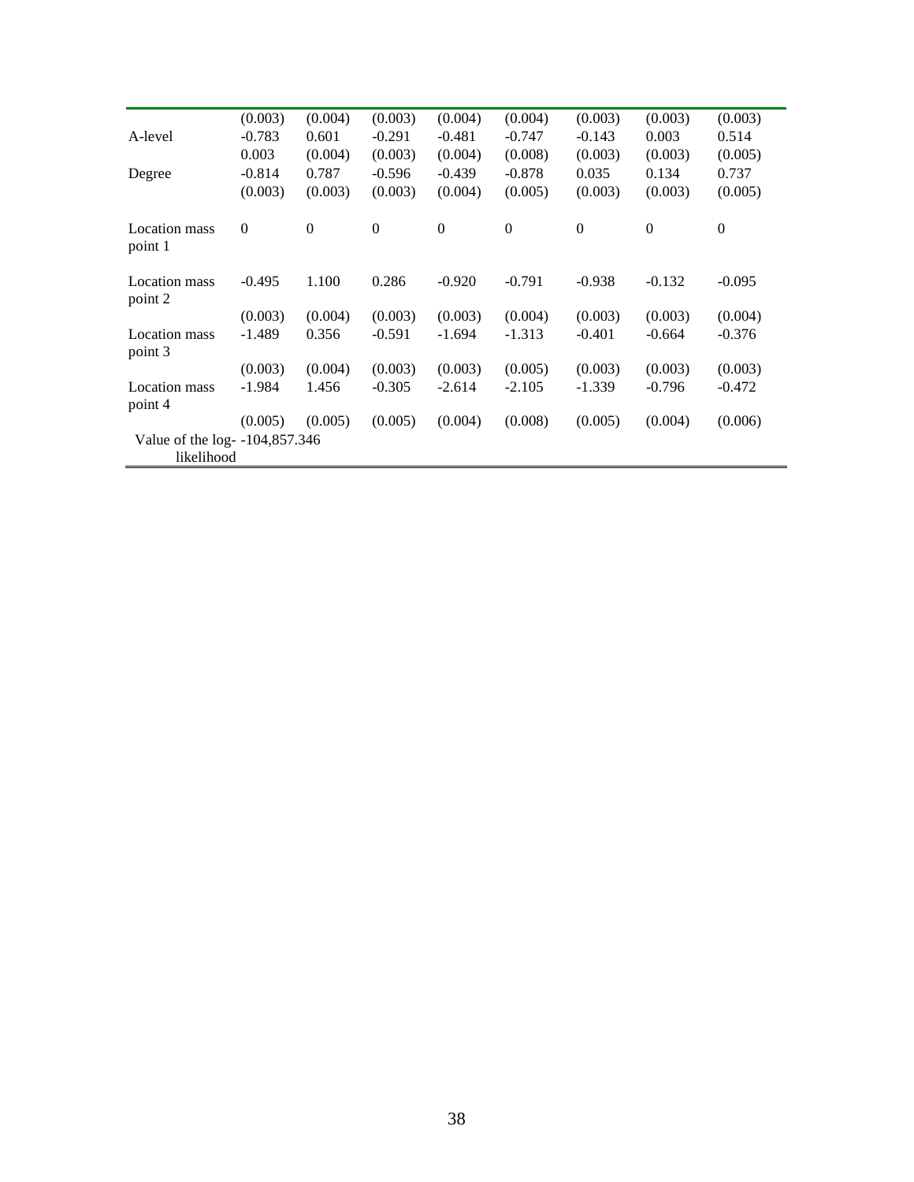| | | | | | | | | |
|---|---|---|---|---|---|---|---|---|
| | (0.003) | (0.004) | (0.003) | (0.004) | (0.004) | (0.003) | (0.003) | (0.003) |
| A-level | -0.783 | 0.601 | -0.291 | -0.481 | -0.747 | -0.143 | 0.003 | 0.514 |
| | 0.003 | (0.004) | (0.003) | (0.004) | (0.008) | (0.003) | (0.003) | (0.005) |
| Degree | -0.814 | 0.787 | -0.596 | -0.439 | -0.878 | 0.035 | 0.134 | 0.737 |
| | (0.003) | (0.003) | (0.003) | (0.004) | (0.005) | (0.003) | (0.003) | (0.005) |
| Location mass point 1 | 0 | 0 | 0 | 0 | 0 | 0 | 0 | 0 |
| Location mass point 2 | -0.495 | 1.100 | 0.286 | -0.920 | -0.791 | -0.938 | -0.132 | -0.095 |
| | (0.003) | (0.004) | (0.003) | (0.003) | (0.004) | (0.003) | (0.003) | (0.004) |
| Location mass point 3 | -1.489 | 0.356 | -0.591 | -1.694 | -1.313 | -0.401 | -0.664 | -0.376 |
| | (0.003) | (0.004) | (0.003) | (0.003) | (0.005) | (0.003) | (0.003) | (0.003) |
| Location mass point 4 | -1.984 | 1.456 | -0.305 | -2.614 | -2.105 | -1.339 | -0.796 | -0.472 |
| | (0.005) | (0.005) | (0.005) | (0.004) | (0.008) | (0.005) | (0.004) | (0.006) |
| Value of the log-likelihood | -104,857.346 | | | | | | | |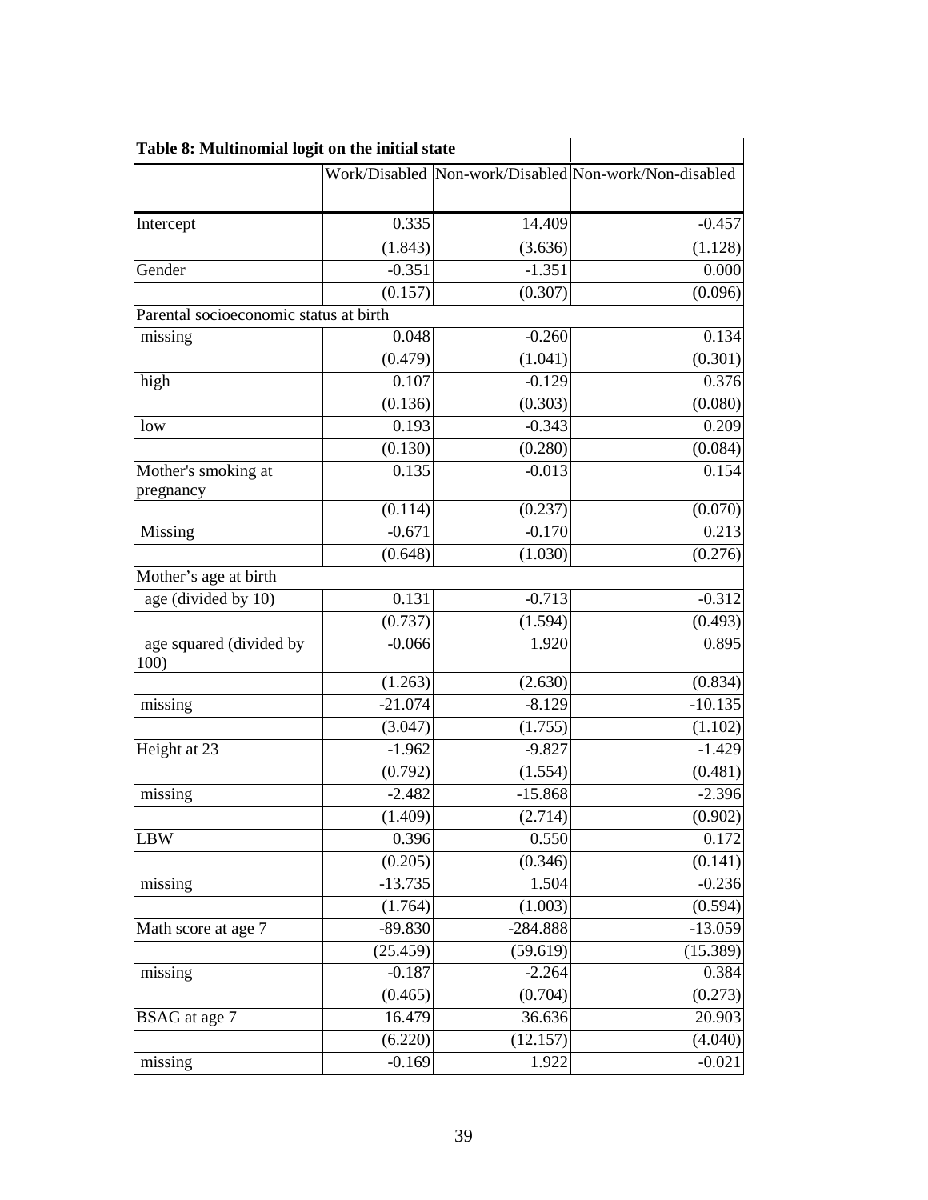**Table 8: Multinomial logit on the initial state**

| | Work/Disabled | Non-work/Disabled | Non-work/Non-disabled |
|---|---|---|---|
| Intercept | 0.335 | 14.409 | -0.457 |
| | (1.843) | (3.636) | (1.128) |
| Gender | -0.351 | -1.351 | 0.000 |
| | (0.157) | (0.307) | (0.096) |
| Parental socioeconomic status at birth | | | |
| missing | 0.048 | -0.260 | 0.134 |
| | (0.479) | (1.041) | (0.301) |
| high | 0.107 | -0.129 | 0.376 |
| | (0.136) | (0.303) | (0.080) |
| low | 0.193 | -0.343 | 0.209 |
| | (0.130) | (0.280) | (0.084) |
| Mother's smoking at pregnancy | 0.135 | -0.013 | 0.154 |
| | (0.114) | (0.237) | (0.070) |
| Missing | -0.671 | -0.170 | 0.213 |
| | (0.648) | (1.030) | (0.276) |
| Mother's age at birth | | | |
| age (divided by 10) | 0.131 | -0.713 | -0.312 |
| | (0.737) | (1.594) | (0.493) |
| age squared (divided by 100) | -0.066 | 1.920 | 0.895 |
| | (1.263) | (2.630) | (0.834) |
| missing | -21.074 | -8.129 | -10.135 |
| | (3.047) | (1.755) | (1.102) |
| Height at 23 | -1.962 | -9.827 | -1.429 |
| | (0.792) | (1.554) | (0.481) |
| missing | -2.482 | -15.868 | -2.396 |
| | (1.409) | (2.714) | (0.902) |
| LBW | 0.396 | 0.550 | 0.172 |
| | (0.205) | (0.346) | (0.141) |
| missing | -13.735 | 1.504 | -0.236 |
| | (1.764) | (1.003) | (0.594) |
| Math score at age 7 | -89.830 | -284.888 | -13.059 |
| | (25.459) | (59.619) | (15.389) |
| missing | -0.187 | -2.264 | 0.384 |
| | (0.465) | (0.704) | (0.273) |
| BSAG at age 7 | 16.479 | 36.636 | 20.903 |
| | (6.220) | (12.157) | (4.040) |
| missing | -0.169 | 1.922 | -0.021 |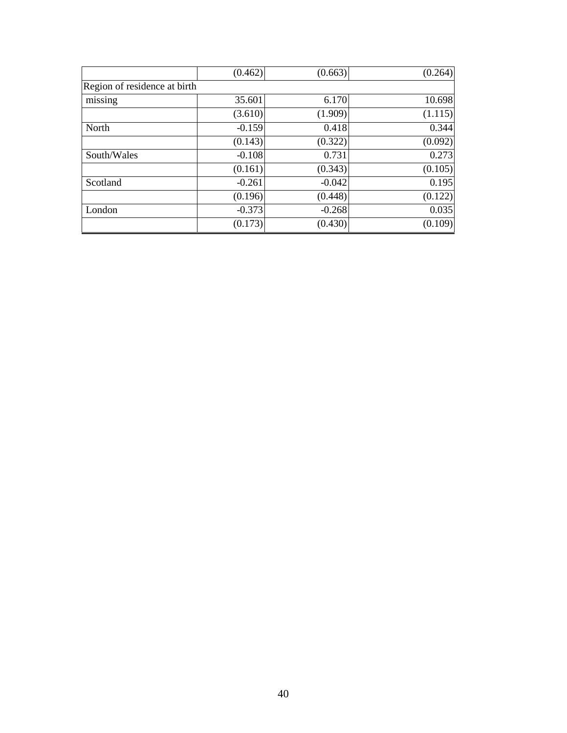| | | | |
|---|---|---|---|
| | (0.462) | (0.663) | (0.264) |
| Region of residence at birth | | | |
| missing | 35.601 | 6.170 | 10.698 |
| | (3.610) | (1.909) | (1.115) |
| North | -0.159 | 0.418 | 0.344 |
| | (0.143) | (0.322) | (0.092) |
| South/Wales | -0.108 | 0.731 | 0.273 |
| | (0.161) | (0.343) | (0.105) |
| Scotland | -0.261 | -0.042 | 0.195 |
| | (0.196) | (0.448) | (0.122) |
| London | -0.373 | -0.268 | 0.035 |
| | (0.173) | (0.430) | (0.109) |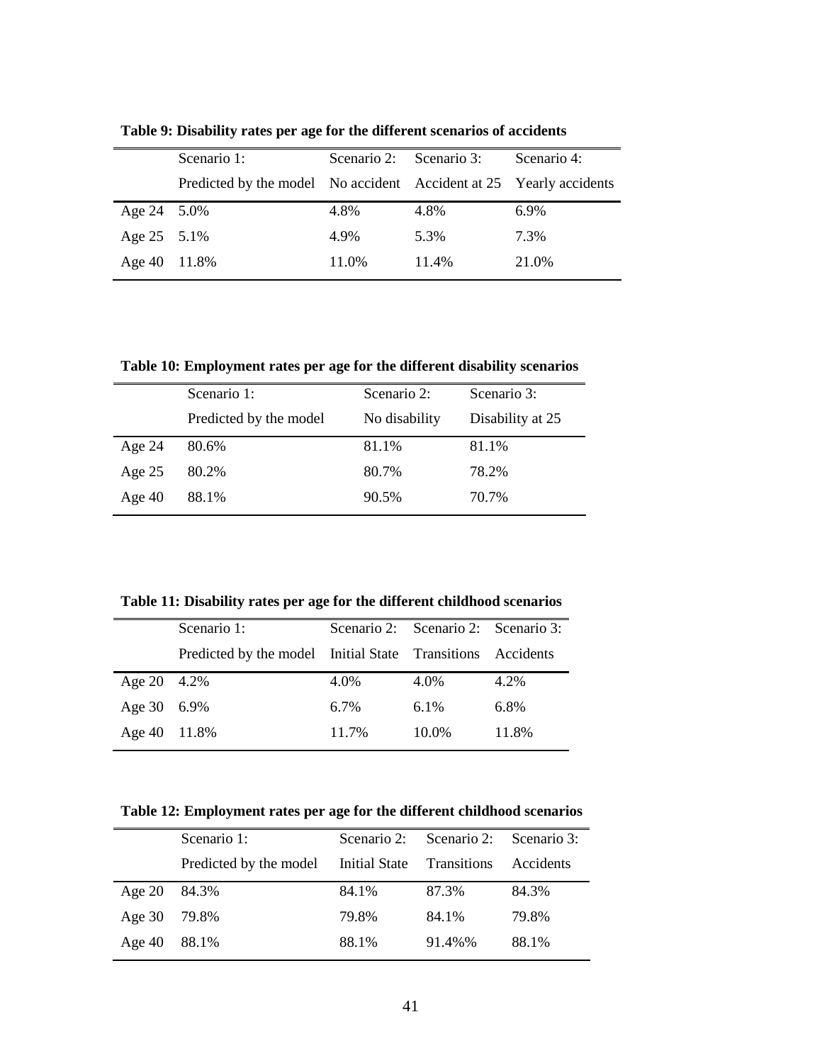**Table 9: Disability rates per age for the different scenarios of accidents**

| | Scenario 1: Predicted by the model | Scenario 2: No accident | Scenario 3: Accident at 25 | Scenario 4: Yearly accidents |
|---|---|---|---|---|
| Age 24 | 5.0% | 4.8% | 4.8% | 6.9% |
| Age 25 | 5.1% | 4.9% | 5.3% | 7.3% |
| Age 40 | 11.8% | 11.0% | 11.4% | 21.0% |

**Table 10: Employment rates per age for the different disability scenarios**

| | Scenario 1: Predicted by the model | Scenario 2: No disability | Scenario 3: Disability at 25 |
|---|---|---|---|
| Age 24 | 80.6% | 81.1% | 81.1% |
| Age 25 | 80.2% | 80.7% | 78.2% |
| Age 40 | 88.1% | 90.5% | 70.7% |

**Table 11: Disability rates per age for the different childhood scenarios**

| | Scenario 1: Predicted by the model | Scenario 2: Initial State | Scenario 2: Transitions | Scenario 3: Accidents |
|---|---|---|---|---|
| Age 20 | 4.2% | 4.0% | 4.0% | 4.2% |
| Age 30 | 6.9% | 6.7% | 6.1% | 6.8% |
| Age 40 | 11.8% | 11.7% | 10.0% | 11.8% |

**Table 12: Employment rates per age for the different childhood scenarios**

| | Scenario 1: Predicted by the model | Scenario 2: Initial State | Scenario 2: Transitions | Scenario 3: Accidents |
|---|---|---|---|---|
| Age 20 | 84.3% | 84.1% | 87.3% | 84.3% |
| Age 30 | 79.8% | 79.8% | 84.1% | 79.8% |
| Age 40 | 88.1% | 88.1% | 91.4%% | 88.1% |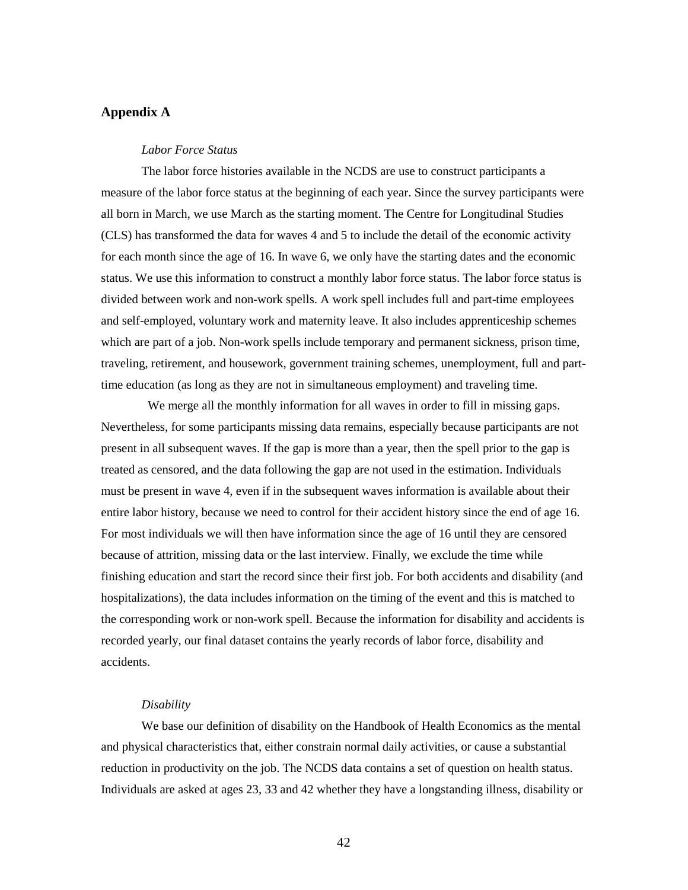## Appendix A

*Labor Force Status*

The labor force histories available in the NCDS are use to construct participants a measure of the labor force status at the beginning of each year. Since the survey participants were all born in March, we use March as the starting moment. The Centre for Longitudinal Studies (CLS) has transformed the data for waves 4 and 5 to include the detail of the economic activity for each month since the age of 16. In wave 6, we only have the starting dates and the economic status. We use this information to construct a monthly labor force status. The labor force status is divided between work and non-work spells. A work spell includes full and part-time employees and self-employed, voluntary work and maternity leave. It also includes apprenticeship schemes which are part of a job. Non-work spells include temporary and permanent sickness, prison time, traveling, retirement, and housework, government training schemes, unemployment, full and part-time education (as long as they are not in simultaneous employment) and traveling time.

We merge all the monthly information for all waves in order to fill in missing gaps. Nevertheless, for some participants missing data remains, especially because participants are not present in all subsequent waves. If the gap is more than a year, then the spell prior to the gap is treated as censored, and the data following the gap are not used in the estimation. Individuals must be present in wave 4, even if in the subsequent waves information is available about their entire labor history, because we need to control for their accident history since the end of age 16. For most individuals we will then have information since the age of 16 until they are censored because of attrition, missing data or the last interview. Finally, we exclude the time while finishing education and start the record since their first job. For both accidents and disability (and hospitalizations), the data includes information on the timing of the event and this is matched to the corresponding work or non-work spell. Because the information for disability and accidents is recorded yearly, our final dataset contains the yearly records of labor force, disability and accidents.

*Disability*

We base our definition of disability on the Handbook of Health Economics as the mental and physical characteristics that, either constrain normal daily activities, or cause a substantial reduction in productivity on the job. The NCDS data contains a set of question on health status. Individuals are asked at ages 23, 33 and 42 whether they have a longstanding illness, disability or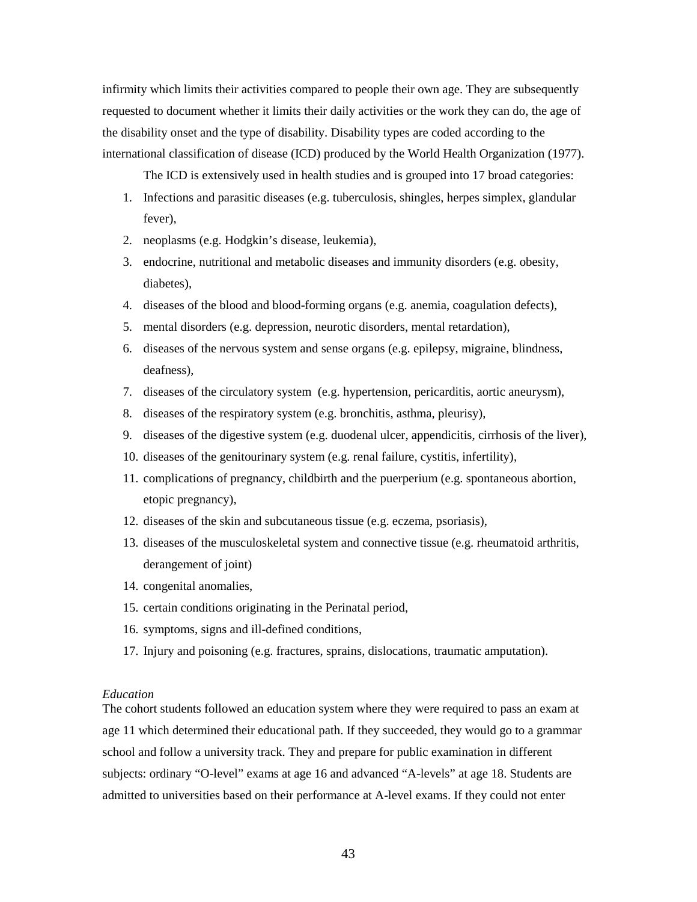infirmity which limits their activities compared to people their own age. They are subsequently requested to document whether it limits their daily activities or the work they can do, the age of the disability onset and the type of disability. Disability types are coded according to the international classification of disease (ICD) produced by the World Health Organization (1977).

The ICD is extensively used in health studies and is grouped into 17 broad categories:

1. Infections and parasitic diseases (e.g. tuberculosis, shingles, herpes simplex, glandular fever),
2. neoplasms (e.g. Hodgkin's disease, leukemia),
3. endocrine, nutritional and metabolic diseases and immunity disorders (e.g. obesity, diabetes),
4. diseases of the blood and blood-forming organs (e.g. anemia, coagulation defects),
5. mental disorders (e.g. depression, neurotic disorders, mental retardation),
6. diseases of the nervous system and sense organs (e.g. epilepsy, migraine, blindness, deafness),
7. diseases of the circulatory system (e.g. hypertension, pericarditis, aortic aneurysm),
8. diseases of the respiratory system (e.g. bronchitis, asthma, pleurisy),
9. diseases of the digestive system (e.g. duodenal ulcer, appendicitis, cirrhosis of the liver),
10. diseases of the genitourinary system (e.g. renal failure, cystitis, infertility),
11. complications of pregnancy, childbirth and the puerperium (e.g. spontaneous abortion, etopic pregnancy),
12. diseases of the skin and subcutaneous tissue (e.g. eczema, psoriasis),
13. diseases of the musculoskeletal system and connective tissue (e.g. rheumatoid arthritis, derangement of joint)
14. congenital anomalies,
15. certain conditions originating in the Perinatal period,
16. symptoms, signs and ill-defined conditions,
17. Injury and poisoning (e.g. fractures, sprains, dislocations, traumatic amputation).

*Education*

The cohort students followed an education system where they were required to pass an exam at age 11 which determined their educational path. If they succeeded, they would go to a grammar school and follow a university track. They and prepare for public examination in different subjects: ordinary "O-level" exams at age 16 and advanced "A-levels" at age 18. Students are admitted to universities based on their performance at A-level exams. If they could not enter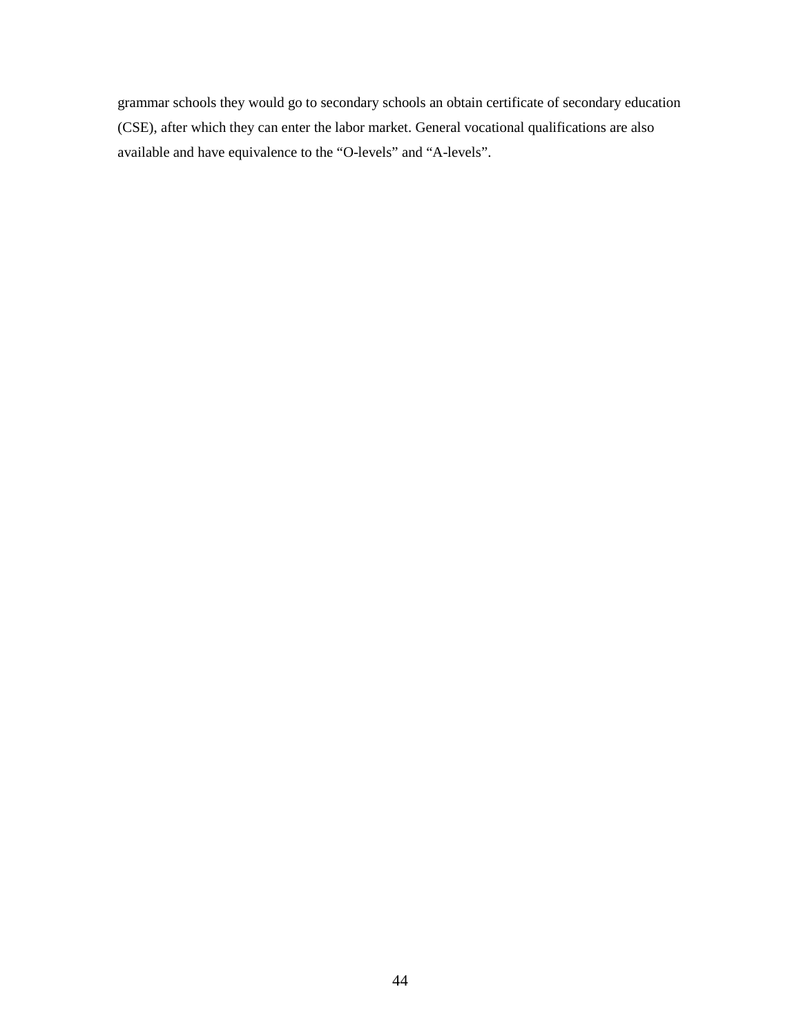grammar schools they would go to secondary schools an obtain certificate of secondary education (CSE), after which they can enter the labor market. General vocational qualifications are also available and have equivalence to the “O-levels” and “A-levels”.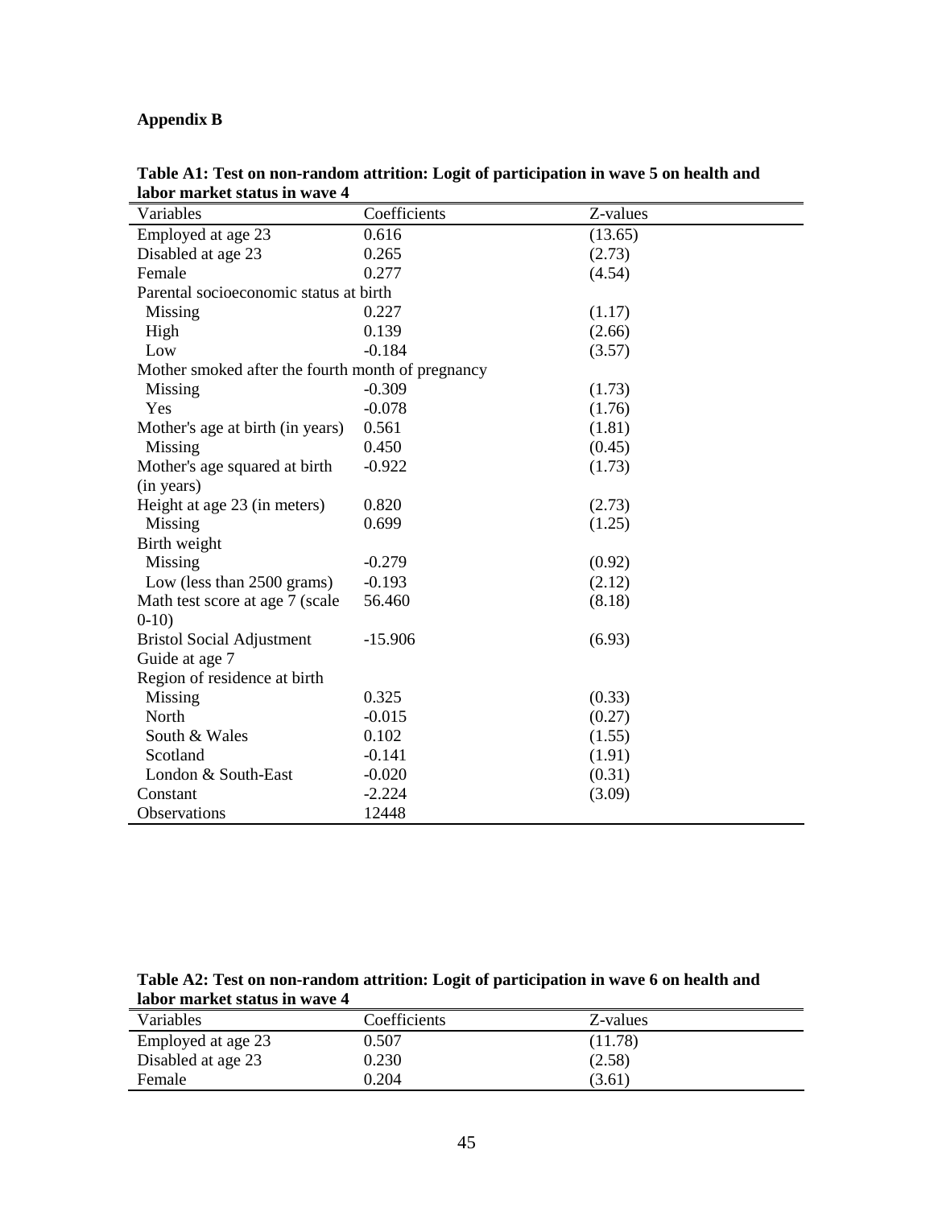**Appendix B**

**Table A1: Test on non-random attrition: Logit of participation in wave 5 on health and labor market status in wave 4**

| Variables | Coefficients | Z-values |
|---|---|---|
| Employed at age 23 | 0.616 | (13.65) |
| Disabled at age 23 | 0.265 | (2.73) |
| Female | 0.277 | (4.54) |
| Parental socioeconomic status at birth | | |
| Missing | 0.227 | (1.17) |
| High | 0.139 | (2.66) |
| Low | -0.184 | (3.57) |
| Mother smoked after the fourth month of pregnancy | | |
| Missing | -0.309 | (1.73) |
| Yes | -0.078 | (1.76) |
| Mother's age at birth (in years) | 0.561 | (1.81) |
| Missing | 0.450 | (0.45) |
| Mother's age squared at birth (in years) | -0.922 | (1.73) |
| Height at age 23 (in meters) | 0.820 | (2.73) |
| Missing | 0.699 | (1.25) |
| Birth weight | | |
| Missing | -0.279 | (0.92) |
| Low (less than 2500 grams) | -0.193 | (2.12) |
| Math test score at age 7 (scale 0-10) | 56.460 | (8.18) |
| Bristol Social Adjustment Guide at age 7 | -15.906 | (6.93) |
| Region of residence at birth | | |
| Missing | 0.325 | (0.33) |
| North | -0.015 | (0.27) |
| South & Wales | 0.102 | (1.55) |
| Scotland | -0.141 | (1.91) |
| London & South-East | -0.020 | (0.31) |
| Constant | -2.224 | (3.09) |
| Observations | 12448 | |

**Table A2: Test on non-random attrition: Logit of participation in wave 6 on health and labor market status in wave 4**

| Variables | Coefficients | Z-values |
|---|---|---|
| Employed at age 23 | 0.507 | (11.78) |
| Disabled at age 23 | 0.230 | (2.58) |
| Female | 0.204 | (3.61) |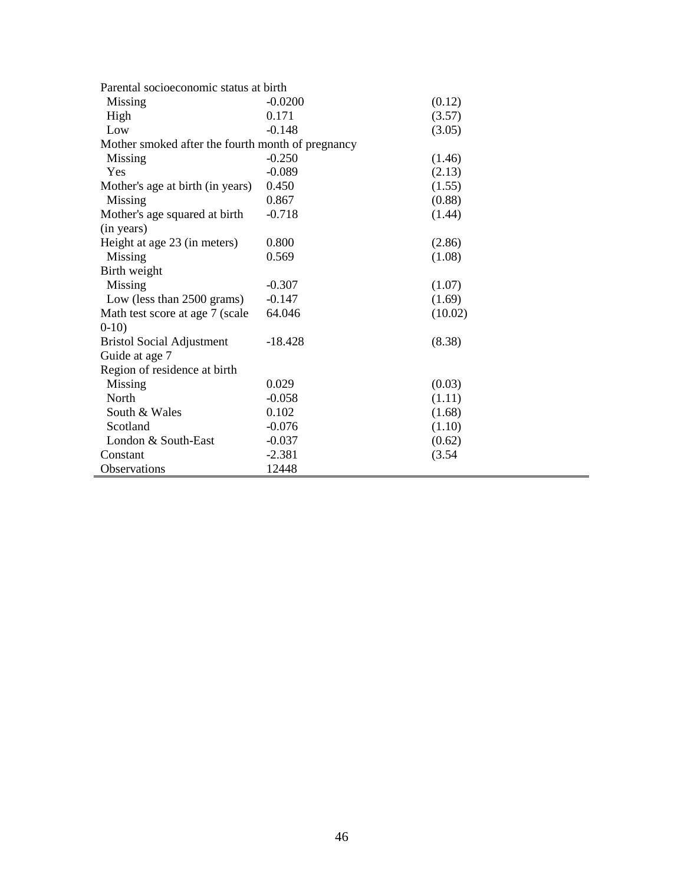| | | |
|---|---|---|
| Parental socioeconomic status at birth | | |
| Missing | -0.0200 | (0.12) |
| High | 0.171 | (3.57) |
| Low | -0.148 | (3.05) |
| Mother smoked after the fourth month of pregnancy | | |
| Missing | -0.250 | (1.46) |
| Yes | -0.089 | (2.13) |
| Mother's age at birth (in years) | 0.450 | (1.55) |
| Missing | 0.867 | (0.88) |
| Mother's age squared at birth (in years) | -0.718 | (1.44) |
| Height at age 23 (in meters) | 0.800 | (2.86) |
| Missing | 0.569 | (1.08) |
| Birth weight | | |
| Missing | -0.307 | (1.07) |
| Low (less than 2500 grams) | -0.147 | (1.69) |
| Math test score at age 7 (scale 0-10) | 64.046 | (10.02) |
| Bristol Social Adjustment Guide at age 7 | -18.428 | (8.38) |
| Region of residence at birth | | |
| Missing | 0.029 | (0.03) |
| North | -0.058 | (1.11) |
| South & Wales | 0.102 | (1.68) |
| Scotland | -0.076 | (1.10) |
| London & South-East | -0.037 | (0.62) |
| Constant | -2.381 | (3.54 |
| Observations | 12448 | |